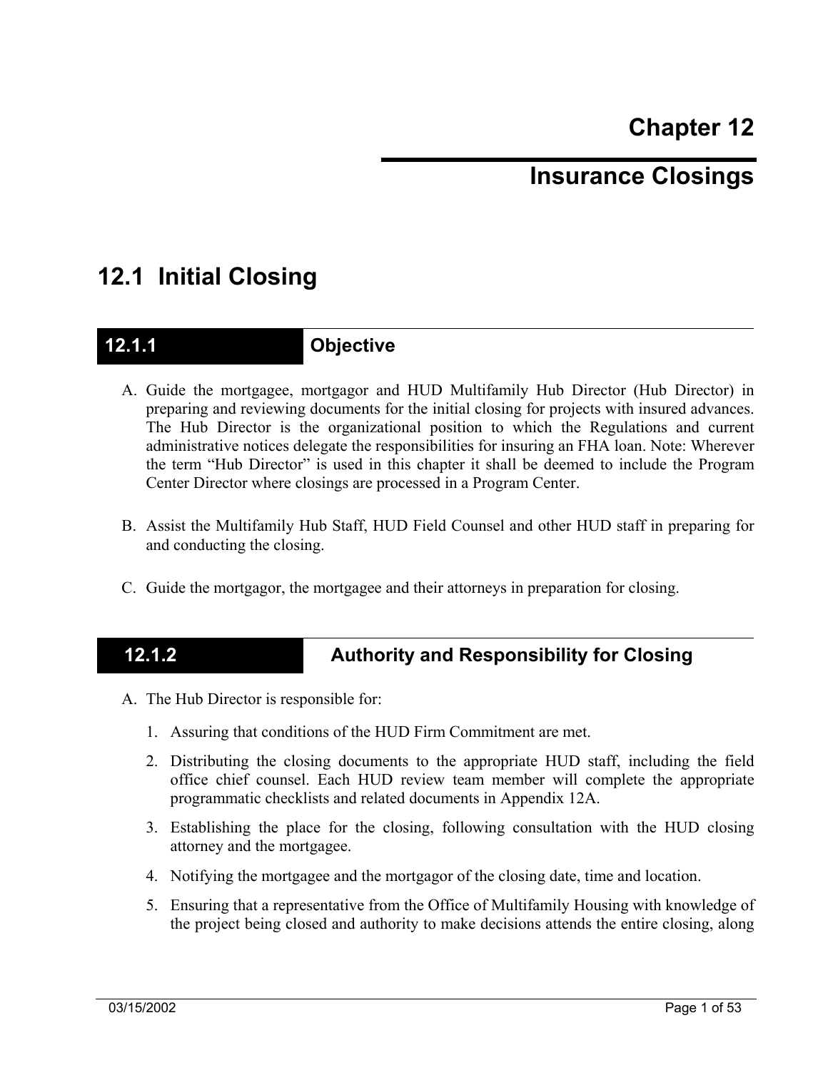# Chapter 12

# Insurance Closings

## 12.1 Initial Closing

### 12.1.1 Objective

A. Guide the mortgagee, mortgagor and HUD Multifamily Hub Director (Hub Director) in preparing and reviewing documents for the initial closing for projects with insured advances. The Hub Director is the organizational position to which the Regulations and current administrative notices delegate the responsibilities for insuring an FHA loan. Note: Wherever the term "Hub Director" is used in this chapter it shall be deemed to include the Program Center Director where closings are processed in a Program Center.

B. Assist the Multifamily Hub Staff, HUD Field Counsel and other HUD staff in preparing for and conducting the closing.

C. Guide the mortgagor, the mortgagee and their attorneys in preparation for closing.

### 12.1.2 Authority and Responsibility for Closing

A. The Hub Director is responsible for:

1. Assuring that conditions of the HUD Firm Commitment are met.
2. Distributing the closing documents to the appropriate HUD staff, including the field office chief counsel. Each HUD review team member will complete the appropriate programmatic checklists and related documents in Appendix 12A.
3. Establishing the place for the closing, following consultation with the HUD closing attorney and the mortgagee.
4. Notifying the mortgagee and the mortgagor of the closing date, time and location.
5. Ensuring that a representative from the Office of Multifamily Housing with knowledge of the project being closed and authority to make decisions attends the entire closing, along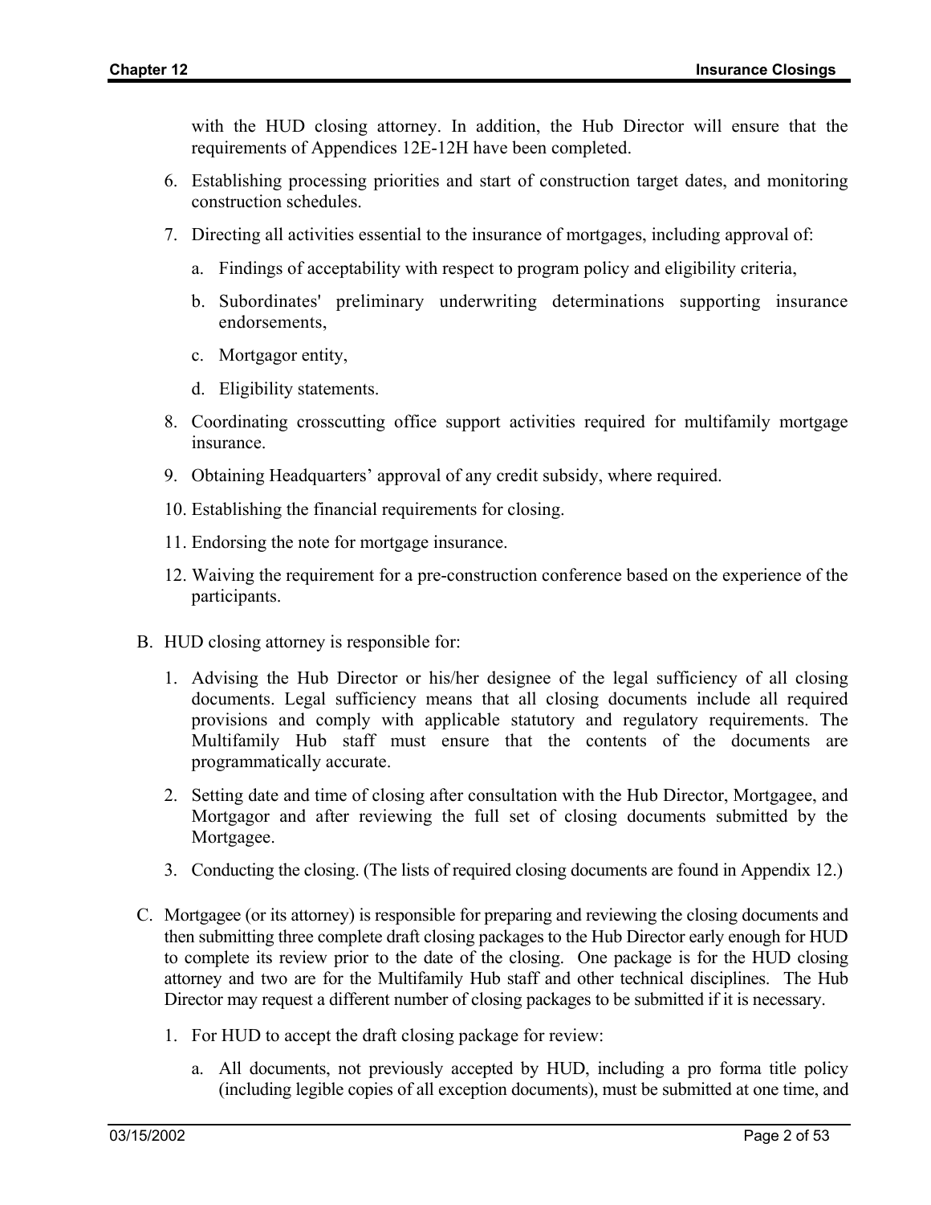with the HUD closing attorney. In addition, the Hub Director will ensure that the requirements of Appendices 12E-12H have been completed.

6. Establishing processing priorities and start of construction target dates, and monitoring construction schedules.

7. Directing all activities essential to the insurance of mortgages, including approval of:

   a. Findings of acceptability with respect to program policy and eligibility criteria,

   b. Subordinates' preliminary underwriting determinations supporting insurance endorsements,

   c. Mortgagor entity,

   d. Eligibility statements.

8. Coordinating crosscutting office support activities required for multifamily mortgage insurance.

9. Obtaining Headquarters' approval of any credit subsidy, where required.

10. Establishing the financial requirements for closing.

11. Endorsing the note for mortgage insurance.

12. Waiving the requirement for a pre-construction conference based on the experience of the participants.

B. HUD closing attorney is responsible for:

   1. Advising the Hub Director or his/her designee of the legal sufficiency of all closing documents. Legal sufficiency means that all closing documents include all required provisions and comply with applicable statutory and regulatory requirements. The Multifamily Hub staff must ensure that the contents of the documents are programmatically accurate.

   2. Setting date and time of closing after consultation with the Hub Director, Mortgagee, and Mortgagor and after reviewing the full set of closing documents submitted by the Mortgagee.

   3. Conducting the closing. (The lists of required closing documents are found in Appendix 12.)

C. Mortgagee (or its attorney) is responsible for preparing and reviewing the closing documents and then submitting three complete draft closing packages to the Hub Director early enough for HUD to complete its review prior to the date of the closing. One package is for the HUD closing attorney and two are for the Multifamily Hub staff and other technical disciplines. The Hub Director may request a different number of closing packages to be submitted if it is necessary.

   1. For HUD to accept the draft closing package for review:

      a. All documents, not previously accepted by HUD, including a pro forma title policy (including legible copies of all exception documents), must be submitted at one time, and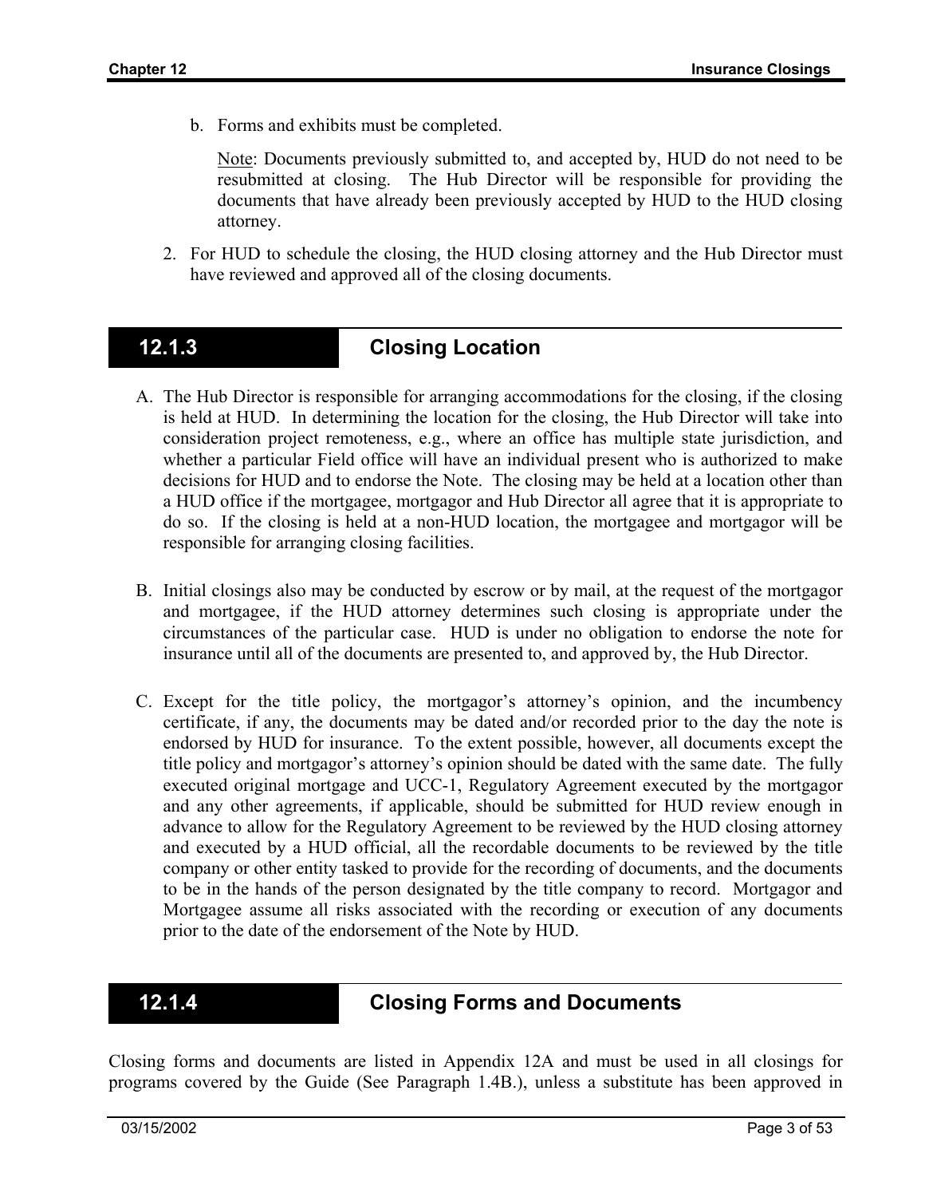b. Forms and exhibits must be completed.

   Note: Documents previously submitted to, and accepted by, HUD do not need to be resubmitted at closing. The Hub Director will be responsible for providing the documents that have already been previously accepted by HUD to the HUD closing attorney.

2. For HUD to schedule the closing, the HUD closing attorney and the Hub Director must have reviewed and approved all of the closing documents.

## 12.1.3 Closing Location

A. The Hub Director is responsible for arranging accommodations for the closing, if the closing is held at HUD. In determining the location for the closing, the Hub Director will take into consideration project remoteness, e.g., where an office has multiple state jurisdiction, and whether a particular Field office will have an individual present who is authorized to make decisions for HUD and to endorse the Note. The closing may be held at a location other than a HUD office if the mortgagee, mortgagor and Hub Director all agree that it is appropriate to do so. If the closing is held at a non-HUD location, the mortgagee and mortgagor will be responsible for arranging closing facilities.

B. Initial closings also may be conducted by escrow or by mail, at the request of the mortgagor and mortgagee, if the HUD attorney determines such closing is appropriate under the circumstances of the particular case. HUD is under no obligation to endorse the note for insurance until all of the documents are presented to, and approved by, the Hub Director.

C. Except for the title policy, the mortgagor's attorney's opinion, and the incumbency certificate, if any, the documents may be dated and/or recorded prior to the day the note is endorsed by HUD for insurance. To the extent possible, however, all documents except the title policy and mortgagor's attorney's opinion should be dated with the same date. The fully executed original mortgage and UCC-1, Regulatory Agreement executed by the mortgagor and any other agreements, if applicable, should be submitted for HUD review enough in advance to allow for the Regulatory Agreement to be reviewed by the HUD closing attorney and executed by a HUD official, all the recordable documents to be reviewed by the title company or other entity tasked to provide for the recording of documents, and the documents to be in the hands of the person designated by the title company to record. Mortgagor and Mortgagee assume all risks associated with the recording or execution of any documents prior to the date of the endorsement of the Note by HUD.

## 12.1.4 Closing Forms and Documents

Closing forms and documents are listed in Appendix 12A and must be used in all closings for programs covered by the Guide (See Paragraph 1.4B.), unless a substitute has been approved in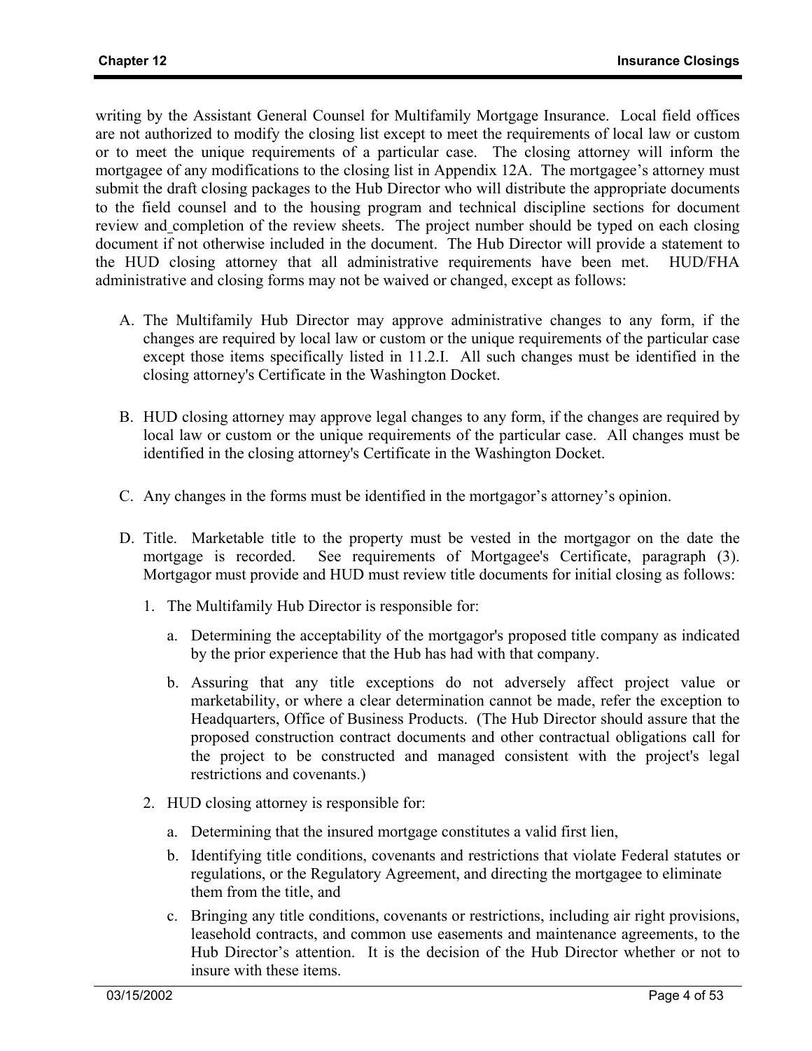writing by the Assistant General Counsel for Multifamily Mortgage Insurance. Local field offices are not authorized to modify the closing list except to meet the requirements of local law or custom or to meet the unique requirements of a particular case. The closing attorney will inform the mortgagee of any modifications to the closing list in Appendix 12A. The mortgagee's attorney must submit the draft closing packages to the Hub Director who will distribute the appropriate documents to the field counsel and to the housing program and technical discipline sections for document review and completion of the review sheets. The project number should be typed on each closing document if not otherwise included in the document. The Hub Director will provide a statement to the HUD closing attorney that all administrative requirements have been met. HUD/FHA administrative and closing forms may not be waived or changed, except as follows:

A. The Multifamily Hub Director may approve administrative changes to any form, if the changes are required by local law or custom or the unique requirements of the particular case except those items specifically listed in 11.2.I. All such changes must be identified in the closing attorney's Certificate in the Washington Docket.

B. HUD closing attorney may approve legal changes to any form, if the changes are required by local law or custom or the unique requirements of the particular case. All changes must be identified in the closing attorney's Certificate in the Washington Docket.

C. Any changes in the forms must be identified in the mortgagor's attorney's opinion.

D. Title. Marketable title to the property must be vested in the mortgagor on the date the mortgage is recorded. See requirements of Mortgagee's Certificate, paragraph (3). Mortgagor must provide and HUD must review title documents for initial closing as follows:

   1. The Multifamily Hub Director is responsible for:

      a. Determining the acceptability of the mortgagor's proposed title company as indicated by the prior experience that the Hub has had with that company.

      b. Assuring that any title exceptions do not adversely affect project value or marketability, or where a clear determination cannot be made, refer the exception to Headquarters, Office of Business Products. (The Hub Director should assure that the proposed construction contract documents and other contractual obligations call for the project to be constructed and managed consistent with the project's legal restrictions and covenants.)

   2. HUD closing attorney is responsible for:

      a. Determining that the insured mortgage constitutes a valid first lien,

      b. Identifying title conditions, covenants and restrictions that violate Federal statutes or regulations, or the Regulatory Agreement, and directing the mortgagee to eliminate them from the title, and

      c. Bringing any title conditions, covenants or restrictions, including air right provisions, leasehold contracts, and common use easements and maintenance agreements, to the Hub Director's attention. It is the decision of the Hub Director whether or not to insure with these items.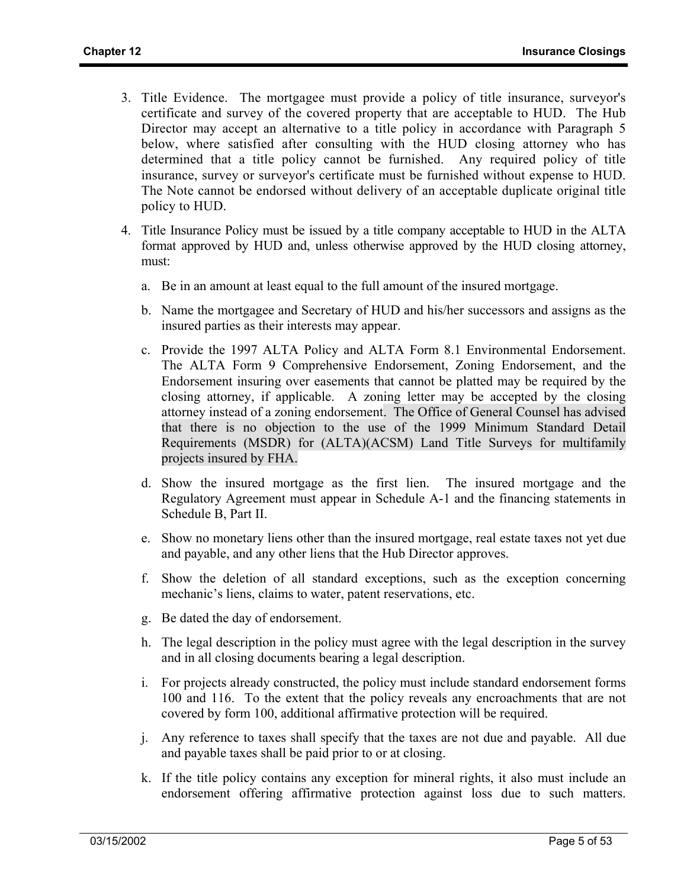3. Title Evidence. The mortgagee must provide a policy of title insurance, surveyor's certificate and survey of the covered property that are acceptable to HUD. The Hub Director may accept an alternative to a title policy in accordance with Paragraph 5 below, where satisfied after consulting with the HUD closing attorney who has determined that a title policy cannot be furnished. Any required policy of title insurance, survey or surveyor's certificate must be furnished without expense to HUD. The Note cannot be endorsed without delivery of an acceptable duplicate original title policy to HUD.

4. Title Insurance Policy must be issued by a title company acceptable to HUD in the ALTA format approved by HUD and, unless otherwise approved by the HUD closing attorney, must:

   a. Be in an amount at least equal to the full amount of the insured mortgage.

   b. Name the mortgagee and Secretary of HUD and his/her successors and assigns as the insured parties as their interests may appear.

   c. Provide the 1997 ALTA Policy and ALTA Form 8.1 Environmental Endorsement. The ALTA Form 9 Comprehensive Endorsement, Zoning Endorsement, and the Endorsement insuring over easements that cannot be platted may be required by the closing attorney, if applicable. A zoning letter may be accepted by the closing attorney instead of a zoning endorsement. The Office of General Counsel has advised that there is no objection to the use of the 1999 Minimum Standard Detail Requirements (MSDR) for (ALTA)(ACSM) Land Title Surveys for multifamily projects insured by FHA.

   d. Show the insured mortgage as the first lien. The insured mortgage and the Regulatory Agreement must appear in Schedule A-1 and the financing statements in Schedule B, Part II.

   e. Show no monetary liens other than the insured mortgage, real estate taxes not yet due and payable, and any other liens that the Hub Director approves.

   f. Show the deletion of all standard exceptions, such as the exception concerning mechanic's liens, claims to water, patent reservations, etc.

   g. Be dated the day of endorsement.

   h. The legal description in the policy must agree with the legal description in the survey and in all closing documents bearing a legal description.

   i. For projects already constructed, the policy must include standard endorsement forms 100 and 116. To the extent that the policy reveals any encroachments that are not covered by form 100, additional affirmative protection will be required.

   j. Any reference to taxes shall specify that the taxes are not due and payable. All due and payable taxes shall be paid prior to or at closing.

   k. If the title policy contains any exception for mineral rights, it also must include an endorsement offering affirmative protection against loss due to such matters.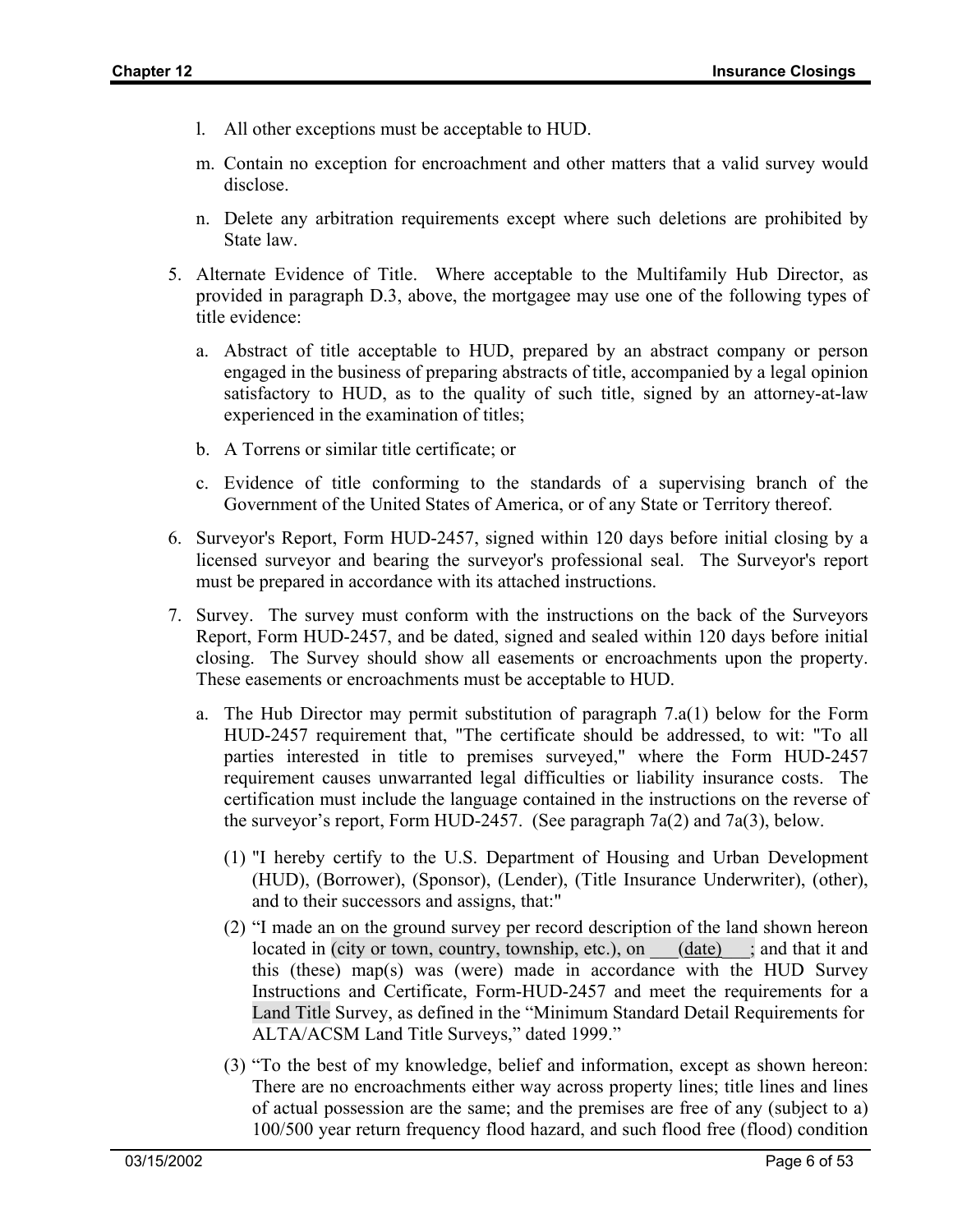l. All other exceptions must be acceptable to HUD.

m. Contain no exception for encroachment and other matters that a valid survey would disclose.

n. Delete any arbitration requirements except where such deletions are prohibited by State law.

5. Alternate Evidence of Title. Where acceptable to the Multifamily Hub Director, as provided in paragraph D.3, above, the mortgagee may use one of the following types of title evidence:

   a. Abstract of title acceptable to HUD, prepared by an abstract company or person engaged in the business of preparing abstracts of title, accompanied by a legal opinion satisfactory to HUD, as to the quality of such title, signed by an attorney-at-law experienced in the examination of titles;

   b. A Torrens or similar title certificate; or

   c. Evidence of title conforming to the standards of a supervising branch of the Government of the United States of America, or of any State or Territory thereof.

6. Surveyor's Report, Form HUD-2457, signed within 120 days before initial closing by a licensed surveyor and bearing the surveyor's professional seal. The Surveyor's report must be prepared in accordance with its attached instructions.

7. Survey. The survey must conform with the instructions on the back of the Surveyors Report, Form HUD-2457, and be dated, signed and sealed within 120 days before initial closing. The Survey should show all easements or encroachments upon the property. These easements or encroachments must be acceptable to HUD.

   a. The Hub Director may permit substitution of paragraph 7.a(1) below for the Form HUD-2457 requirement that, "The certificate should be addressed, to wit: "To all parties interested in title to premises surveyed," where the Form HUD-2457 requirement causes unwarranted legal difficulties or liability insurance costs. The certification must include the language contained in the instructions on the reverse of the surveyor's report, Form HUD-2457. (See paragraph 7a(2) and 7a(3), below.

      (1) "I hereby certify to the U.S. Department of Housing and Urban Development (HUD), (Borrower), (Sponsor), (Lender), (Title Insurance Underwriter), (other), and to their successors and assigns, that:"

      (2) "I made an on the ground survey per record description of the land shown hereon located in (city or town, country, township, etc.), on ___(date)___; and that it and this (these) map(s) was (were) made in accordance with the HUD Survey Instructions and Certificate, Form-HUD-2457 and meet the requirements for a Land Title Survey, as defined in the "Minimum Standard Detail Requirements for ALTA/ACSM Land Title Surveys," dated 1999."

      (3) "To the best of my knowledge, belief and information, except as shown hereon: There are no encroachments either way across property lines; title lines and lines of actual possession are the same; and the premises are free of any (subject to a) 100/500 year return frequency flood hazard, and such flood free (flood) condition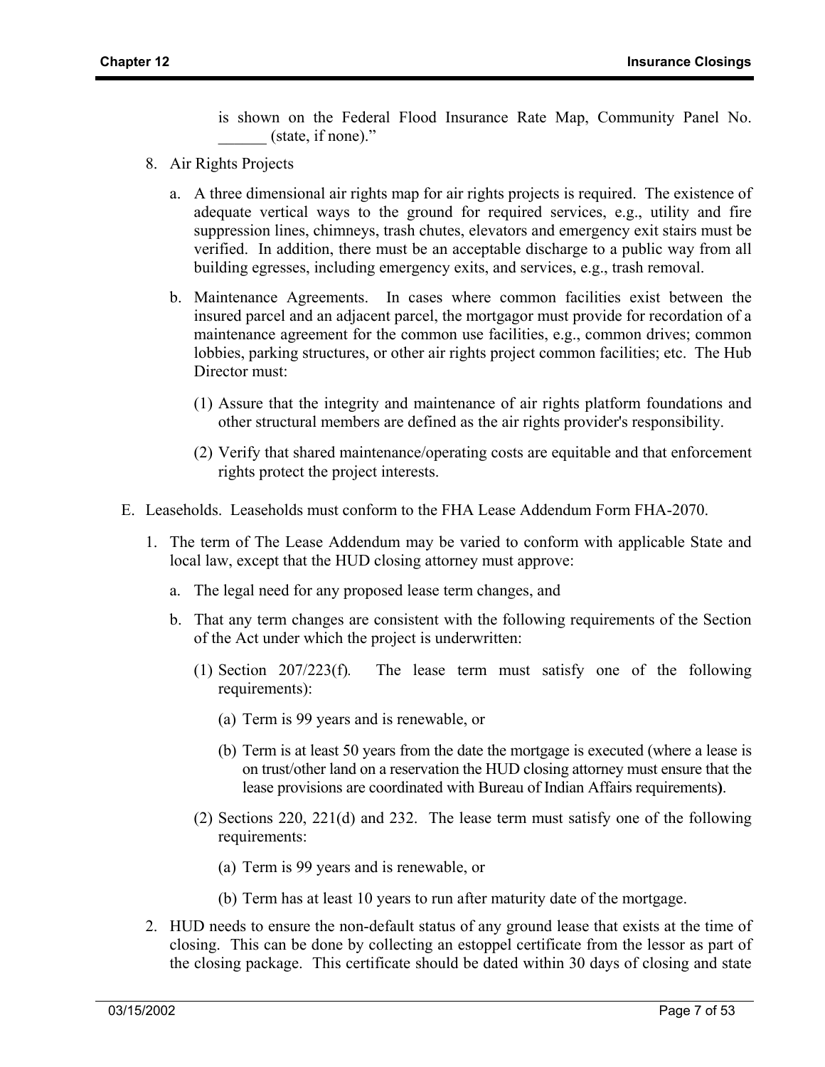is shown on the Federal Flood Insurance Rate Map, Community Panel No. ______ (state, if none)."

8. Air Rights Projects

   a. A three dimensional air rights map for air rights projects is required. The existence of adequate vertical ways to the ground for required services, e.g., utility and fire suppression lines, chimneys, trash chutes, elevators and emergency exit stairs must be verified. In addition, there must be an acceptable discharge to a public way from all building egresses, including emergency exits, and services, e.g., trash removal.

   b. Maintenance Agreements. In cases where common facilities exist between the insured parcel and an adjacent parcel, the mortgagor must provide for recordation of a maintenance agreement for the common use facilities, e.g., common drives; common lobbies, parking structures, or other air rights project common facilities; etc. The Hub Director must:

      (1) Assure that the integrity and maintenance of air rights platform foundations and other structural members are defined as the air rights provider's responsibility.

      (2) Verify that shared maintenance/operating costs are equitable and that enforcement rights protect the project interests.

E. Leaseholds. Leaseholds must conform to the FHA Lease Addendum Form FHA-2070.

   1. The term of The Lease Addendum may be varied to conform with applicable State and local law, except that the HUD closing attorney must approve:

      a. The legal need for any proposed lease term changes, and

      b. That any term changes are consistent with the following requirements of the Section of the Act under which the project is underwritten:

         (1) Section 207/223(f). The lease term must satisfy one of the following requirements):

            (a) Term is 99 years and is renewable, or

            (b) Term is at least 50 years from the date the mortgage is executed (where a lease is on trust/other land on a reservation the HUD closing attorney must ensure that the lease provisions are coordinated with Bureau of Indian Affairs requirements**)**.

         (2) Sections 220, 221(d) and 232. The lease term must satisfy one of the following requirements:

            (a) Term is 99 years and is renewable, or

            (b) Term has at least 10 years to run after maturity date of the mortgage.

   2. HUD needs to ensure the non-default status of any ground lease that exists at the time of closing. This can be done by collecting an estoppel certificate from the lessor as part of the closing package. This certificate should be dated within 30 days of closing and state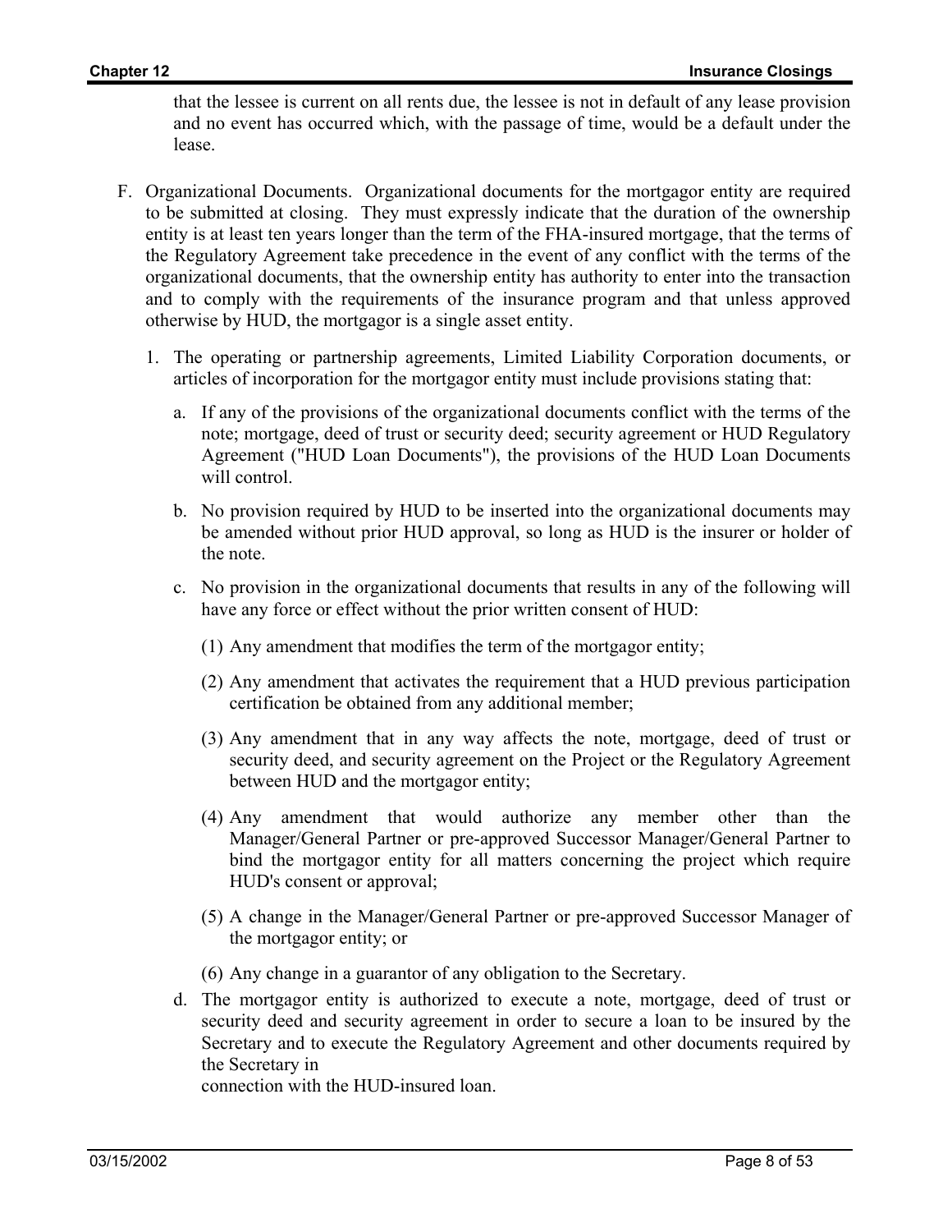that the lessee is current on all rents due, the lessee is not in default of any lease provision and no event has occurred which, with the passage of time, would be a default under the lease.

F. Organizational Documents. Organizational documents for the mortgagor entity are required to be submitted at closing. They must expressly indicate that the duration of the ownership entity is at least ten years longer than the term of the FHA-insured mortgage, that the terms of the Regulatory Agreement take precedence in the event of any conflict with the terms of the organizational documents, that the ownership entity has authority to enter into the transaction and to comply with the requirements of the insurance program and that unless approved otherwise by HUD, the mortgagor is a single asset entity.

   1. The operating or partnership agreements, Limited Liability Corporation documents, or articles of incorporation for the mortgagor entity must include provisions stating that:

      a. If any of the provisions of the organizational documents conflict with the terms of the note; mortgage, deed of trust or security deed; security agreement or HUD Regulatory Agreement ("HUD Loan Documents"), the provisions of the HUD Loan Documents will control.

      b. No provision required by HUD to be inserted into the organizational documents may be amended without prior HUD approval, so long as HUD is the insurer or holder of the note.

      c. No provision in the organizational documents that results in any of the following will have any force or effect without the prior written consent of HUD:

         (1) Any amendment that modifies the term of the mortgagor entity;

         (2) Any amendment that activates the requirement that a HUD previous participation certification be obtained from any additional member;

         (3) Any amendment that in any way affects the note, mortgage, deed of trust or security deed, and security agreement on the Project or the Regulatory Agreement between HUD and the mortgagor entity;

         (4) Any amendment that would authorize any member other than the Manager/General Partner or pre-approved Successor Manager/General Partner to bind the mortgagor entity for all matters concerning the project which require HUD's consent or approval;

         (5) A change in the Manager/General Partner or pre-approved Successor Manager of the mortgagor entity; or

         (6) Any change in a guarantor of any obligation to the Secretary.

      d. The mortgagor entity is authorized to execute a note, mortgage, deed of trust or security deed and security agreement in order to secure a loan to be insured by the Secretary and to execute the Regulatory Agreement and other documents required by the Secretary in connection with the HUD-insured loan.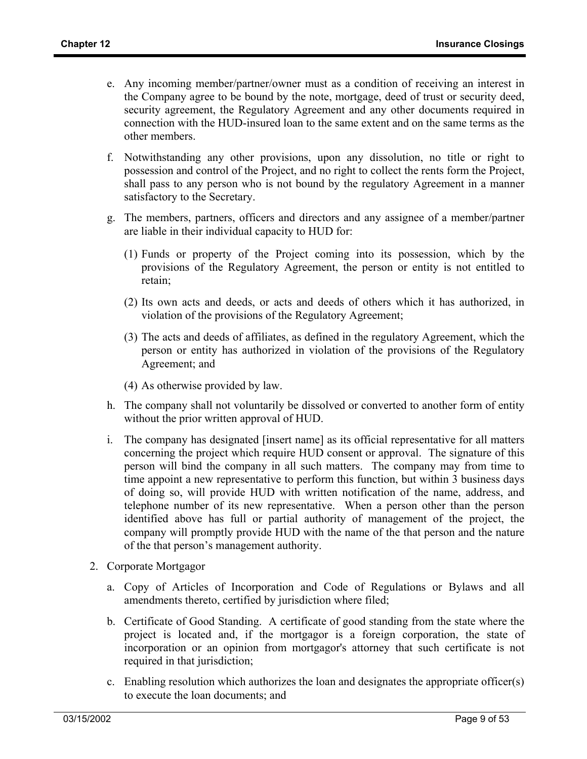e. Any incoming member/partner/owner must as a condition of receiving an interest in the Company agree to be bound by the note, mortgage, deed of trust or security deed, security agreement, the Regulatory Agreement and any other documents required in connection with the HUD-insured loan to the same extent and on the same terms as the other members.

f. Notwithstanding any other provisions, upon any dissolution, no title or right to possession and control of the Project, and no right to collect the rents form the Project, shall pass to any person who is not bound by the regulatory Agreement in a manner satisfactory to the Secretary.

g. The members, partners, officers and directors and any assignee of a member/partner are liable in their individual capacity to HUD for:

   (1) Funds or property of the Project coming into its possession, which by the provisions of the Regulatory Agreement, the person or entity is not entitled to retain;

   (2) Its own acts and deeds, or acts and deeds of others which it has authorized, in violation of the provisions of the Regulatory Agreement;

   (3) The acts and deeds of affiliates, as defined in the regulatory Agreement, which the person or entity has authorized in violation of the provisions of the Regulatory Agreement; and

   (4) As otherwise provided by law.

h. The company shall not voluntarily be dissolved or converted to another form of entity without the prior written approval of HUD.

i. The company has designated [insert name] as its official representative for all matters concerning the project which require HUD consent or approval. The signature of this person will bind the company in all such matters. The company may from time to time appoint a new representative to perform this function, but within 3 business days of doing so, will provide HUD with written notification of the name, address, and telephone number of its new representative. When a person other than the person identified above has full or partial authority of management of the project, the company will promptly provide HUD with the name of the that person and the nature of the that person's management authority.

2. Corporate Mortgagor

   a. Copy of Articles of Incorporation and Code of Regulations or Bylaws and all amendments thereto, certified by jurisdiction where filed;

   b. Certificate of Good Standing. A certificate of good standing from the state where the project is located and, if the mortgagor is a foreign corporation, the state of incorporation or an opinion from mortgagor's attorney that such certificate is not required in that jurisdiction;

   c. Enabling resolution which authorizes the loan and designates the appropriate officer(s) to execute the loan documents; and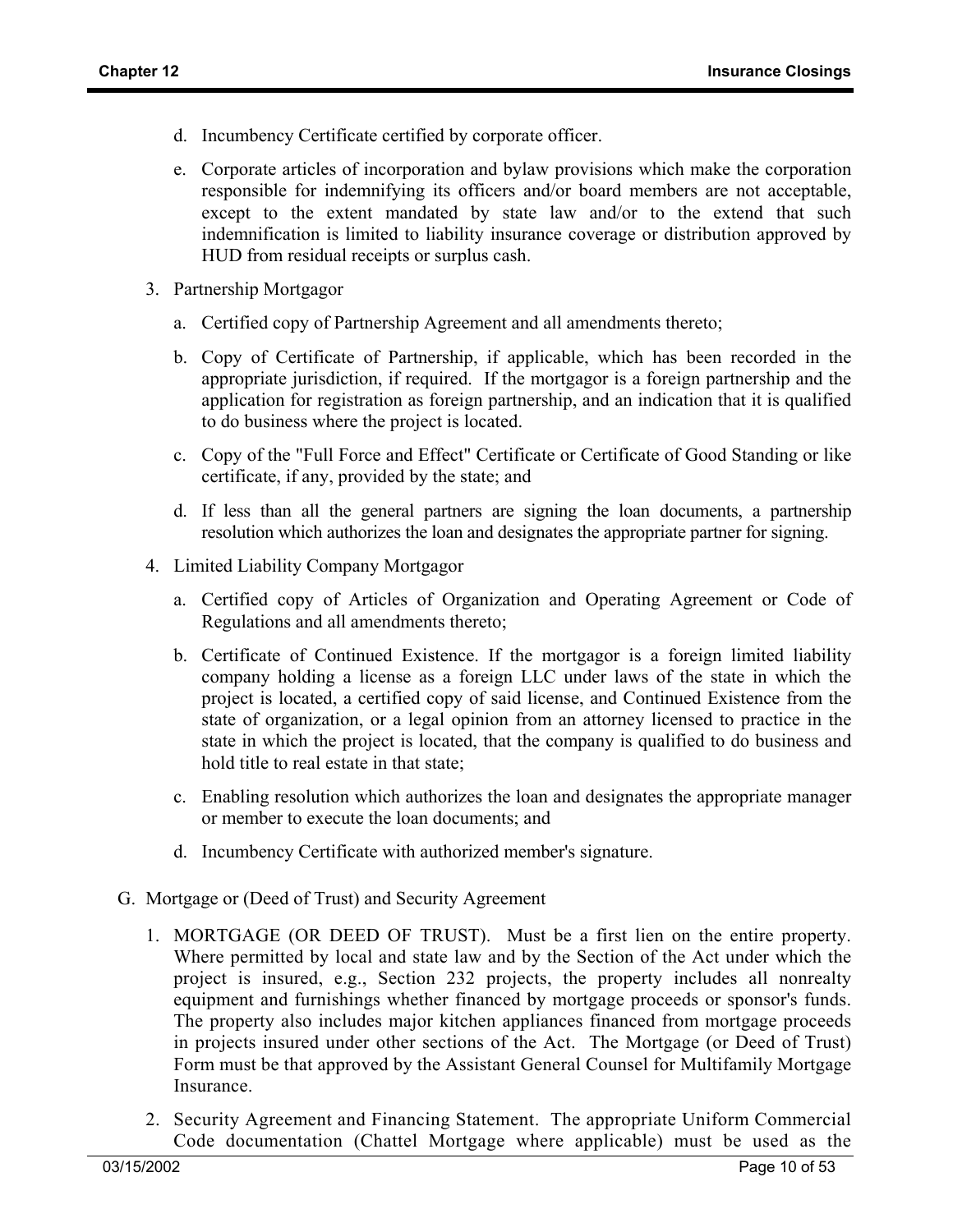d. Incumbency Certificate certified by corporate officer.

e. Corporate articles of incorporation and bylaw provisions which make the corporation responsible for indemnifying its officers and/or board members are not acceptable, except to the extent mandated by state law and/or to the extend that such indemnification is limited to liability insurance coverage or distribution approved by HUD from residual receipts or surplus cash.

3. Partnership Mortgagor

   a. Certified copy of Partnership Agreement and all amendments thereto;

   b. Copy of Certificate of Partnership, if applicable, which has been recorded in the appropriate jurisdiction, if required. If the mortgagor is a foreign partnership and the application for registration as foreign partnership, and an indication that it is qualified to do business where the project is located.

   c. Copy of the "Full Force and Effect" Certificate or Certificate of Good Standing or like certificate, if any, provided by the state; and

   d. If less than all the general partners are signing the loan documents, a partnership resolution which authorizes the loan and designates the appropriate partner for signing.

4. Limited Liability Company Mortgagor

   a. Certified copy of Articles of Organization and Operating Agreement or Code of Regulations and all amendments thereto;

   b. Certificate of Continued Existence. If the mortgagor is a foreign limited liability company holding a license as a foreign LLC under laws of the state in which the project is located, a certified copy of said license, and Continued Existence from the state of organization, or a legal opinion from an attorney licensed to practice in the state in which the project is located, that the company is qualified to do business and hold title to real estate in that state;

   c. Enabling resolution which authorizes the loan and designates the appropriate manager or member to execute the loan documents; and

   d. Incumbency Certificate with authorized member's signature.

G. Mortgage or (Deed of Trust) and Security Agreement

1. MORTGAGE (OR DEED OF TRUST). Must be a first lien on the entire property. Where permitted by local and state law and by the Section of the Act under which the project is insured, e.g., Section 232 projects, the property includes all nonrealty equipment and furnishings whether financed by mortgage proceeds or sponsor's funds. The property also includes major kitchen appliances financed from mortgage proceeds in projects insured under other sections of the Act. The Mortgage (or Deed of Trust) Form must be that approved by the Assistant General Counsel for Multifamily Mortgage Insurance.

2. Security Agreement and Financing Statement. The appropriate Uniform Commercial Code documentation (Chattel Mortgage where applicable) must be used as the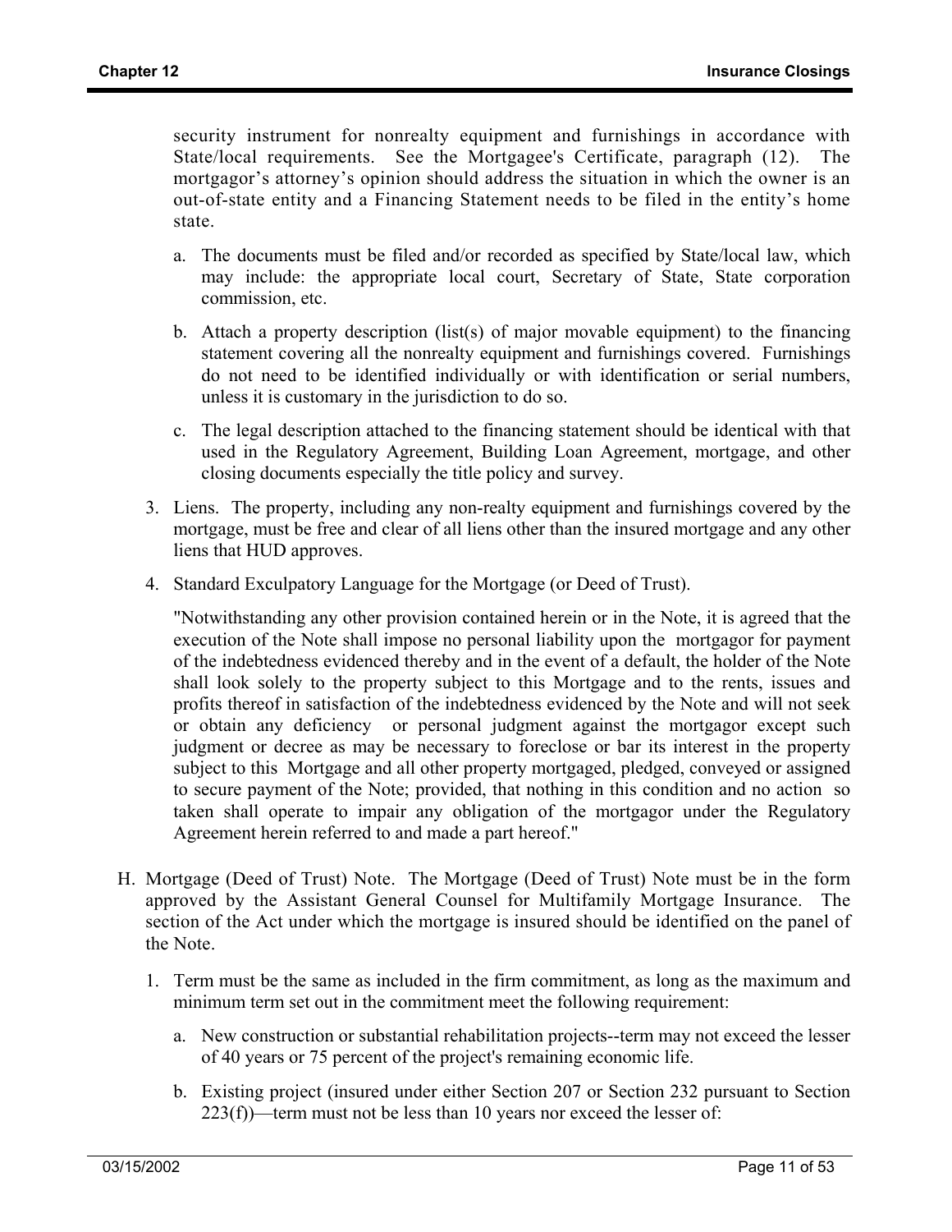security instrument for nonrealty equipment and furnishings in accordance with State/local requirements. See the Mortgagee's Certificate, paragraph (12). The mortgagor's attorney's opinion should address the situation in which the owner is an out-of-state entity and a Financing Statement needs to be filed in the entity's home state.

a. The documents must be filed and/or recorded as specified by State/local law, which may include: the appropriate local court, Secretary of State, State corporation commission, etc.

b. Attach a property description (list(s) of major movable equipment) to the financing statement covering all the nonrealty equipment and furnishings covered. Furnishings do not need to be identified individually or with identification or serial numbers, unless it is customary in the jurisdiction to do so.

c. The legal description attached to the financing statement should be identical with that used in the Regulatory Agreement, Building Loan Agreement, mortgage, and other closing documents especially the title policy and survey.

3. Liens. The property, including any non-realty equipment and furnishings covered by the mortgage, must be free and clear of all liens other than the insured mortgage and any other liens that HUD approves.

4. Standard Exculpatory Language for the Mortgage (or Deed of Trust).

"Notwithstanding any other provision contained herein or in the Note, it is agreed that the execution of the Note shall impose no personal liability upon the mortgagor for payment of the indebtedness evidenced thereby and in the event of a default, the holder of the Note shall look solely to the property subject to this Mortgage and to the rents, issues and profits thereof in satisfaction of the indebtedness evidenced by the Note and will not seek or obtain any deficiency or personal judgment against the mortgagor except such judgment or decree as may be necessary to foreclose or bar its interest in the property subject to this Mortgage and all other property mortgaged, pledged, conveyed or assigned to secure payment of the Note; provided, that nothing in this condition and no action so taken shall operate to impair any obligation of the mortgagor under the Regulatory Agreement herein referred to and made a part hereof."

H. Mortgage (Deed of Trust) Note. The Mortgage (Deed of Trust) Note must be in the form approved by the Assistant General Counsel for Multifamily Mortgage Insurance. The section of the Act under which the mortgage is insured should be identified on the panel of the Note.

1. Term must be the same as included in the firm commitment, as long as the maximum and minimum term set out in the commitment meet the following requirement:

   a. New construction or substantial rehabilitation projects--term may not exceed the lesser of 40 years or 75 percent of the project's remaining economic life.

   b. Existing project (insured under either Section 207 or Section 232 pursuant to Section 223(f))—term must not be less than 10 years nor exceed the lesser of: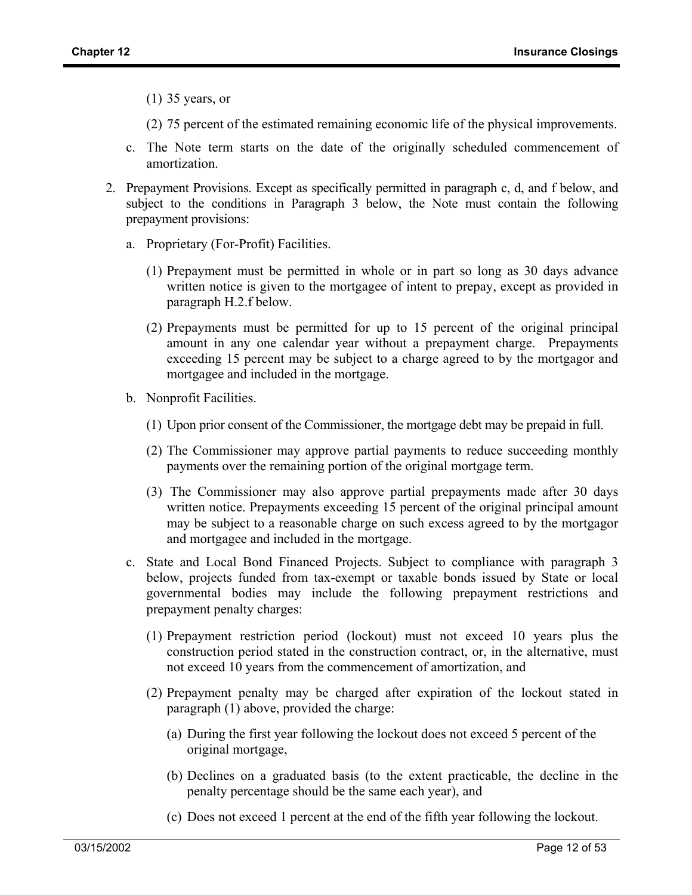(1) 35 years, or

(2) 75 percent of the estimated remaining economic life of the physical improvements.

c. The Note term starts on the date of the originally scheduled commencement of amortization.

2. Prepayment Provisions. Except as specifically permitted in paragraph c, d, and f below, and subject to the conditions in Paragraph 3 below, the Note must contain the following prepayment provisions:

   a. Proprietary (For-Profit) Facilities.

      (1) Prepayment must be permitted in whole or in part so long as 30 days advance written notice is given to the mortgagee of intent to prepay, except as provided in paragraph H.2.f below.

      (2) Prepayments must be permitted for up to 15 percent of the original principal amount in any one calendar year without a prepayment charge. Prepayments exceeding 15 percent may be subject to a charge agreed to by the mortgagor and mortgagee and included in the mortgage.

   b. Nonprofit Facilities.

      (1) Upon prior consent of the Commissioner, the mortgage debt may be prepaid in full.

      (2) The Commissioner may approve partial payments to reduce succeeding monthly payments over the remaining portion of the original mortgage term.

      (3) The Commissioner may also approve partial prepayments made after 30 days written notice. Prepayments exceeding 15 percent of the original principal amount may be subject to a reasonable charge on such excess agreed to by the mortgagor and mortgagee and included in the mortgage.

   c. State and Local Bond Financed Projects. Subject to compliance with paragraph 3 below, projects funded from tax-exempt or taxable bonds issued by State or local governmental bodies may include the following prepayment restrictions and prepayment penalty charges:

      (1) Prepayment restriction period (lockout) must not exceed 10 years plus the construction period stated in the construction contract, or, in the alternative, must not exceed 10 years from the commencement of amortization, and

      (2) Prepayment penalty may be charged after expiration of the lockout stated in paragraph (1) above, provided the charge:

         (a) During the first year following the lockout does not exceed 5 percent of the original mortgage,

         (b) Declines on a graduated basis (to the extent practicable, the decline in the penalty percentage should be the same each year), and

         (c) Does not exceed 1 percent at the end of the fifth year following the lockout.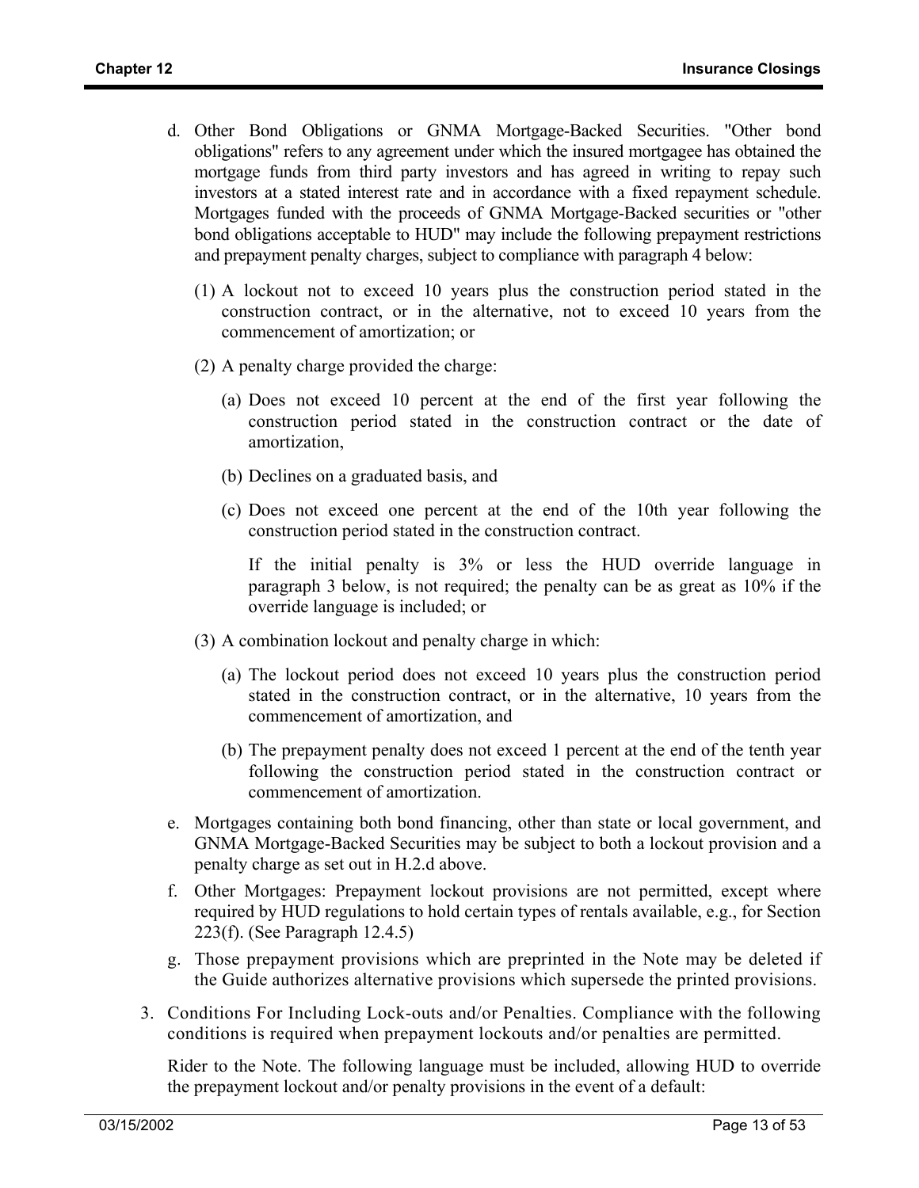d. Other Bond Obligations or GNMA Mortgage-Backed Securities. "Other bond obligations" refers to any agreement under which the insured mortgagee has obtained the mortgage funds from third party investors and has agreed in writing to repay such investors at a stated interest rate and in accordance with a fixed repayment schedule. Mortgages funded with the proceeds of GNMA Mortgage-Backed securities or "other bond obligations acceptable to HUD" may include the following prepayment restrictions and prepayment penalty charges, subject to compliance with paragraph 4 below:

   (1) A lockout not to exceed 10 years plus the construction period stated in the construction contract, or in the alternative, not to exceed 10 years from the commencement of amortization; or

   (2) A penalty charge provided the charge:

      (a) Does not exceed 10 percent at the end of the first year following the construction period stated in the construction contract or the date of amortization,

      (b) Declines on a graduated basis, and

      (c) Does not exceed one percent at the end of the 10th year following the construction period stated in the construction contract.

      If the initial penalty is 3% or less the HUD override language in paragraph 3 below, is not required; the penalty can be as great as 10% if the override language is included; or

   (3) A combination lockout and penalty charge in which:

      (a) The lockout period does not exceed 10 years plus the construction period stated in the construction contract, or in the alternative, 10 years from the commencement of amortization, and

      (b) The prepayment penalty does not exceed 1 percent at the end of the tenth year following the construction period stated in the construction contract or commencement of amortization.

e. Mortgages containing both bond financing, other than state or local government, and GNMA Mortgage-Backed Securities may be subject to both a lockout provision and a penalty charge as set out in H.2.d above.

f. Other Mortgages: Prepayment lockout provisions are not permitted, except where required by HUD regulations to hold certain types of rentals available, e.g., for Section 223(f). (See Paragraph 12.4.5)

g. Those prepayment provisions which are preprinted in the Note may be deleted if the Guide authorizes alternative provisions which supersede the printed provisions.

3. Conditions For Including Lock-outs and/or Penalties. Compliance with the following conditions is required when prepayment lockouts and/or penalties are permitted.

   Rider to the Note. The following language must be included, allowing HUD to override the prepayment lockout and/or penalty provisions in the event of a default: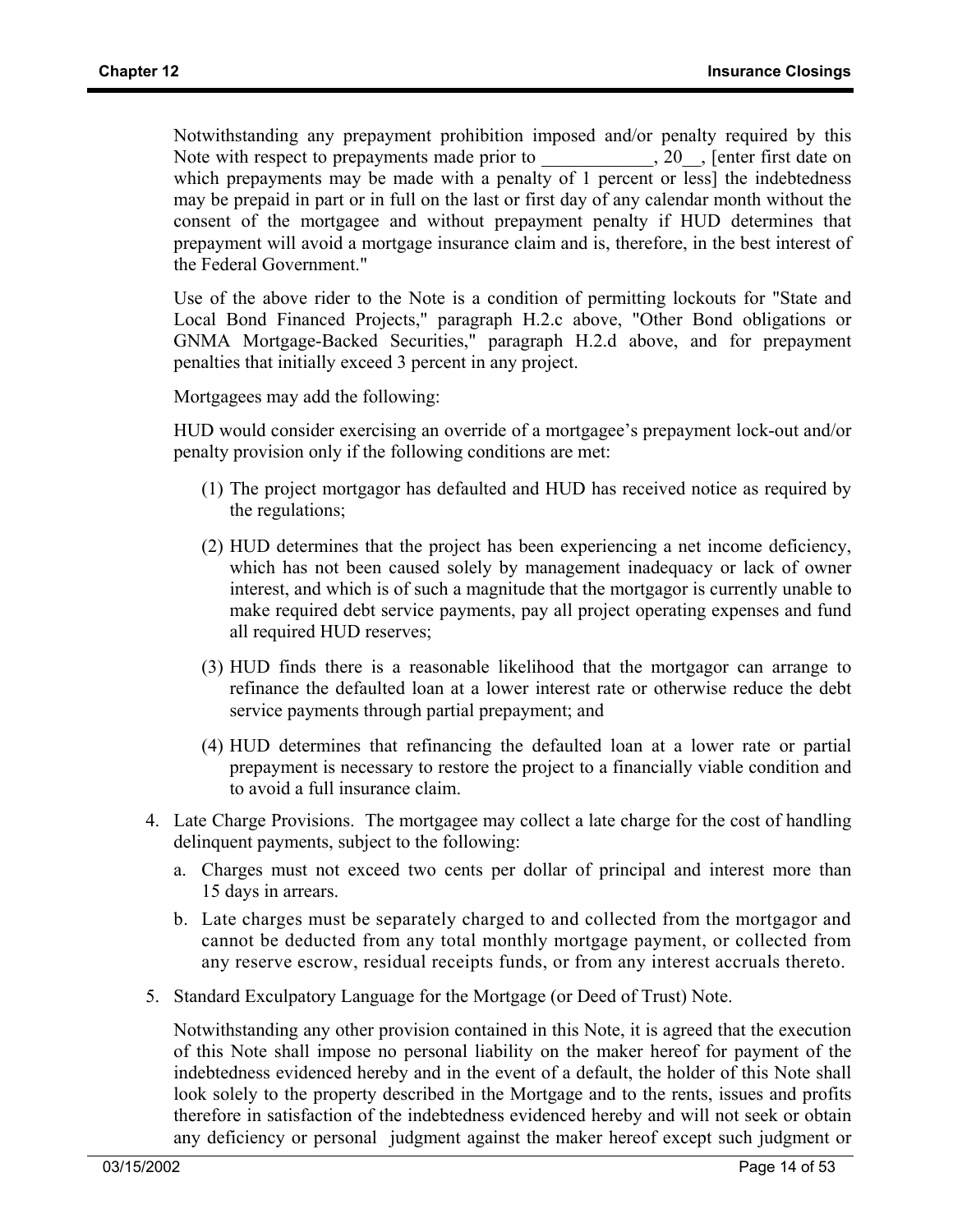Notwithstanding any prepayment prohibition imposed and/or penalty required by this Note with respect to prepayments made prior to ____________, 20__, [enter first date on which prepayments may be made with a penalty of 1 percent or less] the indebtedness may be prepaid in part or in full on the last or first day of any calendar month without the consent of the mortgagee and without prepayment penalty if HUD determines that prepayment will avoid a mortgage insurance claim and is, therefore, in the best interest of the Federal Government."

Use of the above rider to the Note is a condition of permitting lockouts for "State and Local Bond Financed Projects," paragraph H.2.c above, "Other Bond obligations or GNMA Mortgage-Backed Securities," paragraph H.2.d above, and for prepayment penalties that initially exceed 3 percent in any project.

Mortgagees may add the following:

HUD would consider exercising an override of a mortgagee's prepayment lock-out and/or penalty provision only if the following conditions are met:

(1) The project mortgagor has defaulted and HUD has received notice as required by the regulations;

(2) HUD determines that the project has been experiencing a net income deficiency, which has not been caused solely by management inadequacy or lack of owner interest, and which is of such a magnitude that the mortgagor is currently unable to make required debt service payments, pay all project operating expenses and fund all required HUD reserves;

(3) HUD finds there is a reasonable likelihood that the mortgagor can arrange to refinance the defaulted loan at a lower interest rate or otherwise reduce the debt service payments through partial prepayment; and

(4) HUD determines that refinancing the defaulted loan at a lower rate or partial prepayment is necessary to restore the project to a financially viable condition and to avoid a full insurance claim.

4. Late Charge Provisions. The mortgagee may collect a late charge for the cost of handling delinquent payments, subject to the following:

   a. Charges must not exceed two cents per dollar of principal and interest more than 15 days in arrears.

   b. Late charges must be separately charged to and collected from the mortgagor and cannot be deducted from any total monthly mortgage payment, or collected from any reserve escrow, residual receipts funds, or from any interest accruals thereto.

5. Standard Exculpatory Language for the Mortgage (or Deed of Trust) Note.

   Notwithstanding any other provision contained in this Note, it is agreed that the execution of this Note shall impose no personal liability on the maker hereof for payment of the indebtedness evidenced hereby and in the event of a default, the holder of this Note shall look solely to the property described in the Mortgage and to the rents, issues and profits therefore in satisfaction of the indebtedness evidenced hereby and will not seek or obtain any deficiency or personal judgment against the maker hereof except such judgment or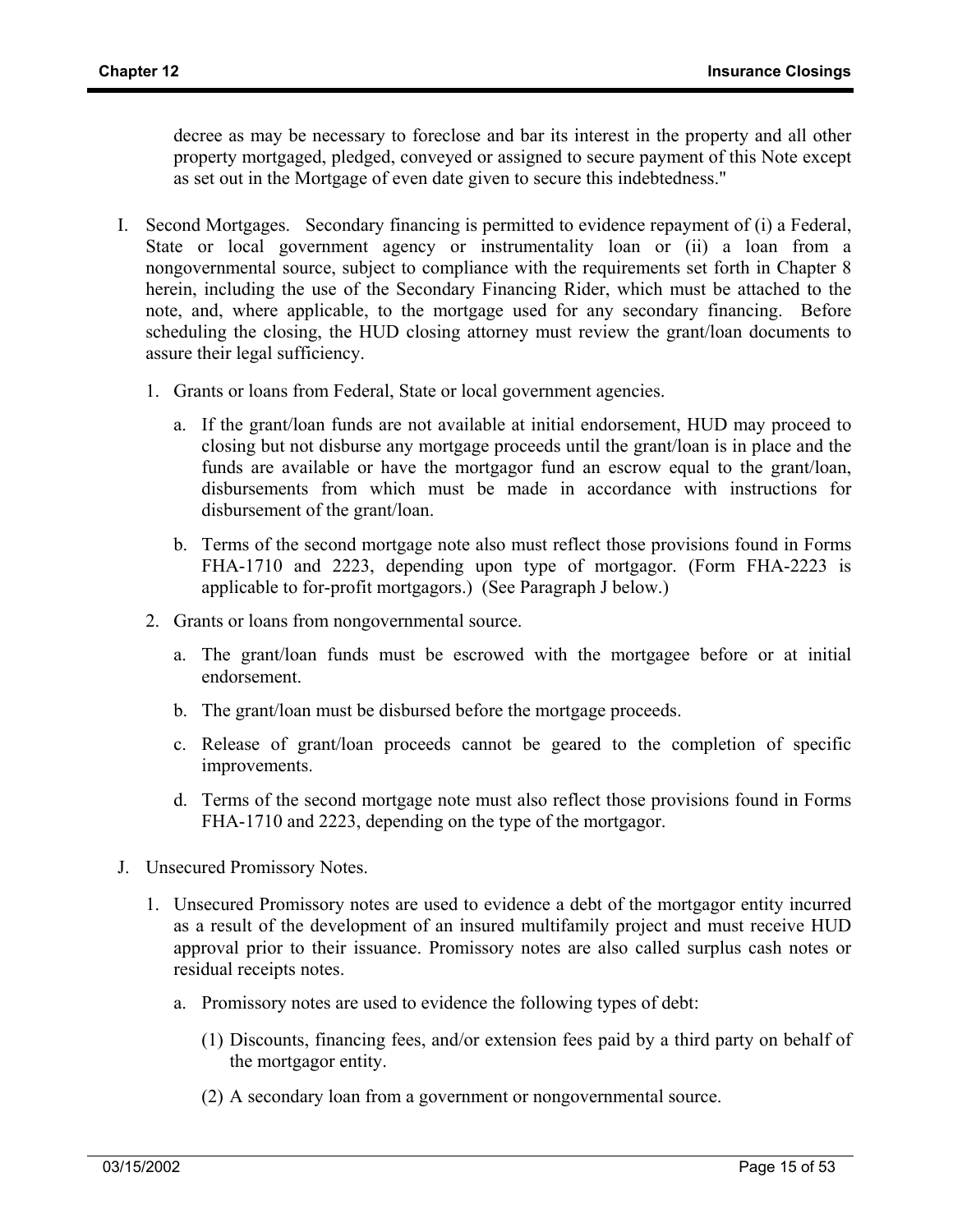decree as may be necessary to foreclose and bar its interest in the property and all other property mortgaged, pledged, conveyed or assigned to secure payment of this Note except as set out in the Mortgage of even date given to secure this indebtedness."

I. Second Mortgages. Secondary financing is permitted to evidence repayment of (i) a Federal, State or local government agency or instrumentality loan or (ii) a loan from a nongovernmental source, subject to compliance with the requirements set forth in Chapter 8 herein, including the use of the Secondary Financing Rider, which must be attached to the note, and, where applicable, to the mortgage used for any secondary financing. Before scheduling the closing, the HUD closing attorney must review the grant/loan documents to assure their legal sufficiency.

   1. Grants or loans from Federal, State or local government agencies.

      a. If the grant/loan funds are not available at initial endorsement, HUD may proceed to closing but not disburse any mortgage proceeds until the grant/loan is in place and the funds are available or have the mortgagor fund an escrow equal to the grant/loan, disbursements from which must be made in accordance with instructions for disbursement of the grant/loan.

      b. Terms of the second mortgage note also must reflect those provisions found in Forms FHA-1710 and 2223, depending upon type of mortgagor. (Form FHA-2223 is applicable to for-profit mortgagors.) (See Paragraph J below.)

   2. Grants or loans from nongovernmental source.

      a. The grant/loan funds must be escrowed with the mortgagee before or at initial endorsement.

      b. The grant/loan must be disbursed before the mortgage proceeds.

      c. Release of grant/loan proceeds cannot be geared to the completion of specific improvements.

      d. Terms of the second mortgage note must also reflect those provisions found in Forms FHA-1710 and 2223, depending on the type of the mortgagor.

J. Unsecured Promissory Notes.

   1. Unsecured Promissory notes are used to evidence a debt of the mortgagor entity incurred as a result of the development of an insured multifamily project and must receive HUD approval prior to their issuance. Promissory notes are also called surplus cash notes or residual receipts notes.

      a. Promissory notes are used to evidence the following types of debt:

         (1) Discounts, financing fees, and/or extension fees paid by a third party on behalf of the mortgagor entity.

         (2) A secondary loan from a government or nongovernmental source.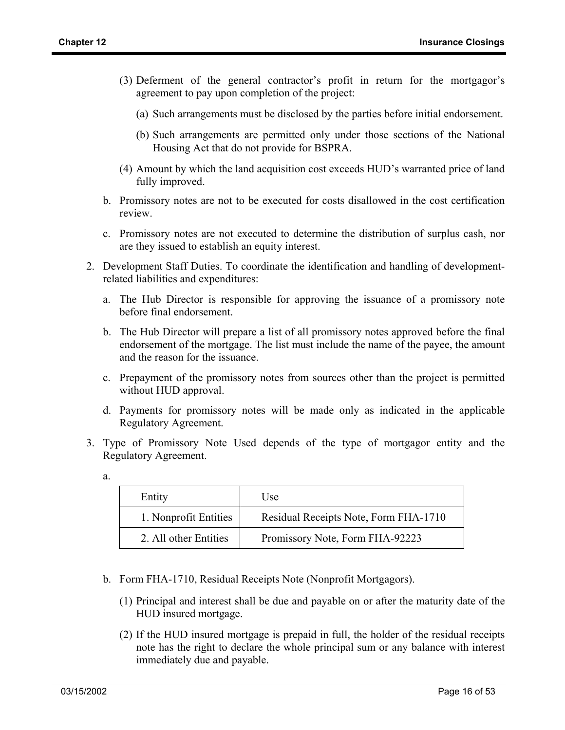(3) Deferment of the general contractor's profit in return for the mortgagor's agreement to pay upon completion of the project:

(a) Such arrangements must be disclosed by the parties before initial endorsement.

(b) Such arrangements are permitted only under those sections of the National Housing Act that do not provide for BSPRA.

(4) Amount by which the land acquisition cost exceeds HUD's warranted price of land fully improved.

b. Promissory notes are not to be executed for costs disallowed in the cost certification review.

c. Promissory notes are not executed to determine the distribution of surplus cash, nor are they issued to establish an equity interest.

2. Development Staff Duties. To coordinate the identification and handling of development-related liabilities and expenditures:

a. The Hub Director is responsible for approving the issuance of a promissory note before final endorsement.

b. The Hub Director will prepare a list of all promissory notes approved before the final endorsement of the mortgage. The list must include the name of the payee, the amount and the reason for the issuance.

c. Prepayment of the promissory notes from sources other than the project is permitted without HUD approval.

d. Payments for promissory notes will be made only as indicated in the applicable Regulatory Agreement.

3. Type of Promissory Note Used depends of the type of mortgagor entity and the Regulatory Agreement.

a.

| Entity | Use |
|---|---|
| 1. Nonprofit Entities | Residual Receipts Note, Form FHA-1710 |
| 2. All other Entities | Promissory Note, Form FHA-92223 |

b. Form FHA-1710, Residual Receipts Note (Nonprofit Mortgagors).

(1) Principal and interest shall be due and payable on or after the maturity date of the HUD insured mortgage.

(2) If the HUD insured mortgage is prepaid in full, the holder of the residual receipts note has the right to declare the whole principal sum or any balance with interest immediately due and payable.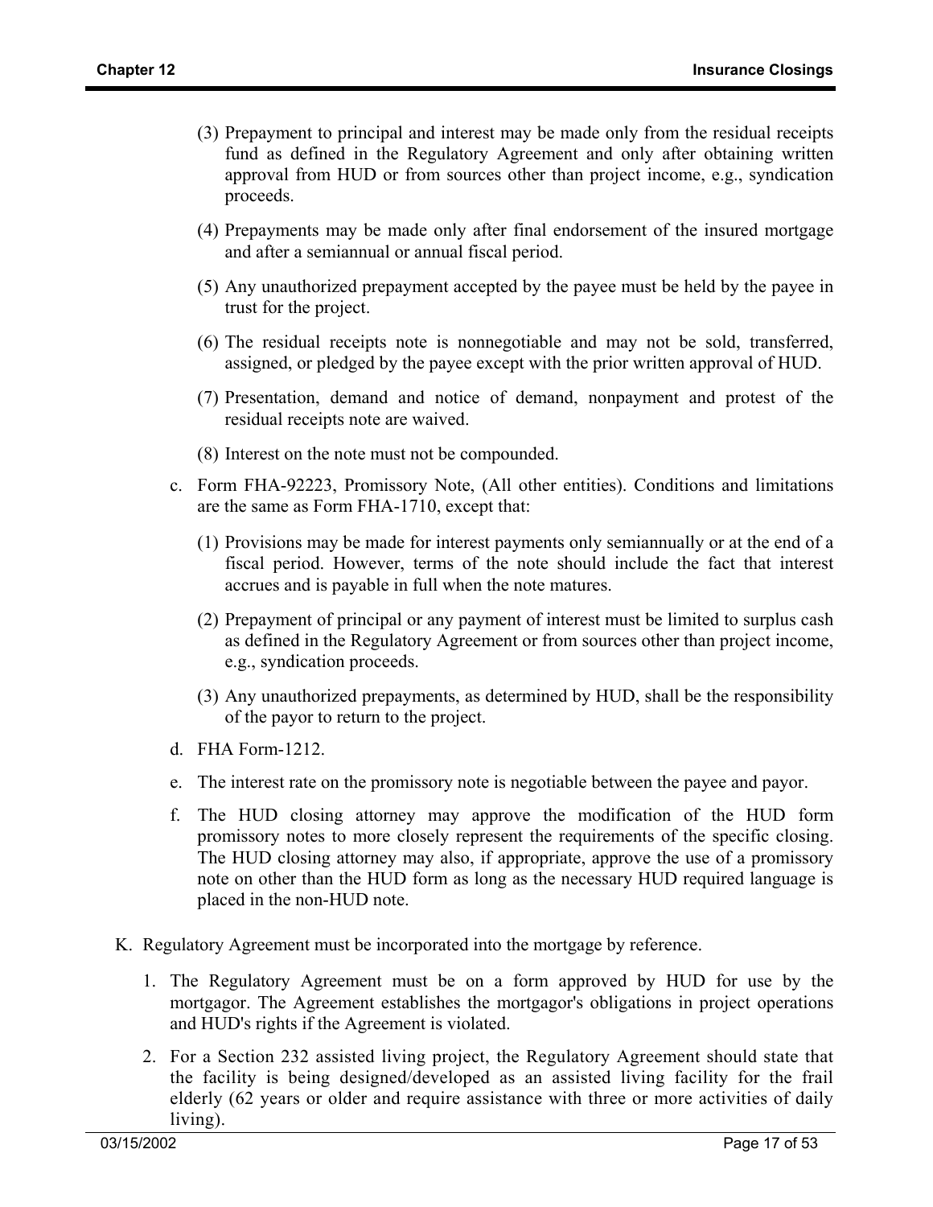(3) Prepayment to principal and interest may be made only from the residual receipts fund as defined in the Regulatory Agreement and only after obtaining written approval from HUD or from sources other than project income, e.g., syndication proceeds.

(4) Prepayments may be made only after final endorsement of the insured mortgage and after a semiannual or annual fiscal period.

(5) Any unauthorized prepayment accepted by the payee must be held by the payee in trust for the project.

(6) The residual receipts note is nonnegotiable and may not be sold, transferred, assigned, or pledged by the payee except with the prior written approval of HUD.

(7) Presentation, demand and notice of demand, nonpayment and protest of the residual receipts note are waived.

(8) Interest on the note must not be compounded.

c. Form FHA-92223, Promissory Note, (All other entities). Conditions and limitations are the same as Form FHA-1710, except that:

(1) Provisions may be made for interest payments only semiannually or at the end of a fiscal period. However, terms of the note should include the fact that interest accrues and is payable in full when the note matures.

(2) Prepayment of principal or any payment of interest must be limited to surplus cash as defined in the Regulatory Agreement or from sources other than project income, e.g., syndication proceeds.

(3) Any unauthorized prepayments, as determined by HUD, shall be the responsibility of the payor to return to the project.

d. FHA Form-1212.

e. The interest rate on the promissory note is negotiable between the payee and payor.

f. The HUD closing attorney may approve the modification of the HUD form promissory notes to more closely represent the requirements of the specific closing. The HUD closing attorney may also, if appropriate, approve the use of a promissory note on other than the HUD form as long as the necessary HUD required language is placed in the non-HUD note.

K. Regulatory Agreement must be incorporated into the mortgage by reference.

1. The Regulatory Agreement must be on a form approved by HUD for use by the mortgagor. The Agreement establishes the mortgagor's obligations in project operations and HUD's rights if the Agreement is violated.

2. For a Section 232 assisted living project, the Regulatory Agreement should state that the facility is being designed/developed as an assisted living facility for the frail elderly (62 years or older and require assistance with three or more activities of daily living).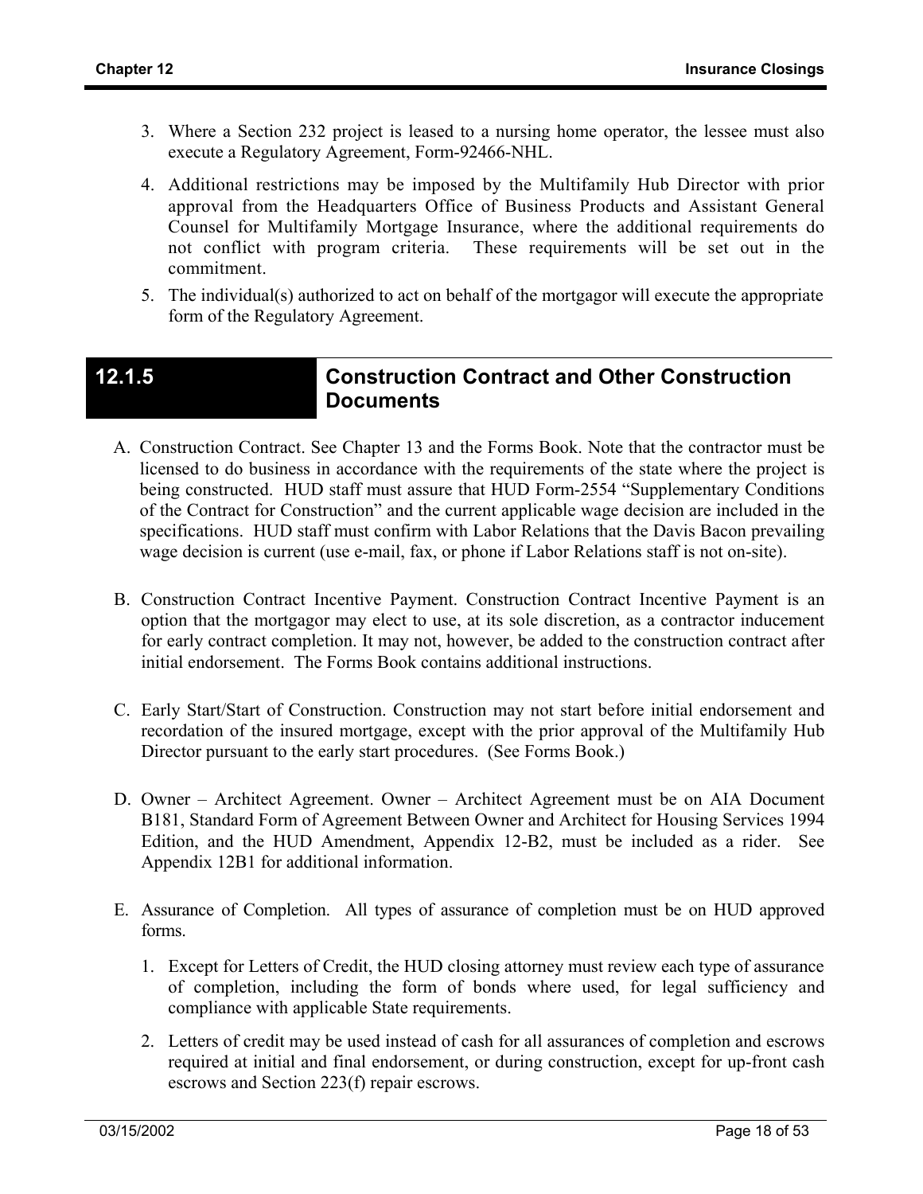3. Where a Section 232 project is leased to a nursing home operator, the lessee must also execute a Regulatory Agreement, Form-92466-NHL.
4. Additional restrictions may be imposed by the Multifamily Hub Director with prior approval from the Headquarters Office of Business Products and Assistant General Counsel for Multifamily Mortgage Insurance, where the additional requirements do not conflict with program criteria. These requirements will be set out in the commitment.
5. The individual(s) authorized to act on behalf of the mortgagor will execute the appropriate form of the Regulatory Agreement.

## 12.1.5 Construction Contract and Other Construction Documents

A. Construction Contract. See Chapter 13 and the Forms Book. Note that the contractor must be licensed to do business in accordance with the requirements of the state where the project is being constructed. HUD staff must assure that HUD Form-2554 "Supplementary Conditions of the Contract for Construction" and the current applicable wage decision are included in the specifications. HUD staff must confirm with Labor Relations that the Davis Bacon prevailing wage decision is current (use e-mail, fax, or phone if Labor Relations staff is not on-site).

B. Construction Contract Incentive Payment. Construction Contract Incentive Payment is an option that the mortgagor may elect to use, at its sole discretion, as a contractor inducement for early contract completion. It may not, however, be added to the construction contract after initial endorsement. The Forms Book contains additional instructions.

C. Early Start/Start of Construction. Construction may not start before initial endorsement and recordation of the insured mortgage, except with the prior approval of the Multifamily Hub Director pursuant to the early start procedures. (See Forms Book.)

D. Owner – Architect Agreement. Owner – Architect Agreement must be on AIA Document B181, Standard Form of Agreement Between Owner and Architect for Housing Services 1994 Edition, and the HUD Amendment, Appendix 12-B2, must be included as a rider. See Appendix 12B1 for additional information.

E. Assurance of Completion. All types of assurance of completion must be on HUD approved forms.

1. Except for Letters of Credit, the HUD closing attorney must review each type of assurance of completion, including the form of bonds where used, for legal sufficiency and compliance with applicable State requirements.
2. Letters of credit may be used instead of cash for all assurances of completion and escrows required at initial and final endorsement, or during construction, except for up-front cash escrows and Section 223(f) repair escrows.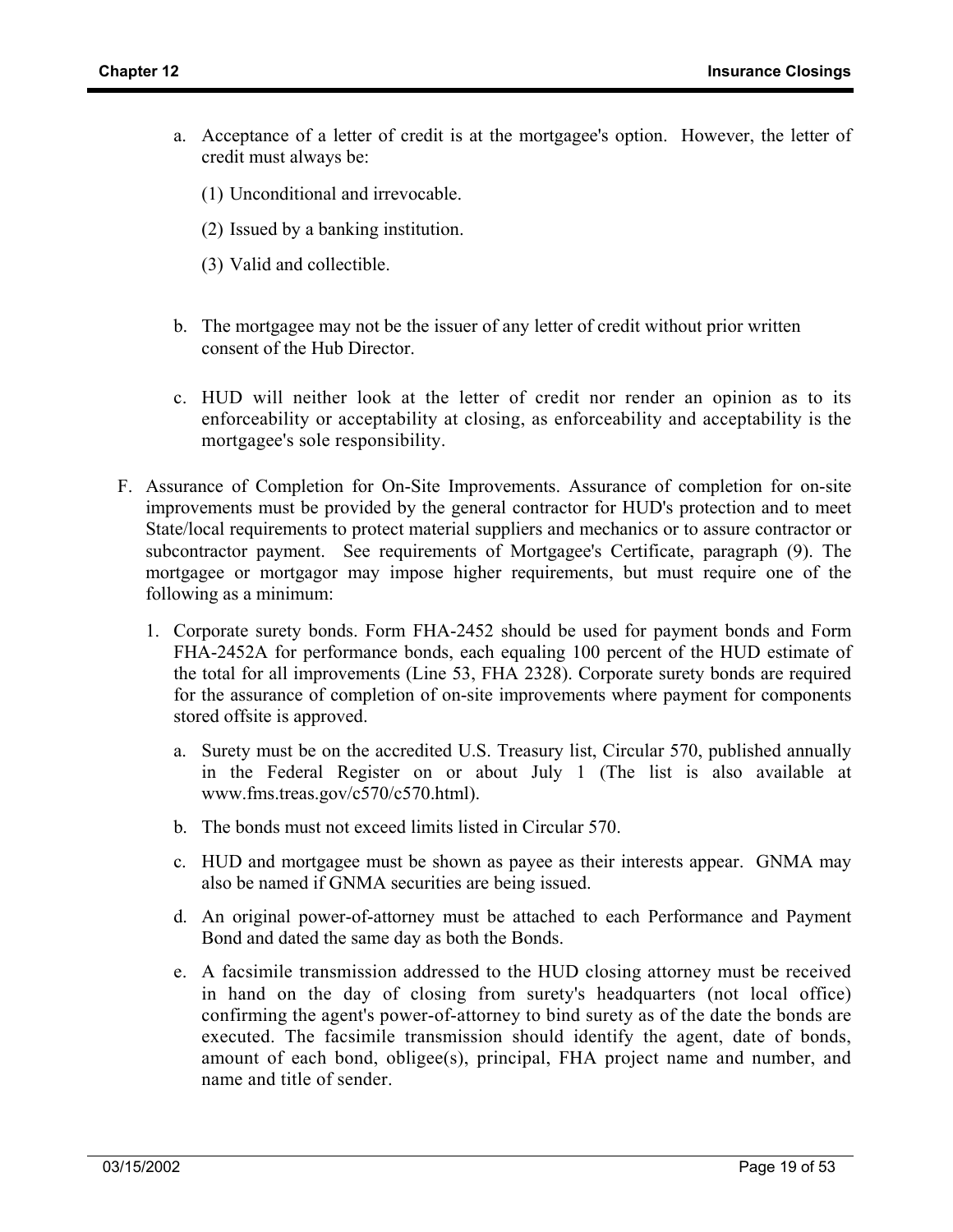a. Acceptance of a letter of credit is at the mortgagee's option. However, the letter of credit must always be:

   (1) Unconditional and irrevocable.

   (2) Issued by a banking institution.

   (3) Valid and collectible.

b. The mortgagee may not be the issuer of any letter of credit without prior written consent of the Hub Director.

c. HUD will neither look at the letter of credit nor render an opinion as to its enforceability or acceptability at closing, as enforceability and acceptability is the mortgagee's sole responsibility.

F. Assurance of Completion for On-Site Improvements. Assurance of completion for on-site improvements must be provided by the general contractor for HUD's protection and to meet State/local requirements to protect material suppliers and mechanics or to assure contractor or subcontractor payment. See requirements of Mortgagee's Certificate, paragraph (9). The mortgagee or mortgagor may impose higher requirements, but must require one of the following as a minimum:

1. Corporate surety bonds. Form FHA-2452 should be used for payment bonds and Form FHA-2452A for performance bonds, each equaling 100 percent of the HUD estimate of the total for all improvements (Line 53, FHA 2328). Corporate surety bonds are required for the assurance of completion of on-site improvements where payment for components stored offsite is approved.

   a. Surety must be on the accredited U.S. Treasury list, Circular 570, published annually in the Federal Register on or about July 1 (The list is also available at www.fms.treas.gov/c570/c570.html).

   b. The bonds must not exceed limits listed in Circular 570.

   c. HUD and mortgagee must be shown as payee as their interests appear. GNMA may also be named if GNMA securities are being issued.

   d. An original power-of-attorney must be attached to each Performance and Payment Bond and dated the same day as both the Bonds.

   e. A facsimile transmission addressed to the HUD closing attorney must be received in hand on the day of closing from surety's headquarters (not local office) confirming the agent's power-of-attorney to bind surety as of the date the bonds are executed. The facsimile transmission should identify the agent, date of bonds, amount of each bond, obligee(s), principal, FHA project name and number, and name and title of sender.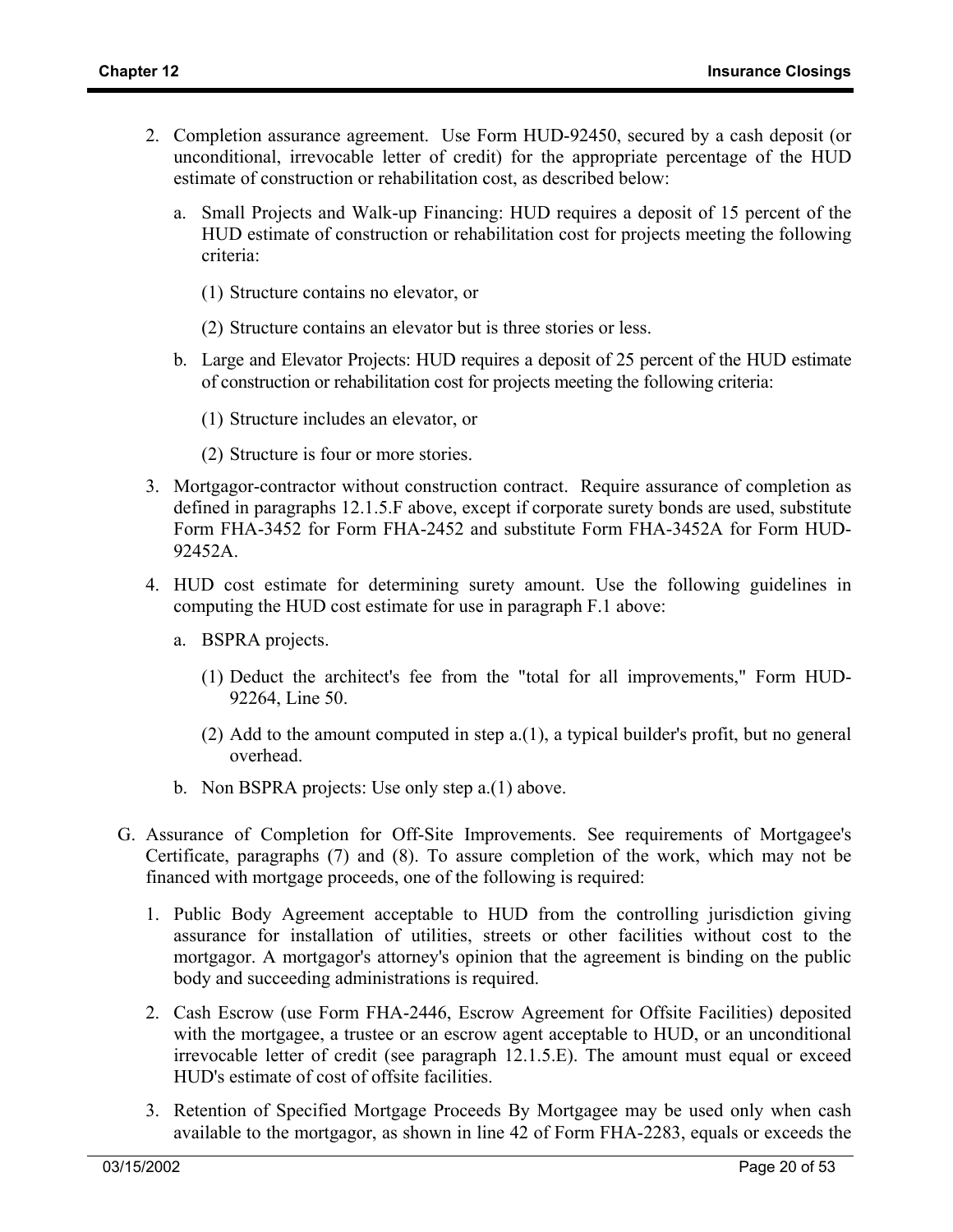2. Completion assurance agreement. Use Form HUD-92450, secured by a cash deposit (or unconditional, irrevocable letter of credit) for the appropriate percentage of the HUD estimate of construction or rehabilitation cost, as described below:

   a. Small Projects and Walk-up Financing: HUD requires a deposit of 15 percent of the HUD estimate of construction or rehabilitation cost for projects meeting the following criteria:

      (1) Structure contains no elevator, or

      (2) Structure contains an elevator but is three stories or less.

   b. Large and Elevator Projects: HUD requires a deposit of 25 percent of the HUD estimate of construction or rehabilitation cost for projects meeting the following criteria:

      (1) Structure includes an elevator, or

      (2) Structure is four or more stories.

3. Mortgagor-contractor without construction contract. Require assurance of completion as defined in paragraphs 12.1.5.F above, except if corporate surety bonds are used, substitute Form FHA-3452 for Form FHA-2452 and substitute Form FHA-3452A for Form HUD-92452A.

4. HUD cost estimate for determining surety amount. Use the following guidelines in computing the HUD cost estimate for use in paragraph F.1 above:

   a. BSPRA projects.

      (1) Deduct the architect's fee from the "total for all improvements," Form HUD-92264, Line 50.

      (2) Add to the amount computed in step a.(1), a typical builder's profit, but no general overhead.

   b. Non BSPRA projects: Use only step a.(1) above.

G. Assurance of Completion for Off-Site Improvements. See requirements of Mortgagee's Certificate, paragraphs (7) and (8). To assure completion of the work, which may not be financed with mortgage proceeds, one of the following is required:

1. Public Body Agreement acceptable to HUD from the controlling jurisdiction giving assurance for installation of utilities, streets or other facilities without cost to the mortgagor. A mortgagor's attorney's opinion that the agreement is binding on the public body and succeeding administrations is required.

2. Cash Escrow (use Form FHA-2446, Escrow Agreement for Offsite Facilities) deposited with the mortgagee, a trustee or an escrow agent acceptable to HUD, or an unconditional irrevocable letter of credit (see paragraph 12.1.5.E). The amount must equal or exceed HUD's estimate of cost of offsite facilities.

3. Retention of Specified Mortgage Proceeds By Mortgagee may be used only when cash available to the mortgagor, as shown in line 42 of Form FHA-2283, equals or exceeds the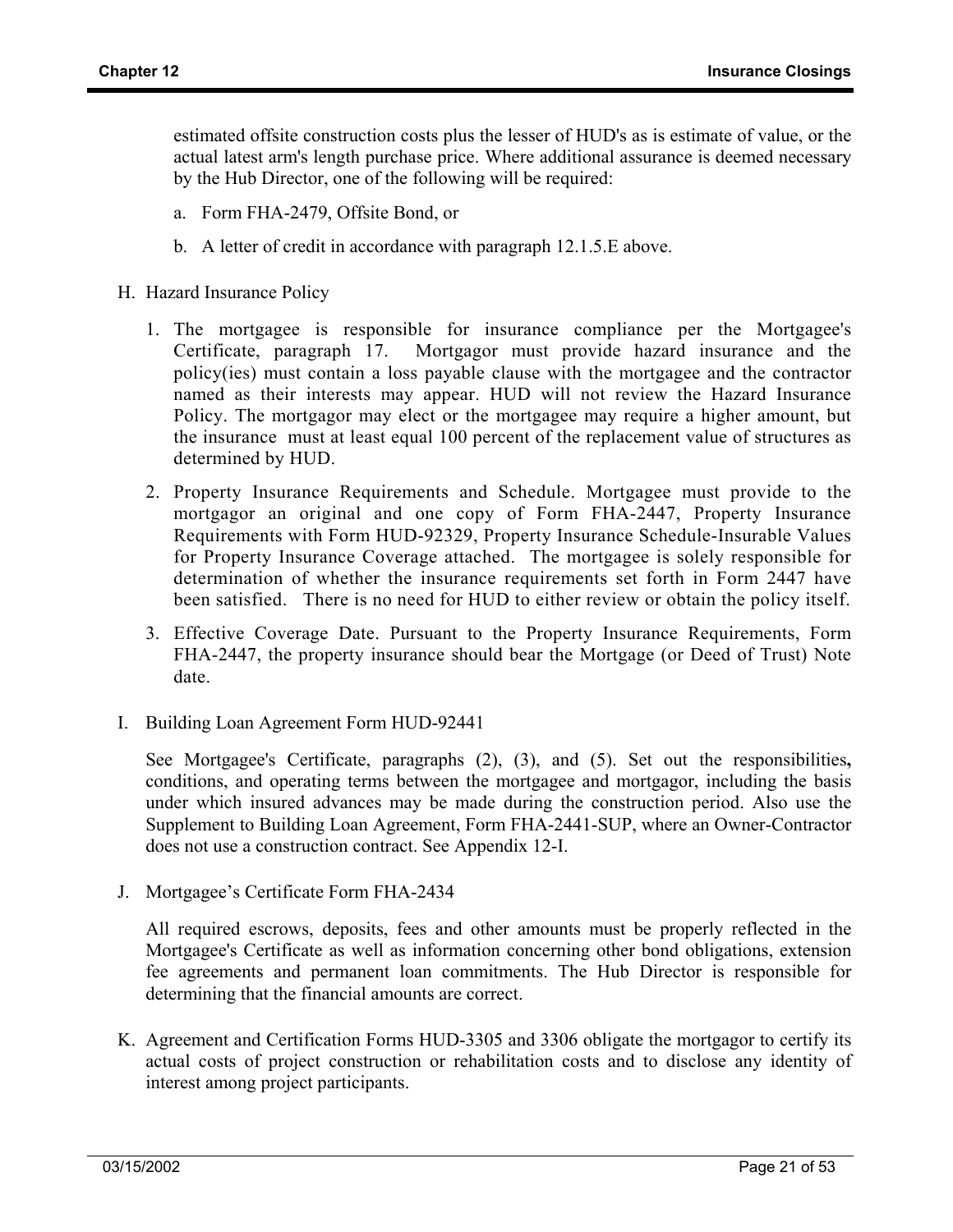estimated offsite construction costs plus the lesser of HUD's as is estimate of value, or the actual latest arm's length purchase price. Where additional assurance is deemed necessary by the Hub Director, one of the following will be required:

a. Form FHA-2479, Offsite Bond, or

b. A letter of credit in accordance with paragraph 12.1.5.E above.

H. Hazard Insurance Policy

1. The mortgagee is responsible for insurance compliance per the Mortgagee's Certificate, paragraph 17. Mortgagor must provide hazard insurance and the policy(ies) must contain a loss payable clause with the mortgagee and the contractor named as their interests may appear. HUD will not review the Hazard Insurance Policy. The mortgagor may elect or the mortgagee may require a higher amount, but the insurance must at least equal 100 percent of the replacement value of structures as determined by HUD.

2. Property Insurance Requirements and Schedule. Mortgagee must provide to the mortgagor an original and one copy of Form FHA-2447, Property Insurance Requirements with Form HUD-92329, Property Insurance Schedule-Insurable Values for Property Insurance Coverage attached. The mortgagee is solely responsible for determination of whether the insurance requirements set forth in Form 2447 have been satisfied. There is no need for HUD to either review or obtain the policy itself.

3. Effective Coverage Date. Pursuant to the Property Insurance Requirements, Form FHA-2447, the property insurance should bear the Mortgage (or Deed of Trust) Note date.

I. Building Loan Agreement Form HUD-92441

See Mortgagee's Certificate, paragraphs (2), (3), and (5). Set out the responsibilities**,** conditions, and operating terms between the mortgagee and mortgagor, including the basis under which insured advances may be made during the construction period. Also use the Supplement to Building Loan Agreement, Form FHA-2441-SUP, where an Owner-Contractor does not use a construction contract. See Appendix 12-I.

J. Mortgagee's Certificate Form FHA-2434

All required escrows, deposits, fees and other amounts must be properly reflected in the Mortgagee's Certificate as well as information concerning other bond obligations, extension fee agreements and permanent loan commitments. The Hub Director is responsible for determining that the financial amounts are correct.

K. Agreement and Certification Forms HUD-3305 and 3306 obligate the mortgagor to certify its actual costs of project construction or rehabilitation costs and to disclose any identity of interest among project participants.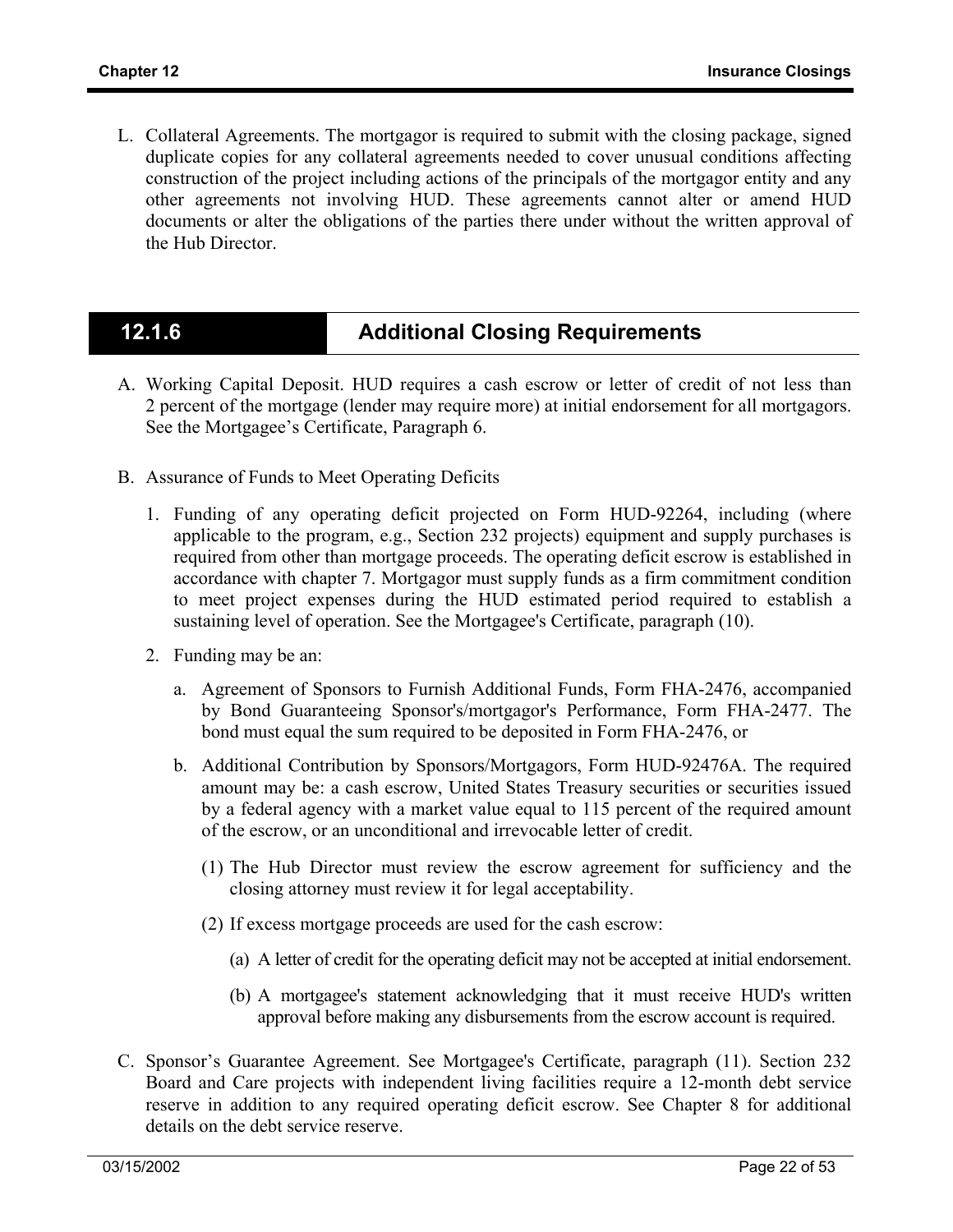L. Collateral Agreements. The mortgagor is required to submit with the closing package, signed duplicate copies for any collateral agreements needed to cover unusual conditions affecting construction of the project including actions of the principals of the mortgagor entity and any other agreements not involving HUD. These agreements cannot alter or amend HUD documents or alter the obligations of the parties there under without the written approval of the Hub Director.

## 12.1.6 Additional Closing Requirements

A. Working Capital Deposit. HUD requires a cash escrow or letter of credit of not less than 2 percent of the mortgage (lender may require more) at initial endorsement for all mortgagors. See the Mortgagee's Certificate, Paragraph 6.

B. Assurance of Funds to Meet Operating Deficits

1. Funding of any operating deficit projected on Form HUD-92264, including (where applicable to the program, e.g., Section 232 projects) equipment and supply purchases is required from other than mortgage proceeds. The operating deficit escrow is established in accordance with chapter 7. Mortgagor must supply funds as a firm commitment condition to meet project expenses during the HUD estimated period required to establish a sustaining level of operation. See the Mortgagee's Certificate, paragraph (10).

2. Funding may be an:

   a. Agreement of Sponsors to Furnish Additional Funds, Form FHA-2476, accompanied by Bond Guaranteeing Sponsor's/mortgagor's Performance, Form FHA-2477. The bond must equal the sum required to be deposited in Form FHA-2476, or

   b. Additional Contribution by Sponsors/Mortgagors, Form HUD-92476A. The required amount may be: a cash escrow, United States Treasury securities or securities issued by a federal agency with a market value equal to 115 percent of the required amount of the escrow, or an unconditional and irrevocable letter of credit.

      (1) The Hub Director must review the escrow agreement for sufficiency and the closing attorney must review it for legal acceptability.

      (2) If excess mortgage proceeds are used for the cash escrow:

         (a) A letter of credit for the operating deficit may not be accepted at initial endorsement.

         (b) A mortgagee's statement acknowledging that it must receive HUD's written approval before making any disbursements from the escrow account is required.

C. Sponsor's Guarantee Agreement. See Mortgagee's Certificate, paragraph (11). Section 232 Board and Care projects with independent living facilities require a 12-month debt service reserve in addition to any required operating deficit escrow. See Chapter 8 for additional details on the debt service reserve.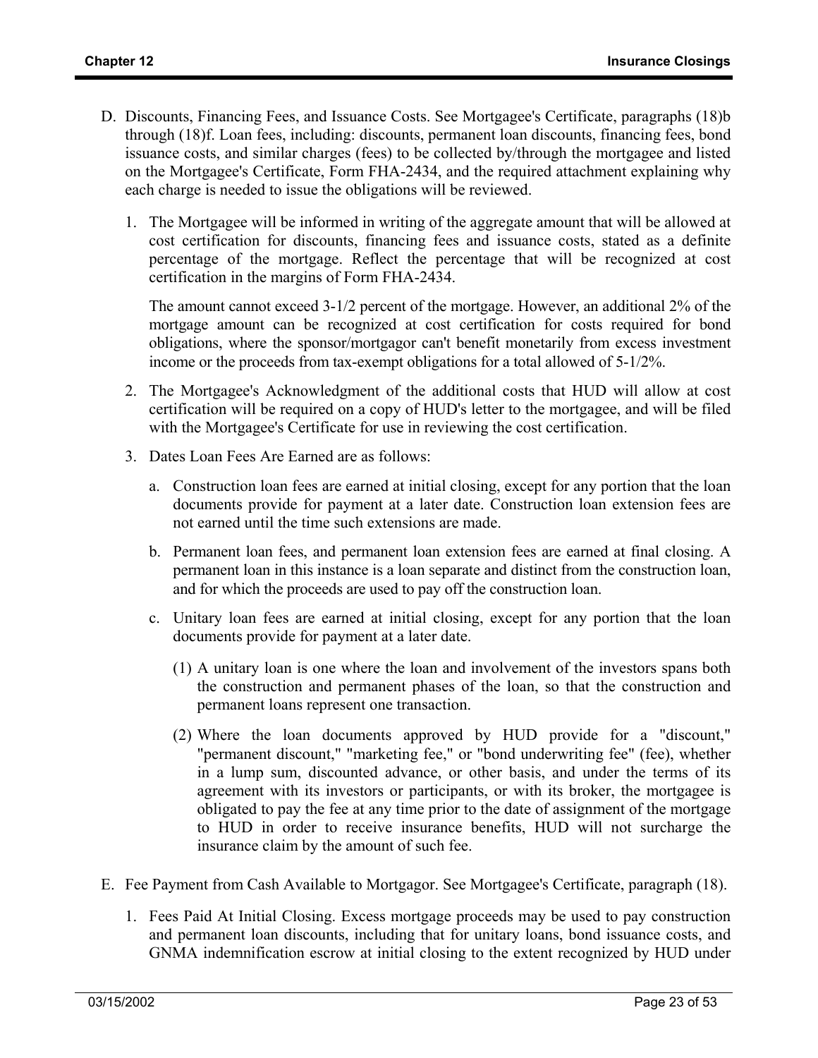D. Discounts, Financing Fees, and Issuance Costs. See Mortgagee's Certificate, paragraphs (18)b through (18)f. Loan fees, including: discounts, permanent loan discounts, financing fees, bond issuance costs, and similar charges (fees) to be collected by/through the mortgagee and listed on the Mortgagee's Certificate, Form FHA-2434, and the required attachment explaining why each charge is needed to issue the obligations will be reviewed.

   1. The Mortgagee will be informed in writing of the aggregate amount that will be allowed at cost certification for discounts, financing fees and issuance costs, stated as a definite percentage of the mortgage. Reflect the percentage that will be recognized at cost certification in the margins of Form FHA-2434.

      The amount cannot exceed 3-1/2 percent of the mortgage. However, an additional 2% of the mortgage amount can be recognized at cost certification for costs required for bond obligations, where the sponsor/mortgagor can't benefit monetarily from excess investment income or the proceeds from tax-exempt obligations for a total allowed of 5-1/2%.

   2. The Mortgagee's Acknowledgment of the additional costs that HUD will allow at cost certification will be required on a copy of HUD's letter to the mortgagee, and will be filed with the Mortgagee's Certificate for use in reviewing the cost certification.

   3. Dates Loan Fees Are Earned are as follows:

      a. Construction loan fees are earned at initial closing, except for any portion that the loan documents provide for payment at a later date. Construction loan extension fees are not earned until the time such extensions are made.

      b. Permanent loan fees, and permanent loan extension fees are earned at final closing. A permanent loan in this instance is a loan separate and distinct from the construction loan, and for which the proceeds are used to pay off the construction loan.

      c. Unitary loan fees are earned at initial closing, except for any portion that the loan documents provide for payment at a later date.

         (1) A unitary loan is one where the loan and involvement of the investors spans both the construction and permanent phases of the loan, so that the construction and permanent loans represent one transaction.

         (2) Where the loan documents approved by HUD provide for a "discount," "permanent discount," "marketing fee," or "bond underwriting fee" (fee), whether in a lump sum, discounted advance, or other basis, and under the terms of its agreement with its investors or participants, or with its broker, the mortgagee is obligated to pay the fee at any time prior to the date of assignment of the mortgage to HUD in order to receive insurance benefits, HUD will not surcharge the insurance claim by the amount of such fee.

E. Fee Payment from Cash Available to Mortgagor. See Mortgagee's Certificate, paragraph (18).

   1. Fees Paid At Initial Closing. Excess mortgage proceeds may be used to pay construction and permanent loan discounts, including that for unitary loans, bond issuance costs, and GNMA indemnification escrow at initial closing to the extent recognized by HUD under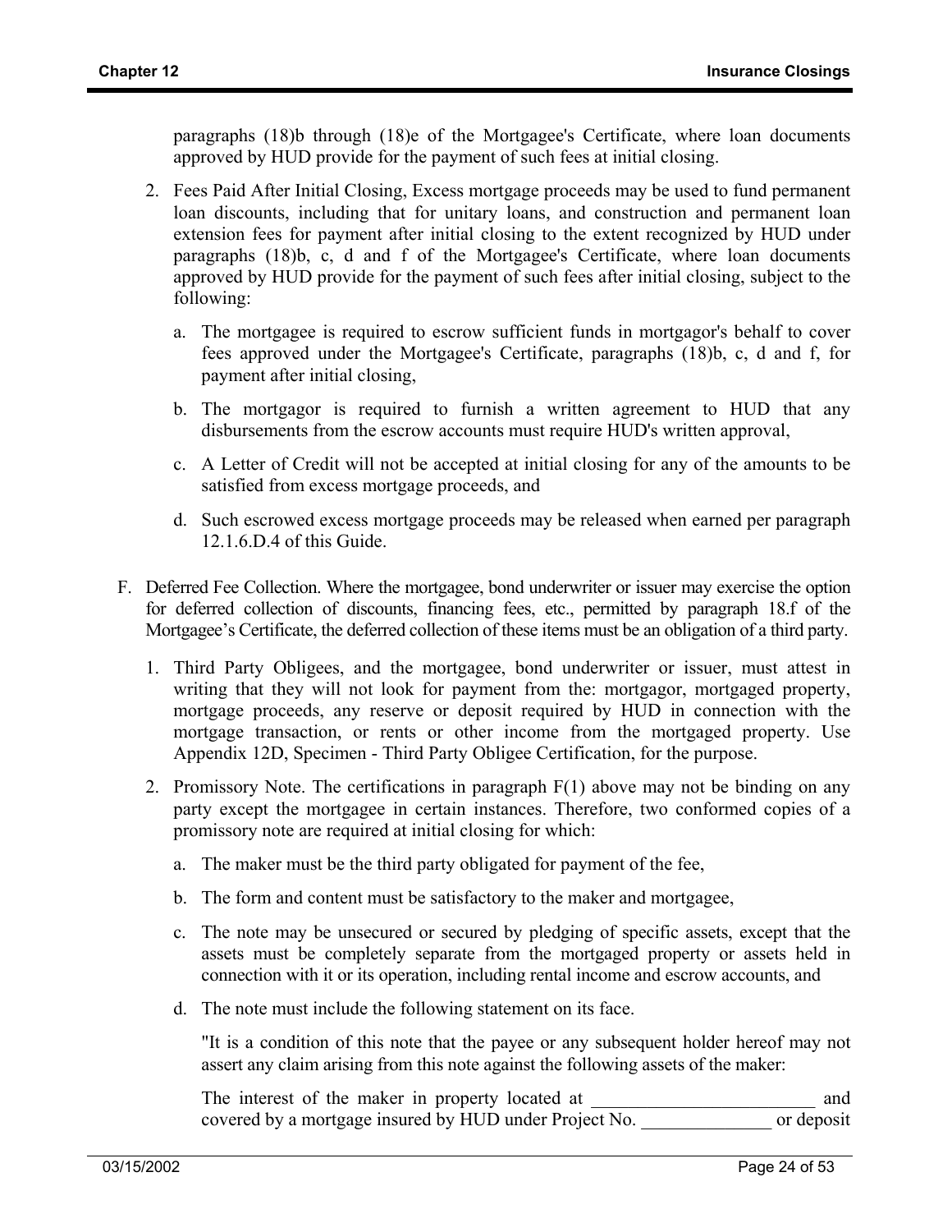paragraphs (18)b through (18)e of the Mortgagee's Certificate, where loan documents approved by HUD provide for the payment of such fees at initial closing.

2. Fees Paid After Initial Closing, Excess mortgage proceeds may be used to fund permanent loan discounts, including that for unitary loans, and construction and permanent loan extension fees for payment after initial closing to the extent recognized by HUD under paragraphs (18)b, c, d and f of the Mortgagee's Certificate, where loan documents approved by HUD provide for the payment of such fees after initial closing, subject to the following:

   a. The mortgagee is required to escrow sufficient funds in mortgagor's behalf to cover fees approved under the Mortgagee's Certificate, paragraphs (18)b, c, d and f, for payment after initial closing,

   b. The mortgagor is required to furnish a written agreement to HUD that any disbursements from the escrow accounts must require HUD's written approval,

   c. A Letter of Credit will not be accepted at initial closing for any of the amounts to be satisfied from excess mortgage proceeds, and

   d. Such escrowed excess mortgage proceeds may be released when earned per paragraph 12.1.6.D.4 of this Guide.

F. Deferred Fee Collection. Where the mortgagee, bond underwriter or issuer may exercise the option for deferred collection of discounts, financing fees, etc., permitted by paragraph 18.f of the Mortgagee's Certificate, the deferred collection of these items must be an obligation of a third party.

   1. Third Party Obligees, and the mortgagee, bond underwriter or issuer, must attest in writing that they will not look for payment from the: mortgagor, mortgaged property, mortgage proceeds, any reserve or deposit required by HUD in connection with the mortgage transaction, or rents or other income from the mortgaged property. Use Appendix 12D, Specimen - Third Party Obligee Certification, for the purpose.

   2. Promissory Note. The certifications in paragraph F(1) above may not be binding on any party except the mortgagee in certain instances. Therefore, two conformed copies of a promissory note are required at initial closing for which:

      a. The maker must be the third party obligated for payment of the fee,

      b. The form and content must be satisfactory to the maker and mortgagee,

      c. The note may be unsecured or secured by pledging of specific assets, except that the assets must be completely separate from the mortgaged property or assets held in connection with it or its operation, including rental income and escrow accounts, and

      d. The note must include the following statement on its face.

      "It is a condition of this note that the payee or any subsequent holder hereof may not assert any claim arising from this note against the following assets of the maker:

      The interest of the maker in property located at ________________________ and covered by a mortgage insured by HUD under Project No. ______________ or deposit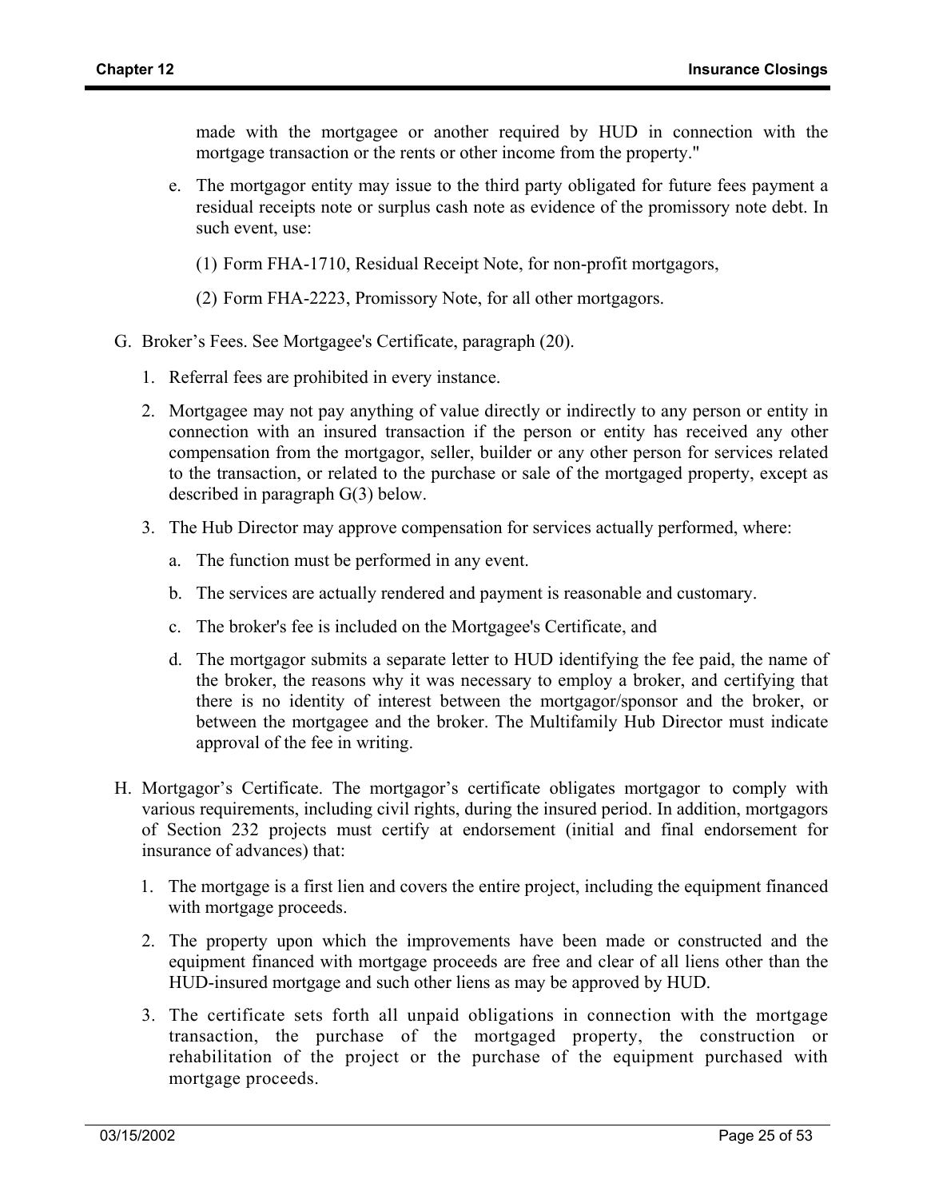made with the mortgagee or another required by HUD in connection with the mortgage transaction or the rents or other income from the property."

e. The mortgagor entity may issue to the third party obligated for future fees payment a residual receipts note or surplus cash note as evidence of the promissory note debt. In such event, use:

   (1) Form FHA-1710, Residual Receipt Note, for non-profit mortgagors,

   (2) Form FHA-2223, Promissory Note, for all other mortgagors.

G. Broker's Fees. See Mortgagee's Certificate, paragraph (20).

   1. Referral fees are prohibited in every instance.

   2. Mortgagee may not pay anything of value directly or indirectly to any person or entity in connection with an insured transaction if the person or entity has received any other compensation from the mortgagor, seller, builder or any other person for services related to the transaction, or related to the purchase or sale of the mortgaged property, except as described in paragraph G(3) below.

   3. The Hub Director may approve compensation for services actually performed, where:

      a. The function must be performed in any event.

      b. The services are actually rendered and payment is reasonable and customary.

      c. The broker's fee is included on the Mortgagee's Certificate, and

      d. The mortgagor submits a separate letter to HUD identifying the fee paid, the name of the broker, the reasons why it was necessary to employ a broker, and certifying that there is no identity of interest between the mortgagor/sponsor and the broker, or between the mortgagee and the broker. The Multifamily Hub Director must indicate approval of the fee in writing.

H. Mortgagor's Certificate. The mortgagor's certificate obligates mortgagor to comply with various requirements, including civil rights, during the insured period. In addition, mortgagors of Section 232 projects must certify at endorsement (initial and final endorsement for insurance of advances) that:

   1. The mortgage is a first lien and covers the entire project, including the equipment financed with mortgage proceeds.

   2. The property upon which the improvements have been made or constructed and the equipment financed with mortgage proceeds are free and clear of all liens other than the HUD-insured mortgage and such other liens as may be approved by HUD.

   3. The certificate sets forth all unpaid obligations in connection with the mortgage transaction, the purchase of the mortgaged property, the construction or rehabilitation of the project or the purchase of the equipment purchased with mortgage proceeds.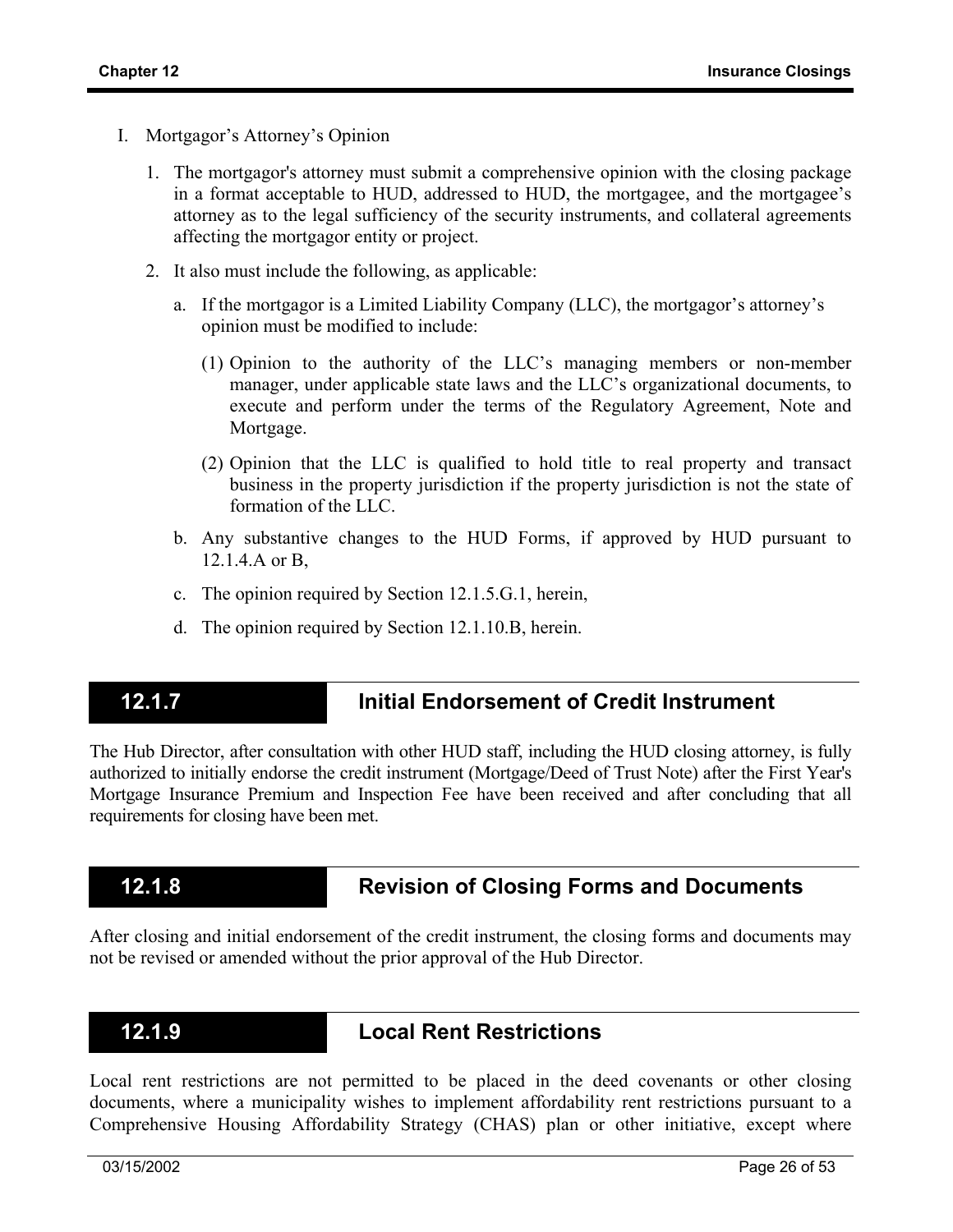I. Mortgagor's Attorney's Opinion

1. The mortgagor's attorney must submit a comprehensive opinion with the closing package in a format acceptable to HUD, addressed to HUD, the mortgagee, and the mortgagee's attorney as to the legal sufficiency of the security instruments, and collateral agreements affecting the mortgagor entity or project.

2. It also must include the following, as applicable:

   a. If the mortgagor is a Limited Liability Company (LLC), the mortgagor's attorney's opinion must be modified to include:

      (1) Opinion to the authority of the LLC's managing members or non-member manager, under applicable state laws and the LLC's organizational documents, to execute and perform under the terms of the Regulatory Agreement, Note and Mortgage.

      (2) Opinion that the LLC is qualified to hold title to real property and transact business in the property jurisdiction if the property jurisdiction is not the state of formation of the LLC.

   b. Any substantive changes to the HUD Forms, if approved by HUD pursuant to 12.1.4.A or B,

   c. The opinion required by Section 12.1.5.G.1, herein,

   d. The opinion required by Section 12.1.10.B, herein.

## 12.1.7 Initial Endorsement of Credit Instrument

The Hub Director, after consultation with other HUD staff, including the HUD closing attorney, is fully authorized to initially endorse the credit instrument (Mortgage/Deed of Trust Note) after the First Year's Mortgage Insurance Premium and Inspection Fee have been received and after concluding that all requirements for closing have been met.

## 12.1.8 Revision of Closing Forms and Documents

After closing and initial endorsement of the credit instrument, the closing forms and documents may not be revised or amended without the prior approval of the Hub Director.

## 12.1.9 Local Rent Restrictions

Local rent restrictions are not permitted to be placed in the deed covenants or other closing documents, where a municipality wishes to implement affordability rent restrictions pursuant to a Comprehensive Housing Affordability Strategy (CHAS) plan or other initiative, except where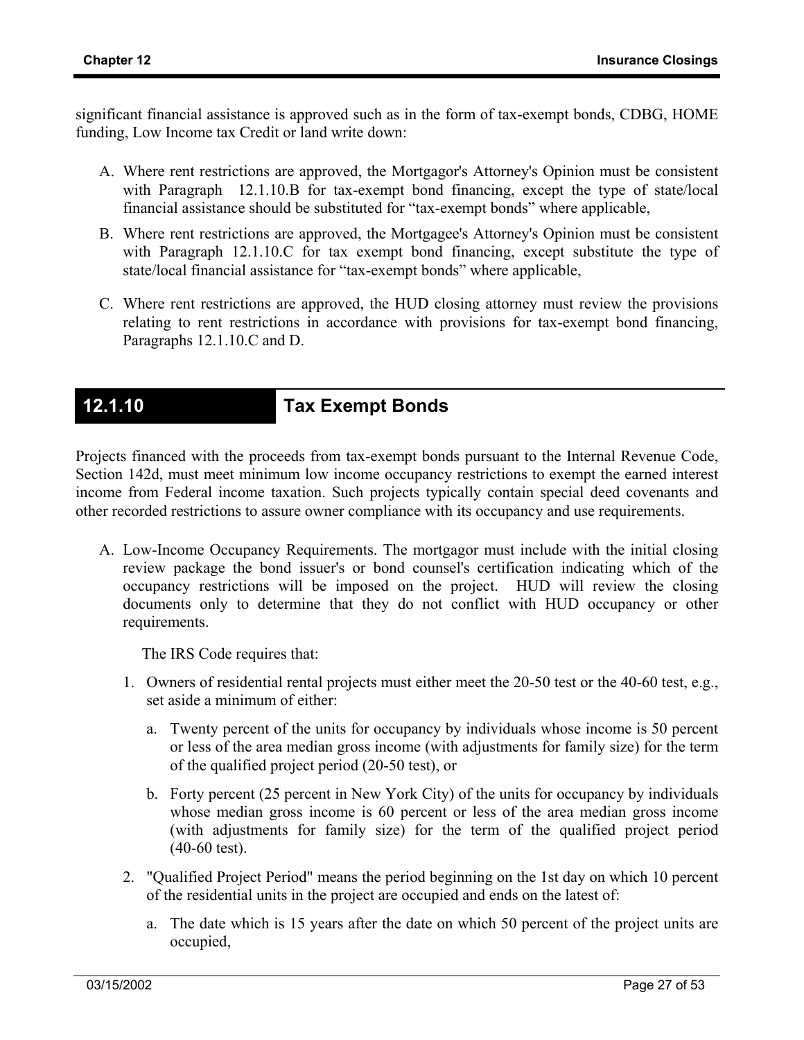significant financial assistance is approved such as in the form of tax-exempt bonds, CDBG, HOME funding, Low Income tax Credit or land write down:

A. Where rent restrictions are approved, the Mortgagor's Attorney's Opinion must be consistent with Paragraph 12.1.10.B for tax-exempt bond financing, except the type of state/local financial assistance should be substituted for "tax-exempt bonds" where applicable,

B. Where rent restrictions are approved, the Mortgagee's Attorney's Opinion must be consistent with Paragraph 12.1.10.C for tax exempt bond financing, except substitute the type of state/local financial assistance for "tax-exempt bonds" where applicable,

C. Where rent restrictions are approved, the HUD closing attorney must review the provisions relating to rent restrictions in accordance with provisions for tax-exempt bond financing, Paragraphs 12.1.10.C and D.

## 12.1.10 Tax Exempt Bonds

Projects financed with the proceeds from tax-exempt bonds pursuant to the Internal Revenue Code, Section 142d, must meet minimum low income occupancy restrictions to exempt the earned interest income from Federal income taxation. Such projects typically contain special deed covenants and other recorded restrictions to assure owner compliance with its occupancy and use requirements.

A. Low-Income Occupancy Requirements. The mortgagor must include with the initial closing review package the bond issuer's or bond counsel's certification indicating which of the occupancy restrictions will be imposed on the project. HUD will review the closing documents only to determine that they do not conflict with HUD occupancy or other requirements.

   The IRS Code requires that:

   1. Owners of residential rental projects must either meet the 20-50 test or the 40-60 test, e.g., set aside a minimum of either:

      a. Twenty percent of the units for occupancy by individuals whose income is 50 percent or less of the area median gross income (with adjustments for family size) for the term of the qualified project period (20-50 test), or

      b. Forty percent (25 percent in New York City) of the units for occupancy by individuals whose median gross income is 60 percent or less of the area median gross income (with adjustments for family size) for the term of the qualified project period (40-60 test).

   2. "Qualified Project Period" means the period beginning on the 1st day on which 10 percent of the residential units in the project are occupied and ends on the latest of:

      a. The date which is 15 years after the date on which 50 percent of the project units are occupied,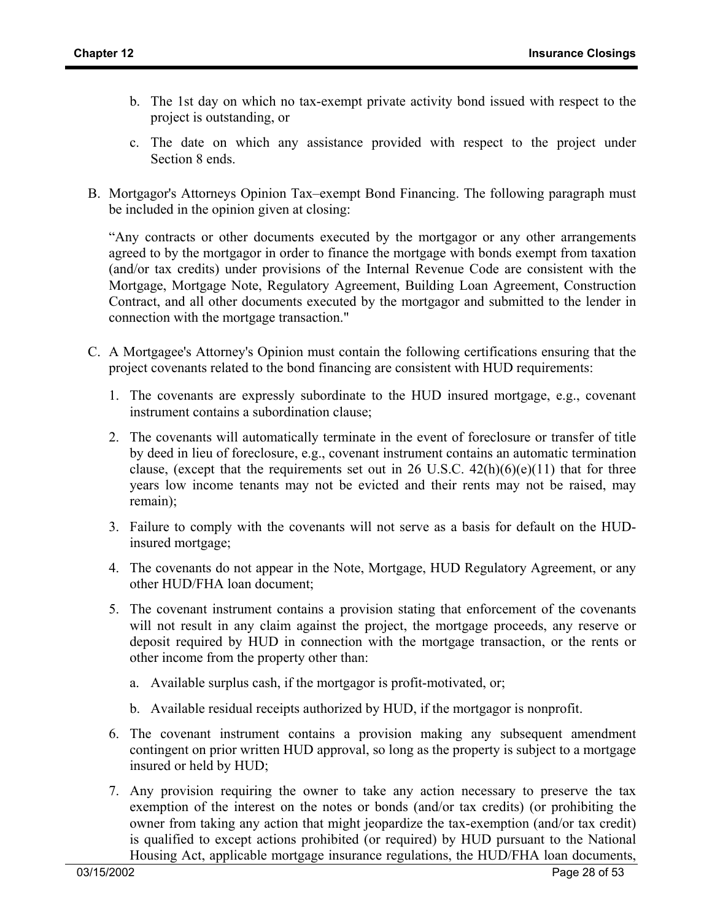b. The 1st day on which no tax-exempt private activity bond issued with respect to the project is outstanding, or

c. The date on which any assistance provided with respect to the project under Section 8 ends.

B. Mortgagor's Attorneys Opinion Tax–exempt Bond Financing. The following paragraph must be included in the opinion given at closing:

"Any contracts or other documents executed by the mortgagor or any other arrangements agreed to by the mortgagor in order to finance the mortgage with bonds exempt from taxation (and/or tax credits) under provisions of the Internal Revenue Code are consistent with the Mortgage, Mortgage Note, Regulatory Agreement, Building Loan Agreement, Construction Contract, and all other documents executed by the mortgagor and submitted to the lender in connection with the mortgage transaction."

C. A Mortgagee's Attorney's Opinion must contain the following certifications ensuring that the project covenants related to the bond financing are consistent with HUD requirements:

1. The covenants are expressly subordinate to the HUD insured mortgage, e.g., covenant instrument contains a subordination clause;

2. The covenants will automatically terminate in the event of foreclosure or transfer of title by deed in lieu of foreclosure, e.g., covenant instrument contains an automatic termination clause, (except that the requirements set out in 26 U.S.C. 42(h)(6)(e)(11) that for three years low income tenants may not be evicted and their rents may not be raised, may remain);

3. Failure to comply with the covenants will not serve as a basis for default on the HUD-insured mortgage;

4. The covenants do not appear in the Note, Mortgage, HUD Regulatory Agreement, or any other HUD/FHA loan document;

5. The covenant instrument contains a provision stating that enforcement of the covenants will not result in any claim against the project, the mortgage proceeds, any reserve or deposit required by HUD in connection with the mortgage transaction, or the rents or other income from the property other than:

   a. Available surplus cash, if the mortgagor is profit-motivated, or;

   b. Available residual receipts authorized by HUD, if the mortgagor is nonprofit.

6. The covenant instrument contains a provision making any subsequent amendment contingent on prior written HUD approval, so long as the property is subject to a mortgage insured or held by HUD;

7. Any provision requiring the owner to take any action necessary to preserve the tax exemption of the interest on the notes or bonds (and/or tax credits) (or prohibiting the owner from taking any action that might jeopardize the tax-exemption (and/or tax credit) is qualified to except actions prohibited (or required) by HUD pursuant to the National Housing Act, applicable mortgage insurance regulations, the HUD/FHA loan documents,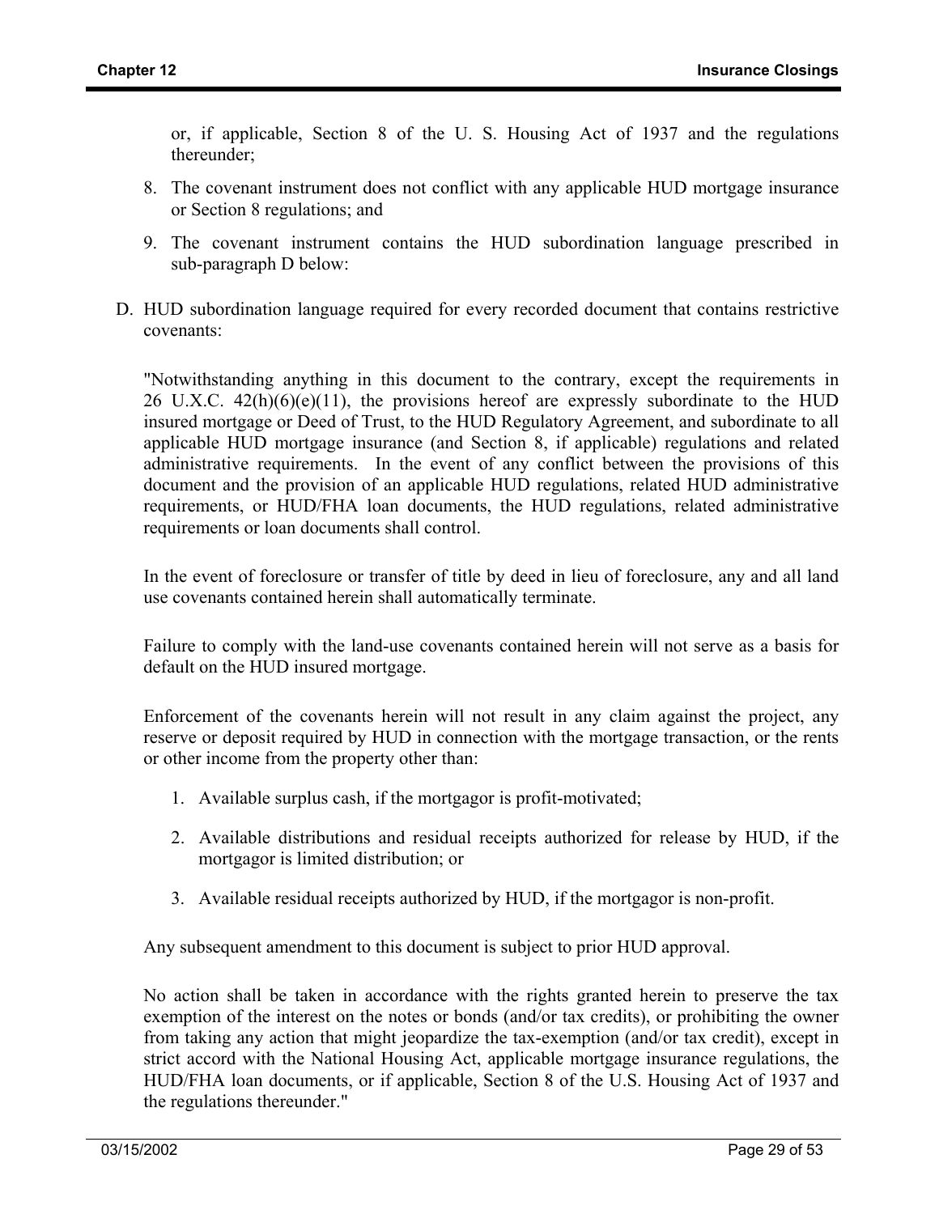or, if applicable, Section 8 of the U. S. Housing Act of 1937 and the regulations thereunder;

8. The covenant instrument does not conflict with any applicable HUD mortgage insurance or Section 8 regulations; and
9. The covenant instrument contains the HUD subordination language prescribed in sub-paragraph D below:

D. HUD subordination language required for every recorded document that contains restrictive covenants:

"Notwithstanding anything in this document to the contrary, except the requirements in 26 U.X.C. 42(h)(6)(e)(11), the provisions hereof are expressly subordinate to the HUD insured mortgage or Deed of Trust, to the HUD Regulatory Agreement, and subordinate to all applicable HUD mortgage insurance (and Section 8, if applicable) regulations and related administrative requirements. In the event of any conflict between the provisions of this document and the provision of an applicable HUD regulations, related HUD administrative requirements, or HUD/FHA loan documents, the HUD regulations, related administrative requirements or loan documents shall control.

In the event of foreclosure or transfer of title by deed in lieu of foreclosure, any and all land use covenants contained herein shall automatically terminate.

Failure to comply with the land-use covenants contained herein will not serve as a basis for default on the HUD insured mortgage.

Enforcement of the covenants herein will not result in any claim against the project, any reserve or deposit required by HUD in connection with the mortgage transaction, or the rents or other income from the property other than:

1. Available surplus cash, if the mortgagor is profit-motivated;
2. Available distributions and residual receipts authorized for release by HUD, if the mortgagor is limited distribution; or
3. Available residual receipts authorized by HUD, if the mortgagor is non-profit.

Any subsequent amendment to this document is subject to prior HUD approval.

No action shall be taken in accordance with the rights granted herein to preserve the tax exemption of the interest on the notes or bonds (and/or tax credits), or prohibiting the owner from taking any action that might jeopardize the tax-exemption (and/or tax credit), except in strict accord with the National Housing Act, applicable mortgage insurance regulations, the HUD/FHA loan documents, or if applicable, Section 8 of the U.S. Housing Act of 1937 and the regulations thereunder."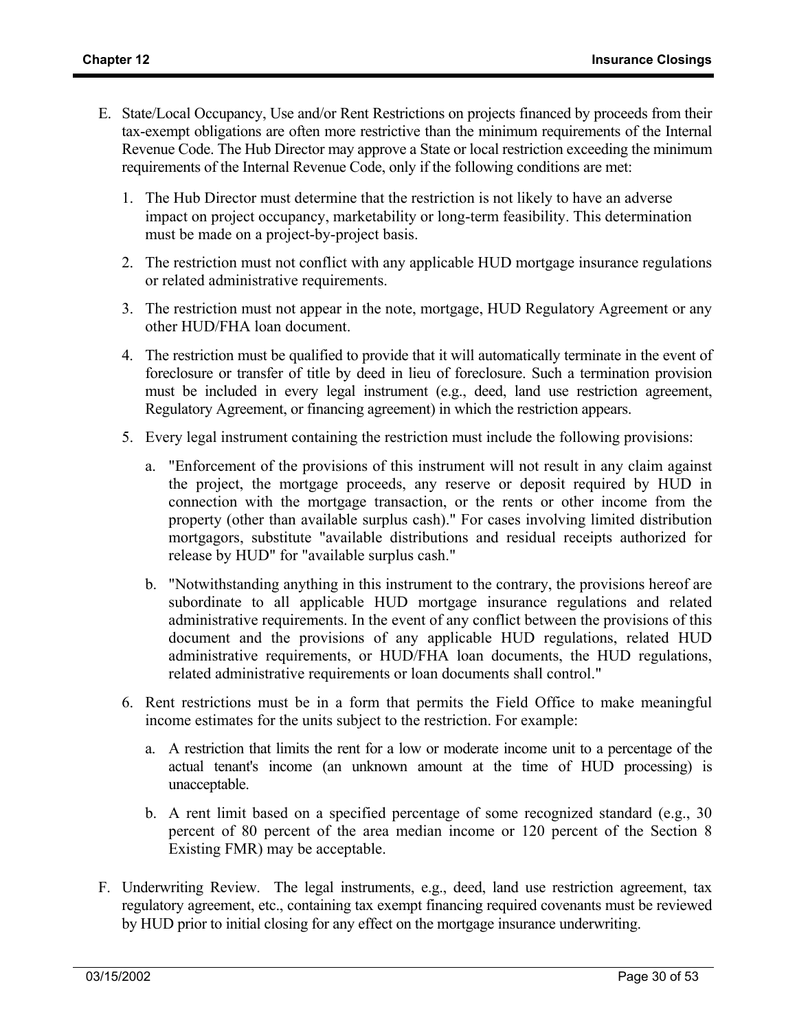E. State/Local Occupancy, Use and/or Rent Restrictions on projects financed by proceeds from their tax-exempt obligations are often more restrictive than the minimum requirements of the Internal Revenue Code. The Hub Director may approve a State or local restriction exceeding the minimum requirements of the Internal Revenue Code, only if the following conditions are met:

   1. The Hub Director must determine that the restriction is not likely to have an adverse impact on project occupancy, marketability or long-term feasibility. This determination must be made on a project-by-project basis.

   2. The restriction must not conflict with any applicable HUD mortgage insurance regulations or related administrative requirements.

   3. The restriction must not appear in the note, mortgage, HUD Regulatory Agreement or any other HUD/FHA loan document.

   4. The restriction must be qualified to provide that it will automatically terminate in the event of foreclosure or transfer of title by deed in lieu of foreclosure. Such a termination provision must be included in every legal instrument (e.g., deed, land use restriction agreement, Regulatory Agreement, or financing agreement) in which the restriction appears.

   5. Every legal instrument containing the restriction must include the following provisions:

      a. "Enforcement of the provisions of this instrument will not result in any claim against the project, the mortgage proceeds, any reserve or deposit required by HUD in connection with the mortgage transaction, or the rents or other income from the property (other than available surplus cash)." For cases involving limited distribution mortgagors, substitute "available distributions and residual receipts authorized for release by HUD" for "available surplus cash."

      b. "Notwithstanding anything in this instrument to the contrary, the provisions hereof are subordinate to all applicable HUD mortgage insurance regulations and related administrative requirements. In the event of any conflict between the provisions of this document and the provisions of any applicable HUD regulations, related HUD administrative requirements, or HUD/FHA loan documents, the HUD regulations, related administrative requirements or loan documents shall control."

   6. Rent restrictions must be in a form that permits the Field Office to make meaningful income estimates for the units subject to the restriction. For example:

      a. A restriction that limits the rent for a low or moderate income unit to a percentage of the actual tenant's income (an unknown amount at the time of HUD processing) is unacceptable.

      b. A rent limit based on a specified percentage of some recognized standard (e.g., 30 percent of 80 percent of the area median income or 120 percent of the Section 8 Existing FMR) may be acceptable.

F. Underwriting Review. The legal instruments, e.g., deed, land use restriction agreement, tax regulatory agreement, etc., containing tax exempt financing required covenants must be reviewed by HUD prior to initial closing for any effect on the mortgage insurance underwriting.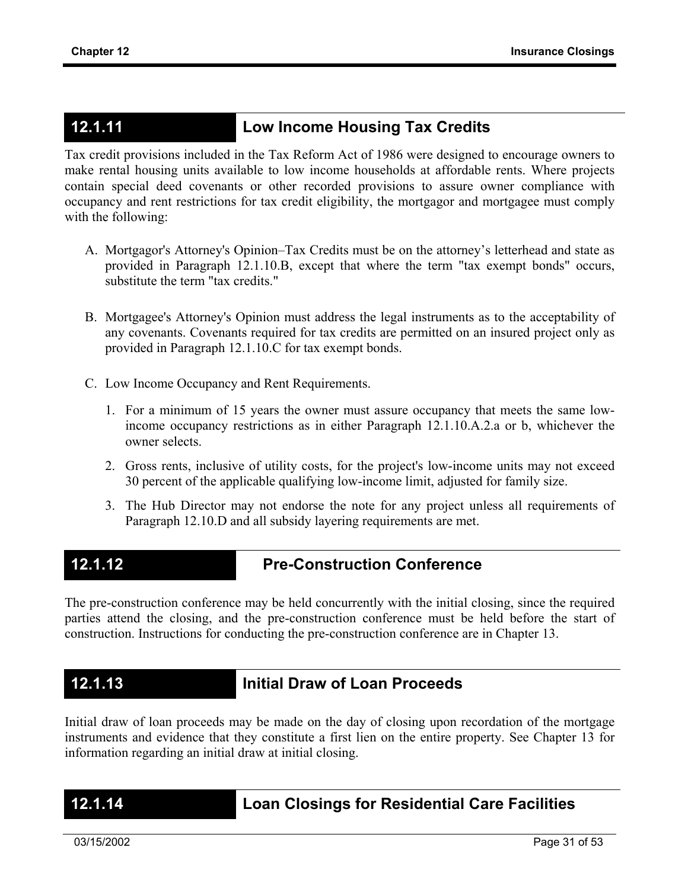## 12.1.11 Low Income Housing Tax Credits

Tax credit provisions included in the Tax Reform Act of 1986 were designed to encourage owners to make rental housing units available to low income households at affordable rents. Where projects contain special deed covenants or other recorded provisions to assure owner compliance with occupancy and rent restrictions for tax credit eligibility, the mortgagor and mortgagee must comply with the following:

A. Mortgagor's Attorney's Opinion–Tax Credits must be on the attorney's letterhead and state as provided in Paragraph 12.1.10.B, except that where the term "tax exempt bonds" occurs, substitute the term "tax credits."

B. Mortgagee's Attorney's Opinion must address the legal instruments as to the acceptability of any covenants. Covenants required for tax credits are permitted on an insured project only as provided in Paragraph 12.1.10.C for tax exempt bonds.

C. Low Income Occupancy and Rent Requirements.

   1. For a minimum of 15 years the owner must assure occupancy that meets the same low-income occupancy restrictions as in either Paragraph 12.1.10.A.2.a or b, whichever the owner selects.

   2. Gross rents, inclusive of utility costs, for the project's low-income units may not exceed 30 percent of the applicable qualifying low-income limit, adjusted for family size.

   3. The Hub Director may not endorse the note for any project unless all requirements of Paragraph 12.10.D and all subsidy layering requirements are met.

## 12.1.12 Pre-Construction Conference

The pre-construction conference may be held concurrently with the initial closing, since the required parties attend the closing, and the pre-construction conference must be held before the start of construction. Instructions for conducting the pre-construction conference are in Chapter 13.

## 12.1.13 Initial Draw of Loan Proceeds

Initial draw of loan proceeds may be made on the day of closing upon recordation of the mortgage instruments and evidence that they constitute a first lien on the entire property. See Chapter 13 for information regarding an initial draw at initial closing.

## 12.1.14 Loan Closings for Residential Care Facilities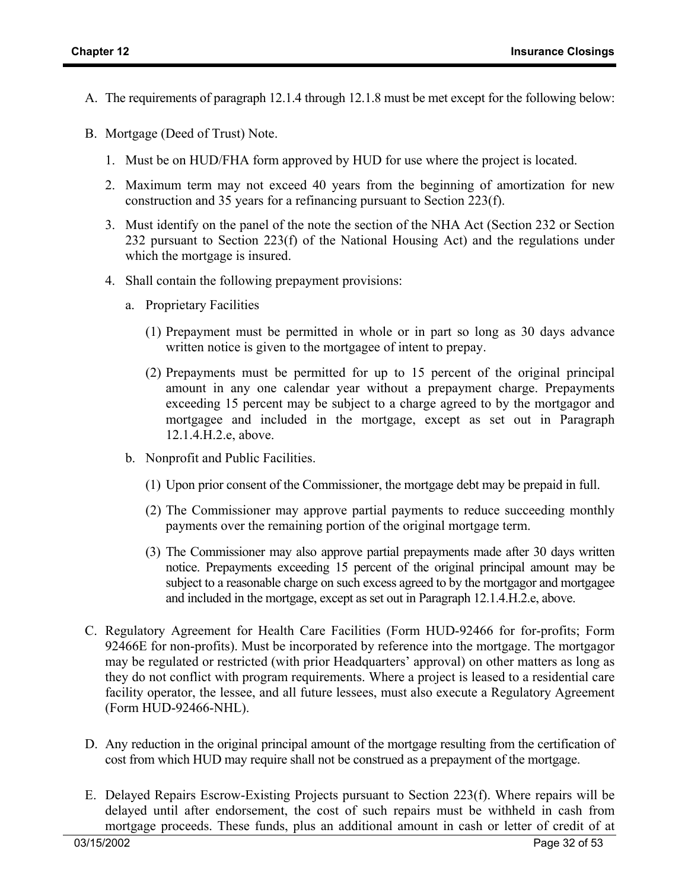A. The requirements of paragraph 12.1.4 through 12.1.8 must be met except for the following below:

B. Mortgage (Deed of Trust) Note.

   1. Must be on HUD/FHA form approved by HUD for use where the project is located.

   2. Maximum term may not exceed 40 years from the beginning of amortization for new construction and 35 years for a refinancing pursuant to Section 223(f).

   3. Must identify on the panel of the note the section of the NHA Act (Section 232 or Section 232 pursuant to Section 223(f) of the National Housing Act) and the regulations under which the mortgage is insured.

   4. Shall contain the following prepayment provisions:

      a. Proprietary Facilities

         (1) Prepayment must be permitted in whole or in part so long as 30 days advance written notice is given to the mortgagee of intent to prepay.

         (2) Prepayments must be permitted for up to 15 percent of the original principal amount in any one calendar year without a prepayment charge. Prepayments exceeding 15 percent may be subject to a charge agreed to by the mortgagor and mortgagee and included in the mortgage, except as set out in Paragraph 12.1.4.H.2.e, above.

      b. Nonprofit and Public Facilities.

         (1) Upon prior consent of the Commissioner, the mortgage debt may be prepaid in full.

         (2) The Commissioner may approve partial payments to reduce succeeding monthly payments over the remaining portion of the original mortgage term.

         (3) The Commissioner may also approve partial prepayments made after 30 days written notice. Prepayments exceeding 15 percent of the original principal amount may be subject to a reasonable charge on such excess agreed to by the mortgagor and mortgagee and included in the mortgage, except as set out in Paragraph 12.1.4.H.2.e, above.

C. Regulatory Agreement for Health Care Facilities (Form HUD-92466 for for-profits; Form 92466E for non-profits). Must be incorporated by reference into the mortgage. The mortgagor may be regulated or restricted (with prior Headquarters' approval) on other matters as long as they do not conflict with program requirements. Where a project is leased to a residential care facility operator, the lessee, and all future lessees, must also execute a Regulatory Agreement (Form HUD-92466-NHL).

D. Any reduction in the original principal amount of the mortgage resulting from the certification of cost from which HUD may require shall not be construed as a prepayment of the mortgage.

E. Delayed Repairs Escrow-Existing Projects pursuant to Section 223(f). Where repairs will be delayed until after endorsement, the cost of such repairs must be withheld in cash from mortgage proceeds. These funds, plus an additional amount in cash or letter of credit of at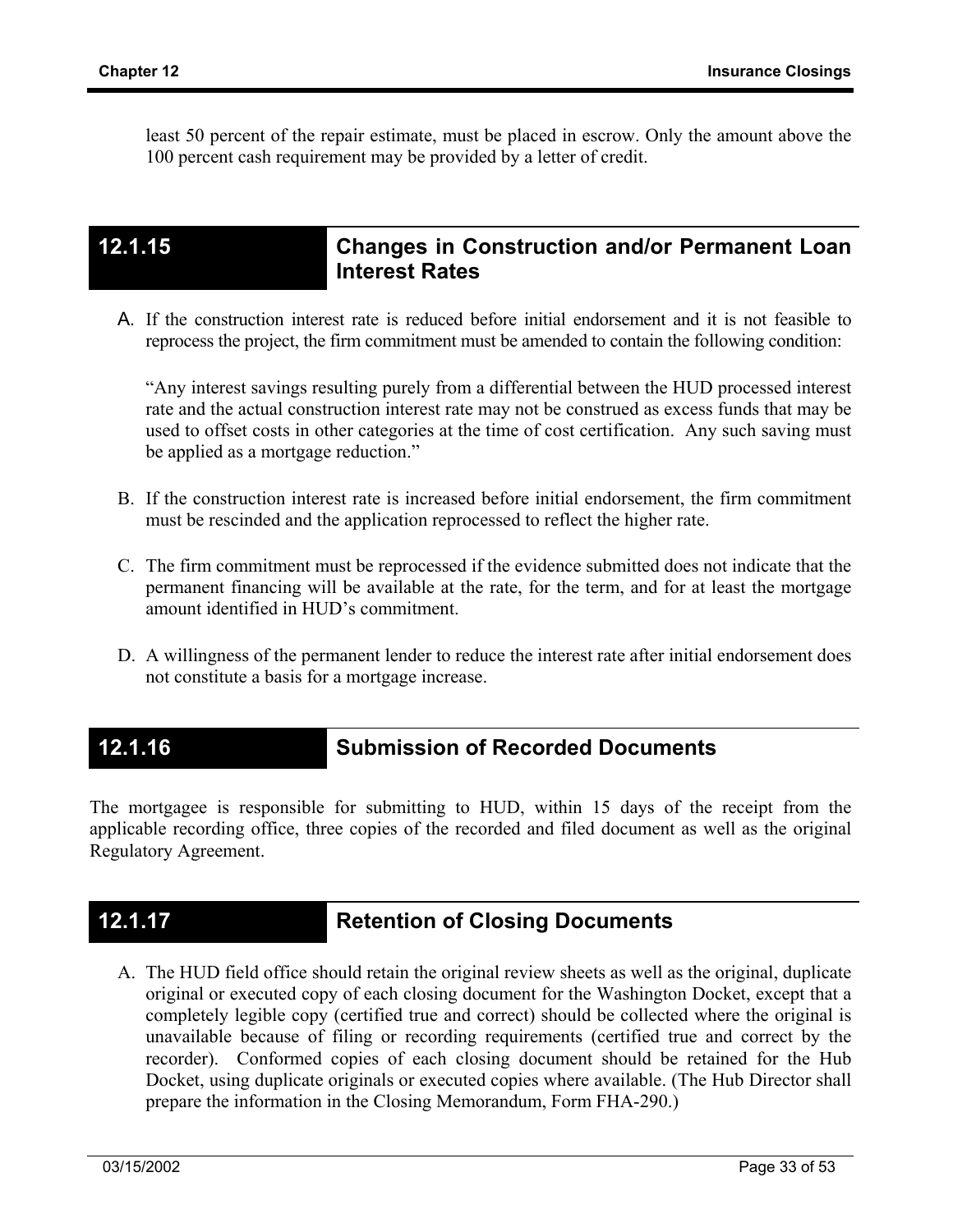least 50 percent of the repair estimate, must be placed in escrow. Only the amount above the 100 percent cash requirement may be provided by a letter of credit.

## 12.1.15 Changes in Construction and/or Permanent Loan Interest Rates

A. If the construction interest rate is reduced before initial endorsement and it is not feasible to reprocess the project, the firm commitment must be amended to contain the following condition:

   "Any interest savings resulting purely from a differential between the HUD processed interest rate and the actual construction interest rate may not be construed as excess funds that may be used to offset costs in other categories at the time of cost certification. Any such saving must be applied as a mortgage reduction."

B. If the construction interest rate is increased before initial endorsement, the firm commitment must be rescinded and the application reprocessed to reflect the higher rate.

C. The firm commitment must be reprocessed if the evidence submitted does not indicate that the permanent financing will be available at the rate, for the term, and for at least the mortgage amount identified in HUD's commitment.

D. A willingness of the permanent lender to reduce the interest rate after initial endorsement does not constitute a basis for a mortgage increase.

## 12.1.16 Submission of Recorded Documents

The mortgagee is responsible for submitting to HUD, within 15 days of the receipt from the applicable recording office, three copies of the recorded and filed document as well as the original Regulatory Agreement.

## 12.1.17 Retention of Closing Documents

A. The HUD field office should retain the original review sheets as well as the original, duplicate original or executed copy of each closing document for the Washington Docket, except that a completely legible copy (certified true and correct) should be collected where the original is unavailable because of filing or recording requirements (certified true and correct by the recorder). Conformed copies of each closing document should be retained for the Hub Docket, using duplicate originals or executed copies where available. (The Hub Director shall prepare the information in the Closing Memorandum, Form FHA-290.)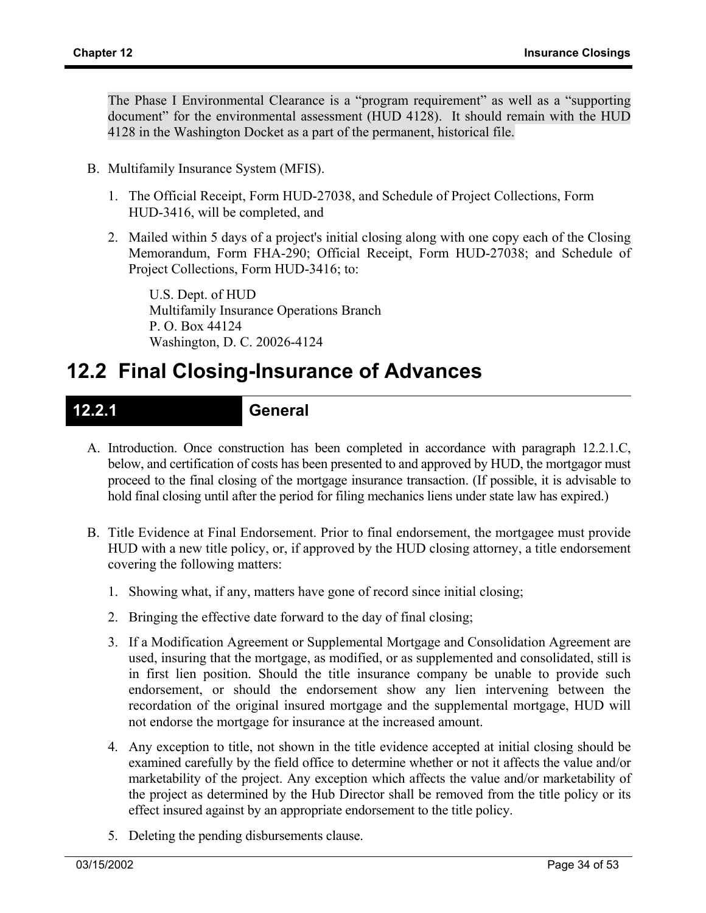The Phase I Environmental Clearance is a "program requirement" as well as a "supporting document" for the environmental assessment (HUD 4128). It should remain with the HUD 4128 in the Washington Docket as a part of the permanent, historical file.

B. Multifamily Insurance System (MFIS).

1. The Official Receipt, Form HUD-27038, and Schedule of Project Collections, Form HUD-3416, will be completed, and

2. Mailed within 5 days of a project's initial closing along with one copy each of the Closing Memorandum, Form FHA-290; Official Receipt, Form HUD-27038; and Schedule of Project Collections, Form HUD-3416; to:

   U.S. Dept. of HUD
   Multifamily Insurance Operations Branch
   P. O. Box 44124
   Washington, D. C. 20026-4124

# 12.2 Final Closing-Insurance of Advances

## 12.2.1 General

A. Introduction. Once construction has been completed in accordance with paragraph 12.2.1.C, below, and certification of costs has been presented to and approved by HUD, the mortgagor must proceed to the final closing of the mortgage insurance transaction. (If possible, it is advisable to hold final closing until after the period for filing mechanics liens under state law has expired.)

B. Title Evidence at Final Endorsement. Prior to final endorsement, the mortgagee must provide HUD with a new title policy, or, if approved by the HUD closing attorney, a title endorsement covering the following matters:

1. Showing what, if any, matters have gone of record since initial closing;

2. Bringing the effective date forward to the day of final closing;

3. If a Modification Agreement or Supplemental Mortgage and Consolidation Agreement are used, insuring that the mortgage, as modified, or as supplemented and consolidated, still is in first lien position. Should the title insurance company be unable to provide such endorsement, or should the endorsement show any lien intervening between the recordation of the original insured mortgage and the supplemental mortgage, HUD will not endorse the mortgage for insurance at the increased amount.

4. Any exception to title, not shown in the title evidence accepted at initial closing should be examined carefully by the field office to determine whether or not it affects the value and/or marketability of the project. Any exception which affects the value and/or marketability of the project as determined by the Hub Director shall be removed from the title policy or its effect insured against by an appropriate endorsement to the title policy.

5. Deleting the pending disbursements clause.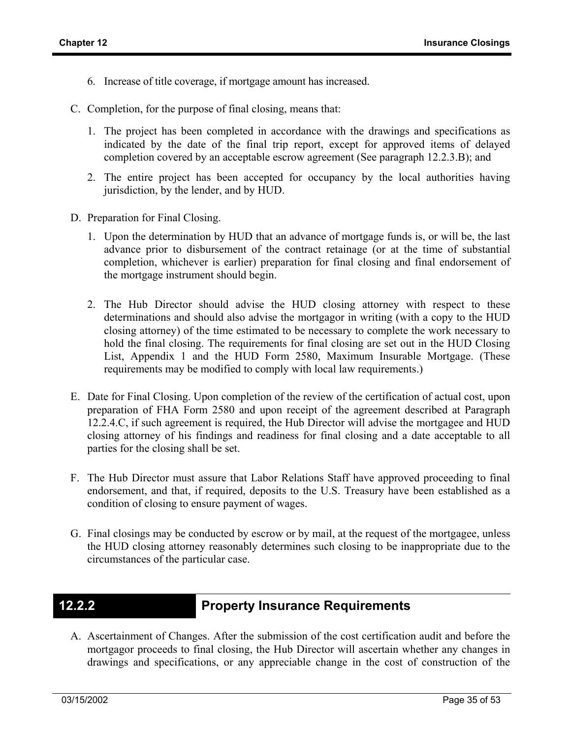6. Increase of title coverage, if mortgage amount has increased.

C. Completion, for the purpose of final closing, means that:

   1. The project has been completed in accordance with the drawings and specifications as indicated by the date of the final trip report, except for approved items of delayed completion covered by an acceptable escrow agreement (See paragraph 12.2.3.B); and

   2. The entire project has been accepted for occupancy by the local authorities having jurisdiction, by the lender, and by HUD.

D. Preparation for Final Closing.

   1. Upon the determination by HUD that an advance of mortgage funds is, or will be, the last advance prior to disbursement of the contract retainage (or at the time of substantial completion, whichever is earlier) preparation for final closing and final endorsement of the mortgage instrument should begin.

   2. The Hub Director should advise the HUD closing attorney with respect to these determinations and should also advise the mortgagor in writing (with a copy to the HUD closing attorney) of the time estimated to be necessary to complete the work necessary to hold the final closing. The requirements for final closing are set out in the HUD Closing List, Appendix 1 and the HUD Form 2580, Maximum Insurable Mortgage. (These requirements may be modified to comply with local law requirements.)

E. Date for Final Closing. Upon completion of the review of the certification of actual cost, upon preparation of FHA Form 2580 and upon receipt of the agreement described at Paragraph 12.2.4.C, if such agreement is required, the Hub Director will advise the mortgagee and HUD closing attorney of his findings and readiness for final closing and a date acceptable to all parties for the closing shall be set.

F. The Hub Director must assure that Labor Relations Staff have approved proceeding to final endorsement, and that, if required, deposits to the U.S. Treasury have been established as a condition of closing to ensure payment of wages.

G. Final closings may be conducted by escrow or by mail, at the request of the mortgagee, unless the HUD closing attorney reasonably determines such closing to be inappropriate due to the circumstances of the particular case.

## 12.2.2 Property Insurance Requirements

A. Ascertainment of Changes. After the submission of the cost certification audit and before the mortgagor proceeds to final closing, the Hub Director will ascertain whether any changes in drawings and specifications, or any appreciable change in the cost of construction of the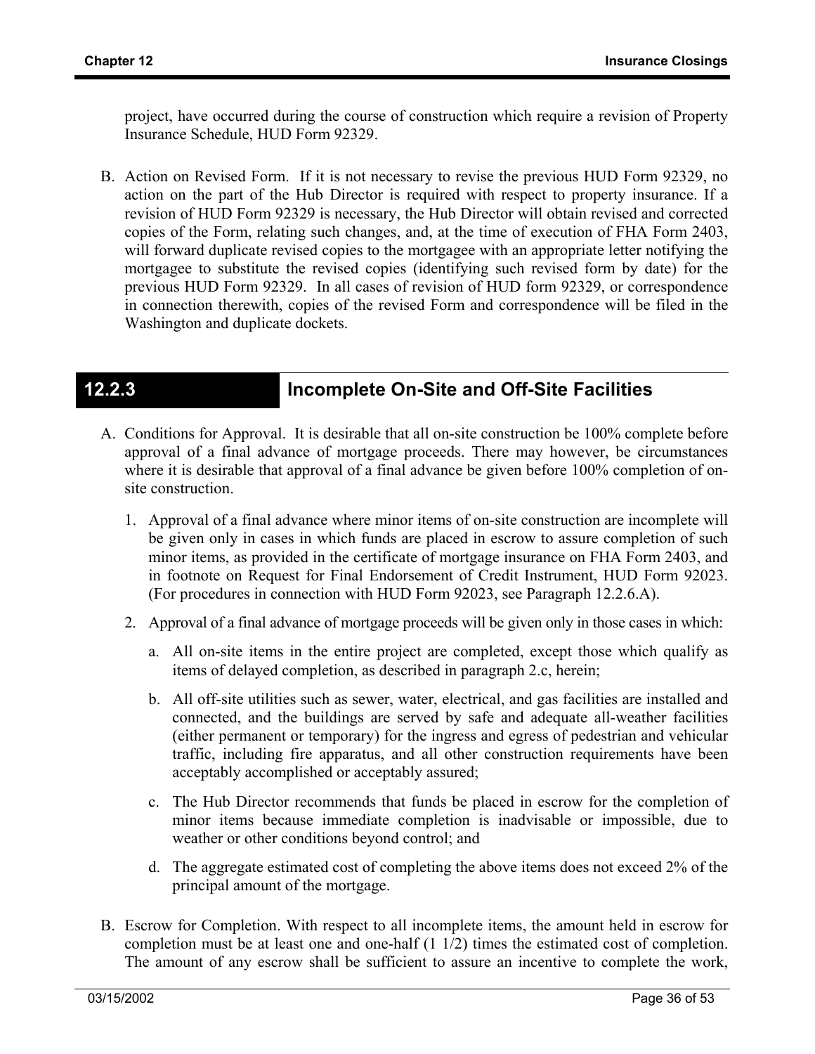project, have occurred during the course of construction which require a revision of Property Insurance Schedule, HUD Form 92329.

B. Action on Revised Form. If it is not necessary to revise the previous HUD Form 92329, no action on the part of the Hub Director is required with respect to property insurance. If a revision of HUD Form 92329 is necessary, the Hub Director will obtain revised and corrected copies of the Form, relating such changes, and, at the time of execution of FHA Form 2403, will forward duplicate revised copies to the mortgagee with an appropriate letter notifying the mortgagee to substitute the revised copies (identifying such revised form by date) for the previous HUD Form 92329. In all cases of revision of HUD form 92329, or correspondence in connection therewith, copies of the revised Form and correspondence will be filed in the Washington and duplicate dockets.

## 12.2.3 Incomplete On-Site and Off-Site Facilities

A. Conditions for Approval. It is desirable that all on-site construction be 100% complete before approval of a final advance of mortgage proceeds. There may however, be circumstances where it is desirable that approval of a final advance be given before 100% completion of on-site construction.

1. Approval of a final advance where minor items of on-site construction are incomplete will be given only in cases in which funds are placed in escrow to assure completion of such minor items, as provided in the certificate of mortgage insurance on FHA Form 2403, and in footnote on Request for Final Endorsement of Credit Instrument, HUD Form 92023. (For procedures in connection with HUD Form 92023, see Paragraph 12.2.6.A).

2. Approval of a final advance of mortgage proceeds will be given only in those cases in which:

   a. All on-site items in the entire project are completed, except those which qualify as items of delayed completion, as described in paragraph 2.c, herein;

   b. All off-site utilities such as sewer, water, electrical, and gas facilities are installed and connected, and the buildings are served by safe and adequate all-weather facilities (either permanent or temporary) for the ingress and egress of pedestrian and vehicular traffic, including fire apparatus, and all other construction requirements have been acceptably accomplished or acceptably assured;

   c. The Hub Director recommends that funds be placed in escrow for the completion of minor items because immediate completion is inadvisable or impossible, due to weather or other conditions beyond control; and

   d. The aggregate estimated cost of completing the above items does not exceed 2% of the principal amount of the mortgage.

B. Escrow for Completion. With respect to all incomplete items, the amount held in escrow for completion must be at least one and one-half (1 1/2) times the estimated cost of completion. The amount of any escrow shall be sufficient to assure an incentive to complete the work,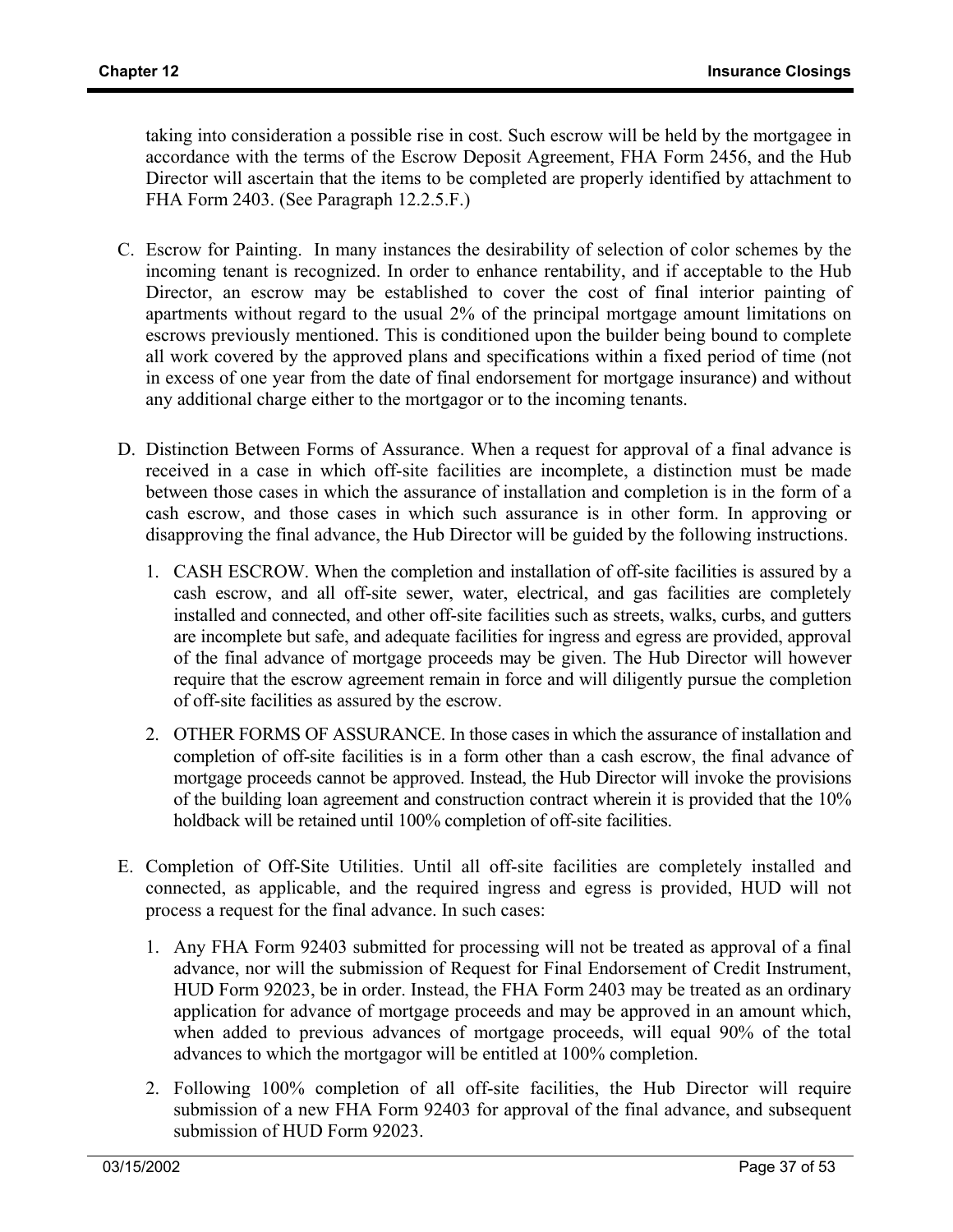taking into consideration a possible rise in cost. Such escrow will be held by the mortgagee in accordance with the terms of the Escrow Deposit Agreement, FHA Form 2456, and the Hub Director will ascertain that the items to be completed are properly identified by attachment to FHA Form 2403. (See Paragraph 12.2.5.F.)

C. Escrow for Painting. In many instances the desirability of selection of color schemes by the incoming tenant is recognized. In order to enhance rentability, and if acceptable to the Hub Director, an escrow may be established to cover the cost of final interior painting of apartments without regard to the usual 2% of the principal mortgage amount limitations on escrows previously mentioned. This is conditioned upon the builder being bound to complete all work covered by the approved plans and specifications within a fixed period of time (not in excess of one year from the date of final endorsement for mortgage insurance) and without any additional charge either to the mortgagor or to the incoming tenants.

D. Distinction Between Forms of Assurance. When a request for approval of a final advance is received in a case in which off-site facilities are incomplete, a distinction must be made between those cases in which the assurance of installation and completion is in the form of a cash escrow, and those cases in which such assurance is in other form. In approving or disapproving the final advance, the Hub Director will be guided by the following instructions.

   1. CASH ESCROW. When the completion and installation of off-site facilities is assured by a cash escrow, and all off-site sewer, water, electrical, and gas facilities are completely installed and connected, and other off-site facilities such as streets, walks, curbs, and gutters are incomplete but safe, and adequate facilities for ingress and egress are provided, approval of the final advance of mortgage proceeds may be given. The Hub Director will however require that the escrow agreement remain in force and will diligently pursue the completion of off-site facilities as assured by the escrow.

   2. OTHER FORMS OF ASSURANCE. In those cases in which the assurance of installation and completion of off-site facilities is in a form other than a cash escrow, the final advance of mortgage proceeds cannot be approved. Instead, the Hub Director will invoke the provisions of the building loan agreement and construction contract wherein it is provided that the 10% holdback will be retained until 100% completion of off-site facilities.

E. Completion of Off-Site Utilities. Until all off-site facilities are completely installed and connected, as applicable, and the required ingress and egress is provided, HUD will not process a request for the final advance. In such cases:

   1. Any FHA Form 92403 submitted for processing will not be treated as approval of a final advance, nor will the submission of Request for Final Endorsement of Credit Instrument, HUD Form 92023, be in order. Instead, the FHA Form 2403 may be treated as an ordinary application for advance of mortgage proceeds and may be approved in an amount which, when added to previous advances of mortgage proceeds, will equal 90% of the total advances to which the mortgagor will be entitled at 100% completion.

   2. Following 100% completion of all off-site facilities, the Hub Director will require submission of a new FHA Form 92403 for approval of the final advance, and subsequent submission of HUD Form 92023.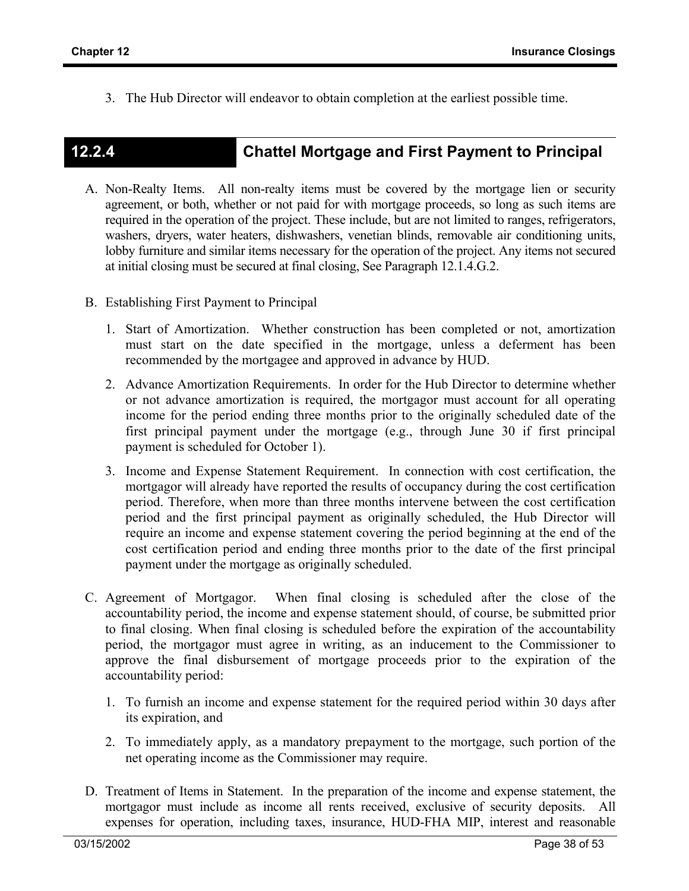3. The Hub Director will endeavor to obtain completion at the earliest possible time.

## 12.2.4 Chattel Mortgage and First Payment to Principal

A. Non-Realty Items. All non-realty items must be covered by the mortgage lien or security agreement, or both, whether or not paid for with mortgage proceeds, so long as such items are required in the operation of the project. These include, but are not limited to ranges, refrigerators, washers, dryers, water heaters, dishwashers, venetian blinds, removable air conditioning units, lobby furniture and similar items necessary for the operation of the project. Any items not secured at initial closing must be secured at final closing, See Paragraph 12.1.4.G.2.

B. Establishing First Payment to Principal

   1. Start of Amortization. Whether construction has been completed or not, amortization must start on the date specified in the mortgage, unless a deferment has been recommended by the mortgagee and approved in advance by HUD.

   2. Advance Amortization Requirements. In order for the Hub Director to determine whether or not advance amortization is required, the mortgagor must account for all operating income for the period ending three months prior to the originally scheduled date of the first principal payment under the mortgage (e.g., through June 30 if first principal payment is scheduled for October 1).

   3. Income and Expense Statement Requirement. In connection with cost certification, the mortgagor will already have reported the results of occupancy during the cost certification period. Therefore, when more than three months intervene between the cost certification period and the first principal payment as originally scheduled, the Hub Director will require an income and expense statement covering the period beginning at the end of the cost certification period and ending three months prior to the date of the first principal payment under the mortgage as originally scheduled.

C. Agreement of Mortgagor. When final closing is scheduled after the close of the accountability period, the income and expense statement should, of course, be submitted prior to final closing. When final closing is scheduled before the expiration of the accountability period, the mortgagor must agree in writing, as an inducement to the Commissioner to approve the final disbursement of mortgage proceeds prior to the expiration of the accountability period:

   1. To furnish an income and expense statement for the required period within 30 days after its expiration, and

   2. To immediately apply, as a mandatory prepayment to the mortgage, such portion of the net operating income as the Commissioner may require.

D. Treatment of Items in Statement. In the preparation of the income and expense statement, the mortgagor must include as income all rents received, exclusive of security deposits. All expenses for operation, including taxes, insurance, HUD-FHA MIP, interest and reasonable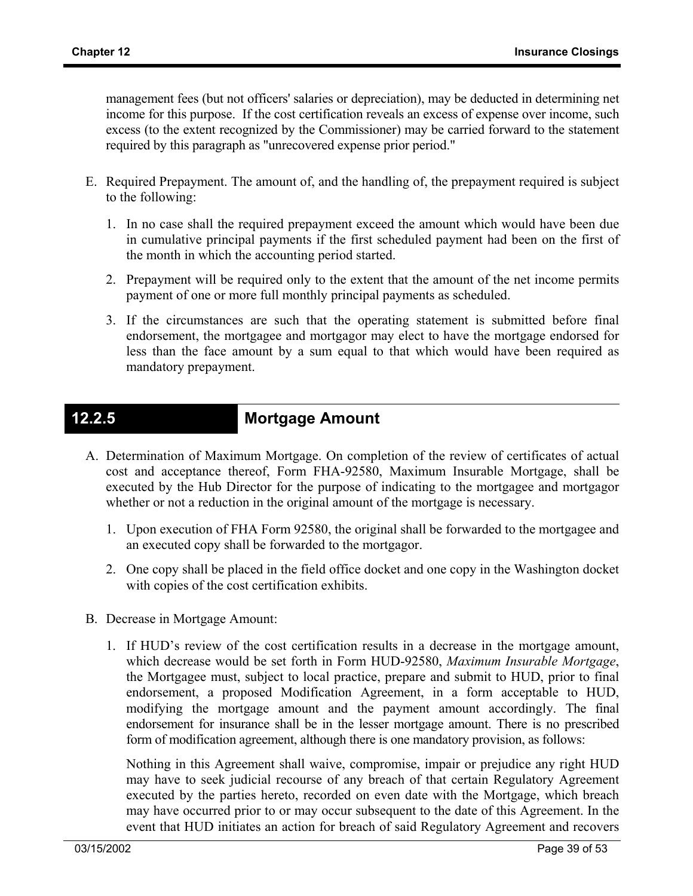management fees (but not officers' salaries or depreciation), may be deducted in determining net income for this purpose. If the cost certification reveals an excess of expense over income, such excess (to the extent recognized by the Commissioner) may be carried forward to the statement required by this paragraph as "unrecovered expense prior period."

E. Required Prepayment. The amount of, and the handling of, the prepayment required is subject to the following:

   1. In no case shall the required prepayment exceed the amount which would have been due in cumulative principal payments if the first scheduled payment had been on the first of the month in which the accounting period started.

   2. Prepayment will be required only to the extent that the amount of the net income permits payment of one or more full monthly principal payments as scheduled.

   3. If the circumstances are such that the operating statement is submitted before final endorsement, the mortgagee and mortgagor may elect to have the mortgage endorsed for less than the face amount by a sum equal to that which would have been required as mandatory prepayment.

## 12.2.5 Mortgage Amount

A. Determination of Maximum Mortgage. On completion of the review of certificates of actual cost and acceptance thereof, Form FHA-92580, Maximum Insurable Mortgage, shall be executed by the Hub Director for the purpose of indicating to the mortgagee and mortgagor whether or not a reduction in the original amount of the mortgage is necessary.

   1. Upon execution of FHA Form 92580, the original shall be forwarded to the mortgagee and an executed copy shall be forwarded to the mortgagor.

   2. One copy shall be placed in the field office docket and one copy in the Washington docket with copies of the cost certification exhibits.

B. Decrease in Mortgage Amount:

   1. If HUD's review of the cost certification results in a decrease in the mortgage amount, which decrease would be set forth in Form HUD-92580, *Maximum Insurable Mortgage*, the Mortgagee must, subject to local practice, prepare and submit to HUD, prior to final endorsement, a proposed Modification Agreement, in a form acceptable to HUD, modifying the mortgage amount and the payment amount accordingly. The final endorsement for insurance shall be in the lesser mortgage amount. There is no prescribed form of modification agreement, although there is one mandatory provision, as follows:

      Nothing in this Agreement shall waive, compromise, impair or prejudice any right HUD may have to seek judicial recourse of any breach of that certain Regulatory Agreement executed by the parties hereto, recorded on even date with the Mortgage, which breach may have occurred prior to or may occur subsequent to the date of this Agreement. In the event that HUD initiates an action for breach of said Regulatory Agreement and recovers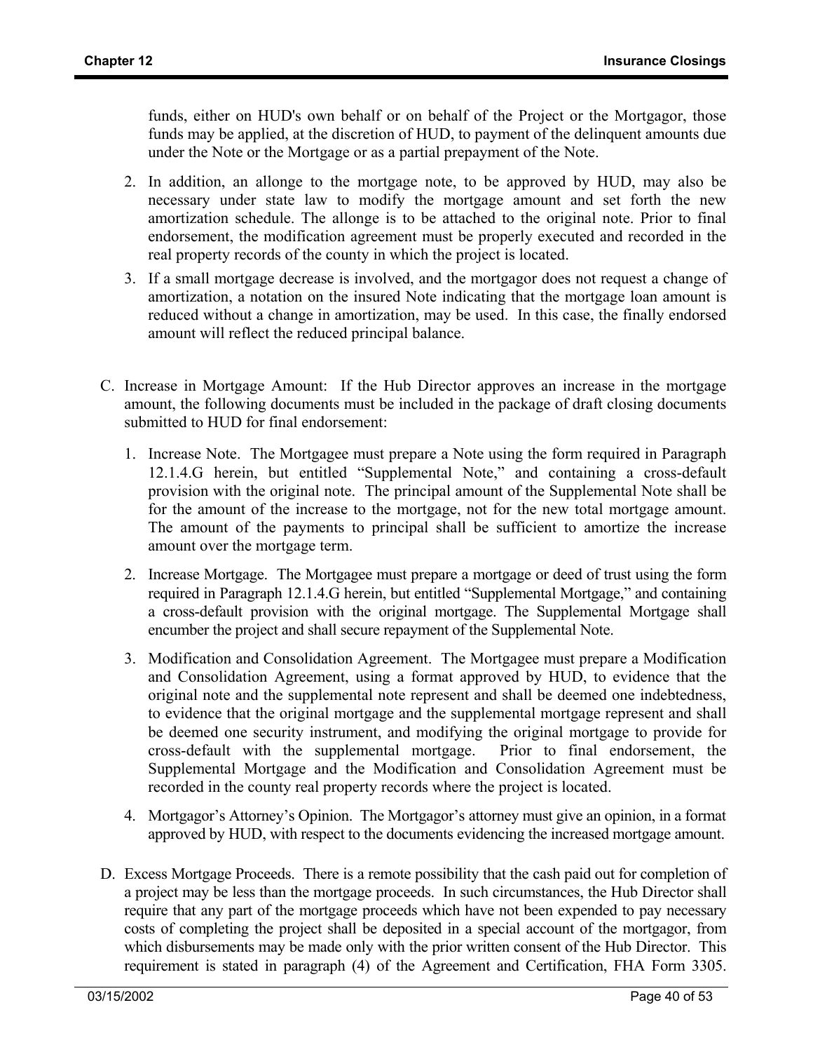funds, either on HUD's own behalf or on behalf of the Project or the Mortgagor, those funds may be applied, at the discretion of HUD, to payment of the delinquent amounts due under the Note or the Mortgage or as a partial prepayment of the Note.

2. In addition, an allonge to the mortgage note, to be approved by HUD, may also be necessary under state law to modify the mortgage amount and set forth the new amortization schedule. The allonge is to be attached to the original note. Prior to final endorsement, the modification agreement must be properly executed and recorded in the real property records of the county in which the project is located.

3. If a small mortgage decrease is involved, and the mortgagor does not request a change of amortization, a notation on the insured Note indicating that the mortgage loan amount is reduced without a change in amortization, may be used. In this case, the finally endorsed amount will reflect the reduced principal balance.

C. Increase in Mortgage Amount: If the Hub Director approves an increase in the mortgage amount, the following documents must be included in the package of draft closing documents submitted to HUD for final endorsement:

1. Increase Note. The Mortgagee must prepare a Note using the form required in Paragraph 12.1.4.G herein, but entitled "Supplemental Note," and containing a cross-default provision with the original note. The principal amount of the Supplemental Note shall be for the amount of the increase to the mortgage, not for the new total mortgage amount. The amount of the payments to principal shall be sufficient to amortize the increase amount over the mortgage term.

2. Increase Mortgage. The Mortgagee must prepare a mortgage or deed of trust using the form required in Paragraph 12.1.4.G herein, but entitled "Supplemental Mortgage," and containing a cross-default provision with the original mortgage. The Supplemental Mortgage shall encumber the project and shall secure repayment of the Supplemental Note.

3. Modification and Consolidation Agreement. The Mortgagee must prepare a Modification and Consolidation Agreement, using a format approved by HUD, to evidence that the original note and the supplemental note represent and shall be deemed one indebtedness, to evidence that the original mortgage and the supplemental mortgage represent and shall be deemed one security instrument, and modifying the original mortgage to provide for cross-default with the supplemental mortgage. Prior to final endorsement, the Supplemental Mortgage and the Modification and Consolidation Agreement must be recorded in the county real property records where the project is located.

4. Mortgagor's Attorney's Opinion. The Mortgagor's attorney must give an opinion, in a format approved by HUD, with respect to the documents evidencing the increased mortgage amount.

D. Excess Mortgage Proceeds. There is a remote possibility that the cash paid out for completion of a project may be less than the mortgage proceeds. In such circumstances, the Hub Director shall require that any part of the mortgage proceeds which have not been expended to pay necessary costs of completing the project shall be deposited in a special account of the mortgagor, from which disbursements may be made only with the prior written consent of the Hub Director. This requirement is stated in paragraph (4) of the Agreement and Certification, FHA Form 3305.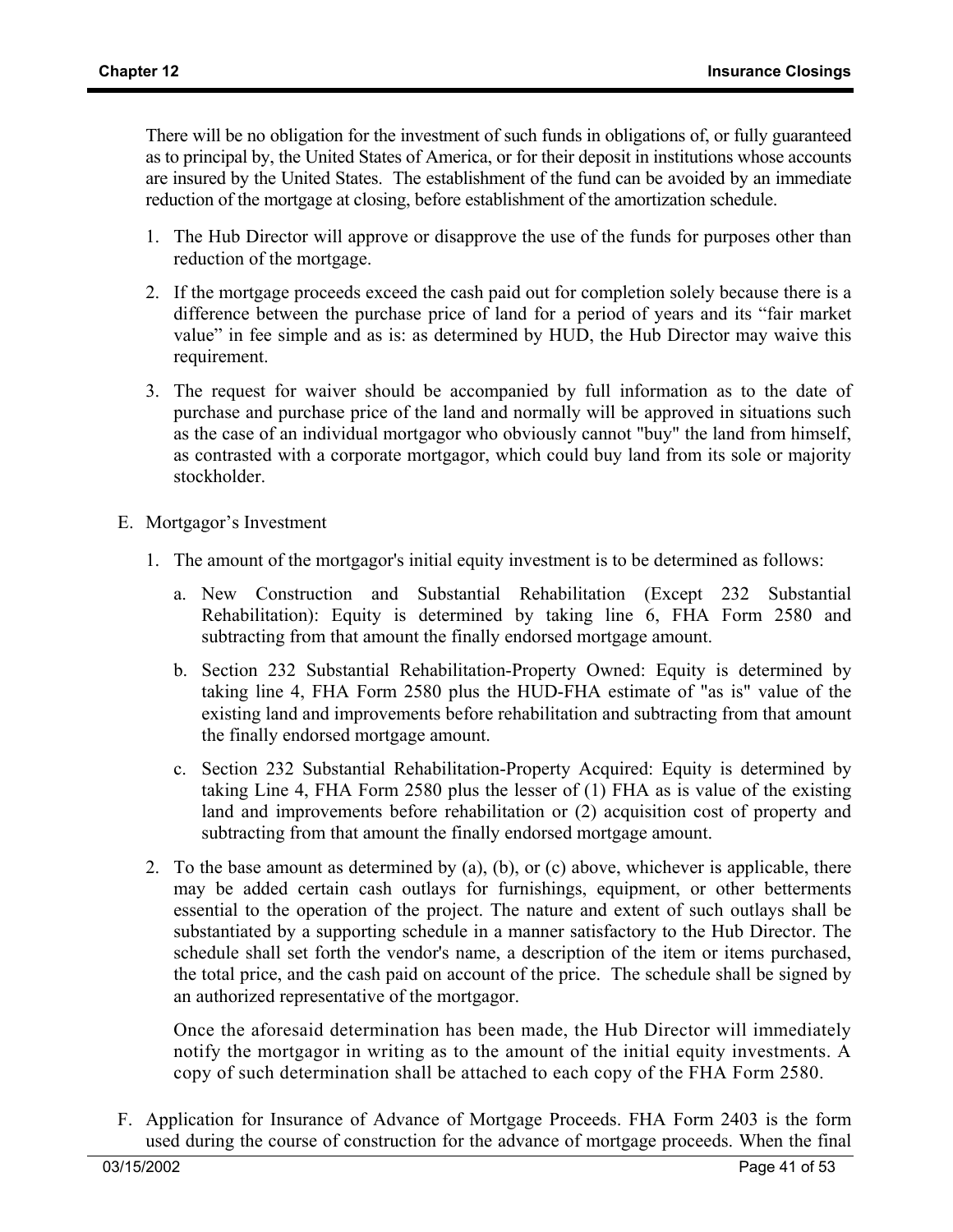There will be no obligation for the investment of such funds in obligations of, or fully guaranteed as to principal by, the United States of America, or for their deposit in institutions whose accounts are insured by the United States. The establishment of the fund can be avoided by an immediate reduction of the mortgage at closing, before establishment of the amortization schedule.

1. The Hub Director will approve or disapprove the use of the funds for purposes other than reduction of the mortgage.
2. If the mortgage proceeds exceed the cash paid out for completion solely because there is a difference between the purchase price of land for a period of years and its "fair market value" in fee simple and as is: as determined by HUD, the Hub Director may waive this requirement.
3. The request for waiver should be accompanied by full information as to the date of purchase and purchase price of the land and normally will be approved in situations such as the case of an individual mortgagor who obviously cannot "buy" the land from himself, as contrasted with a corporate mortgagor, which could buy land from its sole or majority stockholder.

E. Mortgagor's Investment

1. The amount of the mortgagor's initial equity investment is to be determined as follows:
   a. New Construction and Substantial Rehabilitation (Except 232 Substantial Rehabilitation): Equity is determined by taking line 6, FHA Form 2580 and subtracting from that amount the finally endorsed mortgage amount.
   b. Section 232 Substantial Rehabilitation-Property Owned: Equity is determined by taking line 4, FHA Form 2580 plus the HUD-FHA estimate of "as is" value of the existing land and improvements before rehabilitation and subtracting from that amount the finally endorsed mortgage amount.
   c. Section 232 Substantial Rehabilitation-Property Acquired: Equity is determined by taking Line 4, FHA Form 2580 plus the lesser of (1) FHA as is value of the existing land and improvements before rehabilitation or (2) acquisition cost of property and subtracting from that amount the finally endorsed mortgage amount.
2. To the base amount as determined by (a), (b), or (c) above, whichever is applicable, there may be added certain cash outlays for furnishings, equipment, or other betterments essential to the operation of the project. The nature and extent of such outlays shall be substantiated by a supporting schedule in a manner satisfactory to the Hub Director. The schedule shall set forth the vendor's name, a description of the item or items purchased, the total price, and the cash paid on account of the price. The schedule shall be signed by an authorized representative of the mortgagor.

   Once the aforesaid determination has been made, the Hub Director will immediately notify the mortgagor in writing as to the amount of the initial equity investments. A copy of such determination shall be attached to each copy of the FHA Form 2580.

F. Application for Insurance of Advance of Mortgage Proceeds. FHA Form 2403 is the form used during the course of construction for the advance of mortgage proceeds. When the final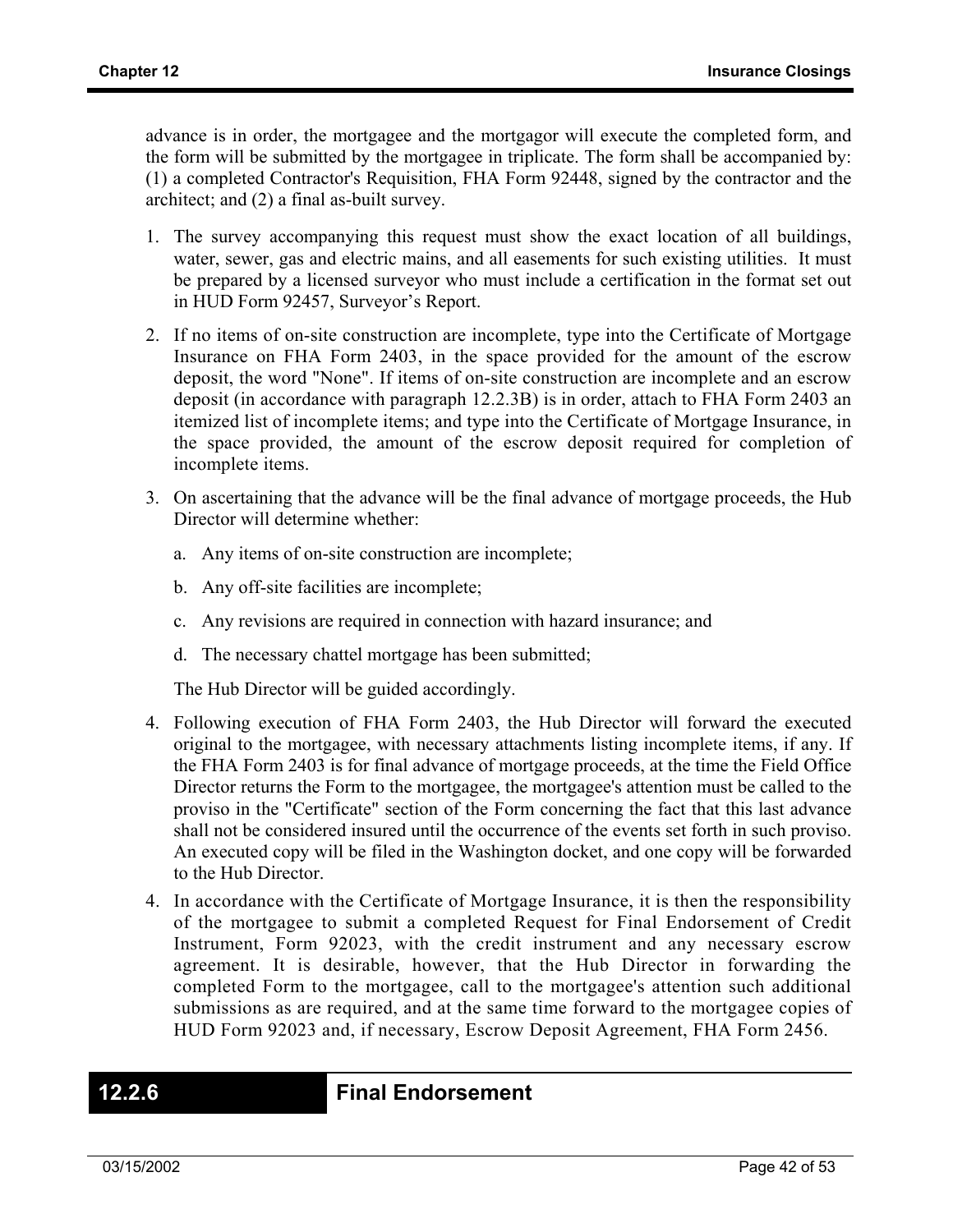advance is in order, the mortgagee and the mortgagor will execute the completed form, and the form will be submitted by the mortgagee in triplicate. The form shall be accompanied by: (1) a completed Contractor's Requisition, FHA Form 92448, signed by the contractor and the architect; and (2) a final as-built survey.

1. The survey accompanying this request must show the exact location of all buildings, water, sewer, gas and electric mains, and all easements for such existing utilities. It must be prepared by a licensed surveyor who must include a certification in the format set out in HUD Form 92457, Surveyor's Report.

2. If no items of on-site construction are incomplete, type into the Certificate of Mortgage Insurance on FHA Form 2403, in the space provided for the amount of the escrow deposit, the word "None". If items of on-site construction are incomplete and an escrow deposit (in accordance with paragraph 12.2.3B) is in order, attach to FHA Form 2403 an itemized list of incomplete items; and type into the Certificate of Mortgage Insurance, in the space provided, the amount of the escrow deposit required for completion of incomplete items.

3. On ascertaining that the advance will be the final advance of mortgage proceeds, the Hub Director will determine whether:

   a. Any items of on-site construction are incomplete;

   b. Any off-site facilities are incomplete;

   c. Any revisions are required in connection with hazard insurance; and

   d. The necessary chattel mortgage has been submitted;

   The Hub Director will be guided accordingly.

4. Following execution of FHA Form 2403, the Hub Director will forward the executed original to the mortgagee, with necessary attachments listing incomplete items, if any. If the FHA Form 2403 is for final advance of mortgage proceeds, at the time the Field Office Director returns the Form to the mortgagee, the mortgagee's attention must be called to the proviso in the "Certificate" section of the Form concerning the fact that this last advance shall not be considered insured until the occurrence of the events set forth in such proviso. An executed copy will be filed in the Washington docket, and one copy will be forwarded to the Hub Director.

4. In accordance with the Certificate of Mortgage Insurance, it is then the responsibility of the mortgagee to submit a completed Request for Final Endorsement of Credit Instrument, Form 92023, with the credit instrument and any necessary escrow agreement. It is desirable, however, that the Hub Director in forwarding the completed Form to the mortgagee, call to the mortgagee's attention such additional submissions as are required, and at the same time forward to the mortgagee copies of HUD Form 92023 and, if necessary, Escrow Deposit Agreement, FHA Form 2456.

## 12.2.6 Final Endorsement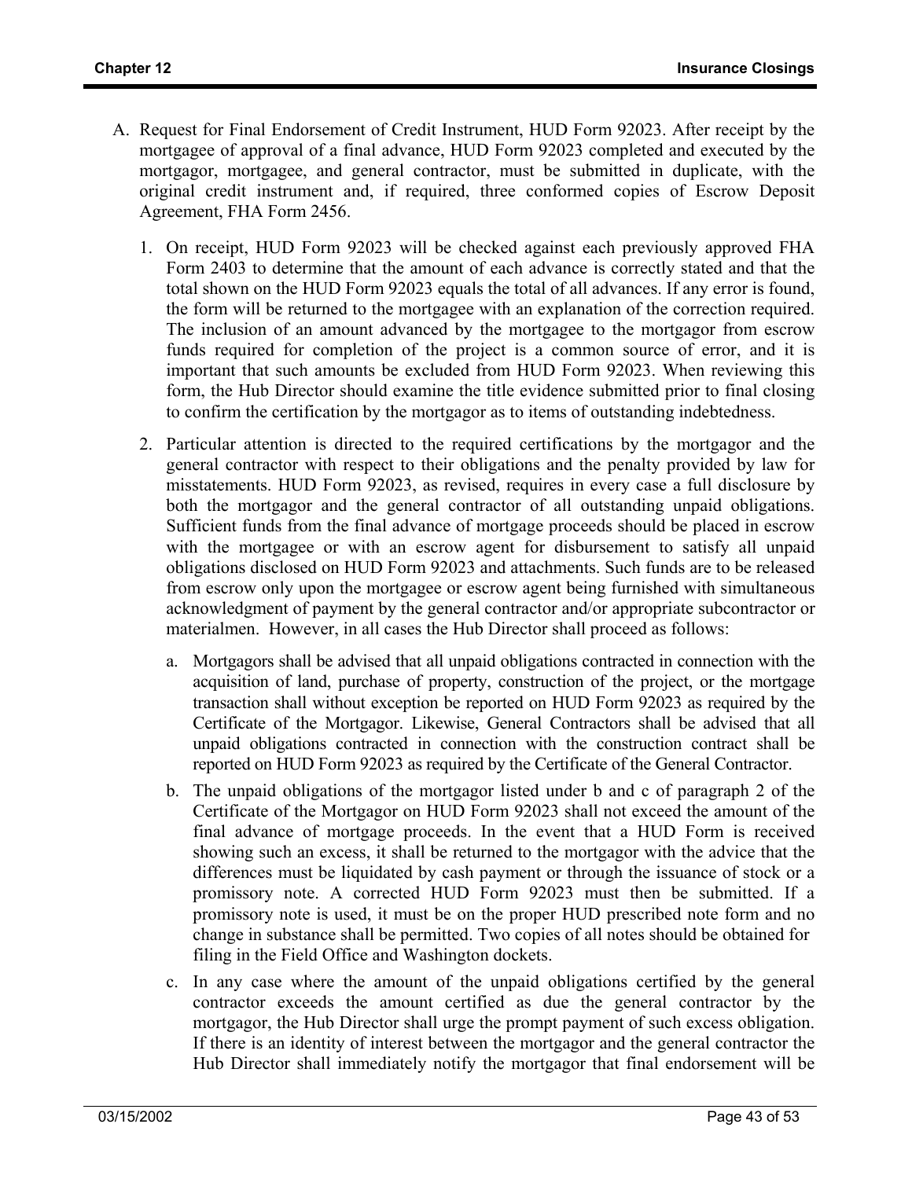A. Request for Final Endorsement of Credit Instrument, HUD Form 92023. After receipt by the mortgagee of approval of a final advance, HUD Form 92023 completed and executed by the mortgagor, mortgagee, and general contractor, must be submitted in duplicate, with the original credit instrument and, if required, three conformed copies of Escrow Deposit Agreement, FHA Form 2456.

   1. On receipt, HUD Form 92023 will be checked against each previously approved FHA Form 2403 to determine that the amount of each advance is correctly stated and that the total shown on the HUD Form 92023 equals the total of all advances. If any error is found, the form will be returned to the mortgagee with an explanation of the correction required. The inclusion of an amount advanced by the mortgagee to the mortgagor from escrow funds required for completion of the project is a common source of error, and it is important that such amounts be excluded from HUD Form 92023. When reviewing this form, the Hub Director should examine the title evidence submitted prior to final closing to confirm the certification by the mortgagor as to items of outstanding indebtedness.

   2. Particular attention is directed to the required certifications by the mortgagor and the general contractor with respect to their obligations and the penalty provided by law for misstatements. HUD Form 92023, as revised, requires in every case a full disclosure by both the mortgagor and the general contractor of all outstanding unpaid obligations. Sufficient funds from the final advance of mortgage proceeds should be placed in escrow with the mortgagee or with an escrow agent for disbursement to satisfy all unpaid obligations disclosed on HUD Form 92023 and attachments. Such funds are to be released from escrow only upon the mortgagee or escrow agent being furnished with simultaneous acknowledgment of payment by the general contractor and/or appropriate subcontractor or materialmen. However, in all cases the Hub Director shall proceed as follows:

      a. Mortgagors shall be advised that all unpaid obligations contracted in connection with the acquisition of land, purchase of property, construction of the project, or the mortgage transaction shall without exception be reported on HUD Form 92023 as required by the Certificate of the Mortgagor. Likewise, General Contractors shall be advised that all unpaid obligations contracted in connection with the construction contract shall be reported on HUD Form 92023 as required by the Certificate of the General Contractor.

      b. The unpaid obligations of the mortgagor listed under b and c of paragraph 2 of the Certificate of the Mortgagor on HUD Form 92023 shall not exceed the amount of the final advance of mortgage proceeds. In the event that a HUD Form is received showing such an excess, it shall be returned to the mortgagor with the advice that the differences must be liquidated by cash payment or through the issuance of stock or a promissory note. A corrected HUD Form 92023 must then be submitted. If a promissory note is used, it must be on the proper HUD prescribed note form and no change in substance shall be permitted. Two copies of all notes should be obtained for filing in the Field Office and Washington dockets.

      c. In any case where the amount of the unpaid obligations certified by the general contractor exceeds the amount certified as due the general contractor by the mortgagor, the Hub Director shall urge the prompt payment of such excess obligation. If there is an identity of interest between the mortgagor and the general contractor the Hub Director shall immediately notify the mortgagor that final endorsement will be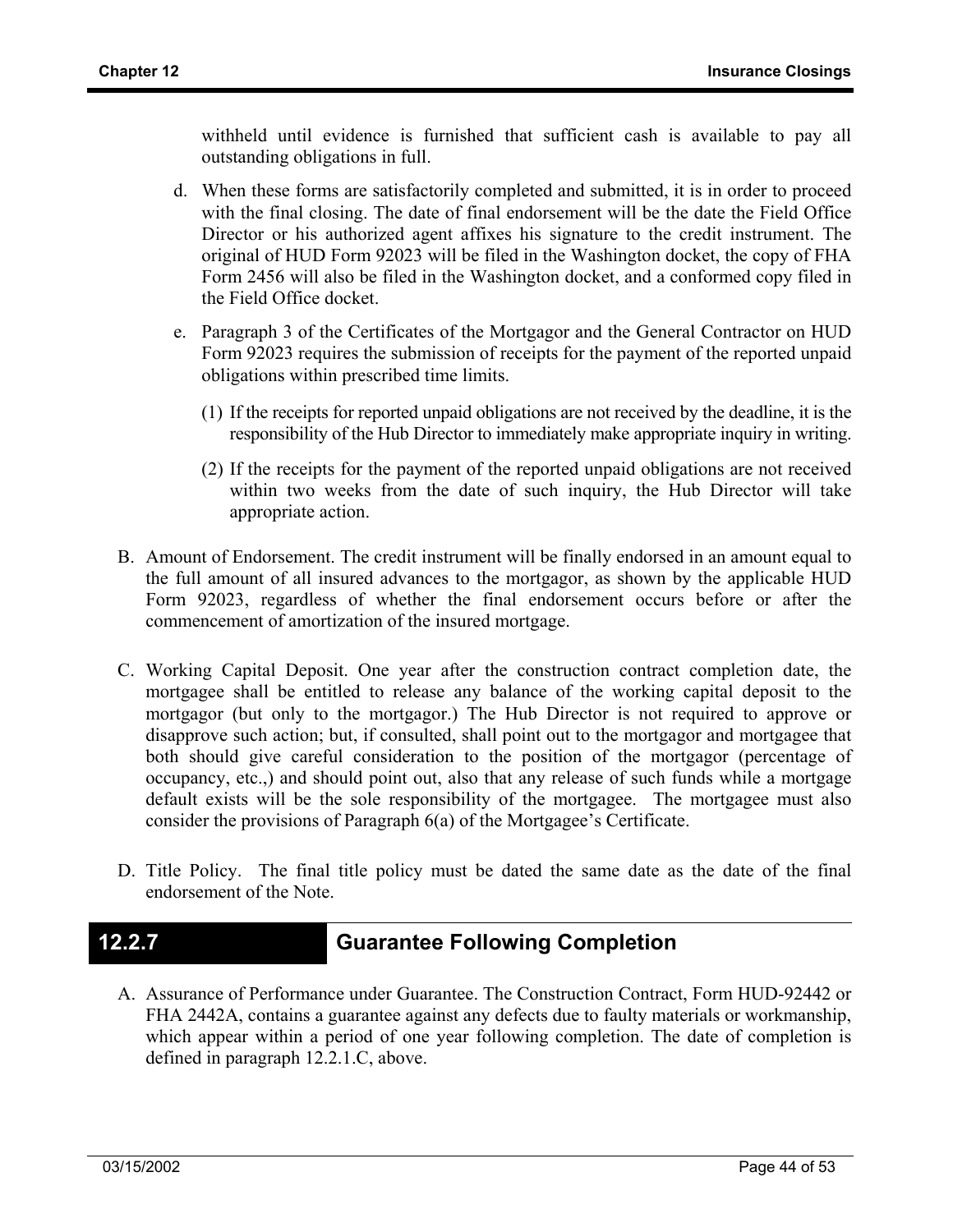withheld until evidence is furnished that sufficient cash is available to pay all outstanding obligations in full.

d. When these forms are satisfactorily completed and submitted, it is in order to proceed with the final closing. The date of final endorsement will be the date the Field Office Director or his authorized agent affixes his signature to the credit instrument. The original of HUD Form 92023 will be filed in the Washington docket, the copy of FHA Form 2456 will also be filed in the Washington docket, and a conformed copy filed in the Field Office docket.

e. Paragraph 3 of the Certificates of the Mortgagor and the General Contractor on HUD Form 92023 requires the submission of receipts for the payment of the reported unpaid obligations within prescribed time limits.

   (1) If the receipts for reported unpaid obligations are not received by the deadline, it is the responsibility of the Hub Director to immediately make appropriate inquiry in writing.

   (2) If the receipts for the payment of the reported unpaid obligations are not received within two weeks from the date of such inquiry, the Hub Director will take appropriate action.

B. Amount of Endorsement. The credit instrument will be finally endorsed in an amount equal to the full amount of all insured advances to the mortgagor, as shown by the applicable HUD Form 92023, regardless of whether the final endorsement occurs before or after the commencement of amortization of the insured mortgage.

C. Working Capital Deposit. One year after the construction contract completion date, the mortgagee shall be entitled to release any balance of the working capital deposit to the mortgagor (but only to the mortgagor.) The Hub Director is not required to approve or disapprove such action; but, if consulted, shall point out to the mortgagor and mortgagee that both should give careful consideration to the position of the mortgagor (percentage of occupancy, etc.,) and should point out, also that any release of such funds while a mortgage default exists will be the sole responsibility of the mortgagee. The mortgagee must also consider the provisions of Paragraph 6(a) of the Mortgagee's Certificate.

D. Title Policy. The final title policy must be dated the same date as the date of the final endorsement of the Note.

## 12.2.7 Guarantee Following Completion

A. Assurance of Performance under Guarantee. The Construction Contract, Form HUD-92442 or FHA 2442A, contains a guarantee against any defects due to faulty materials or workmanship, which appear within a period of one year following completion. The date of completion is defined in paragraph 12.2.1.C, above.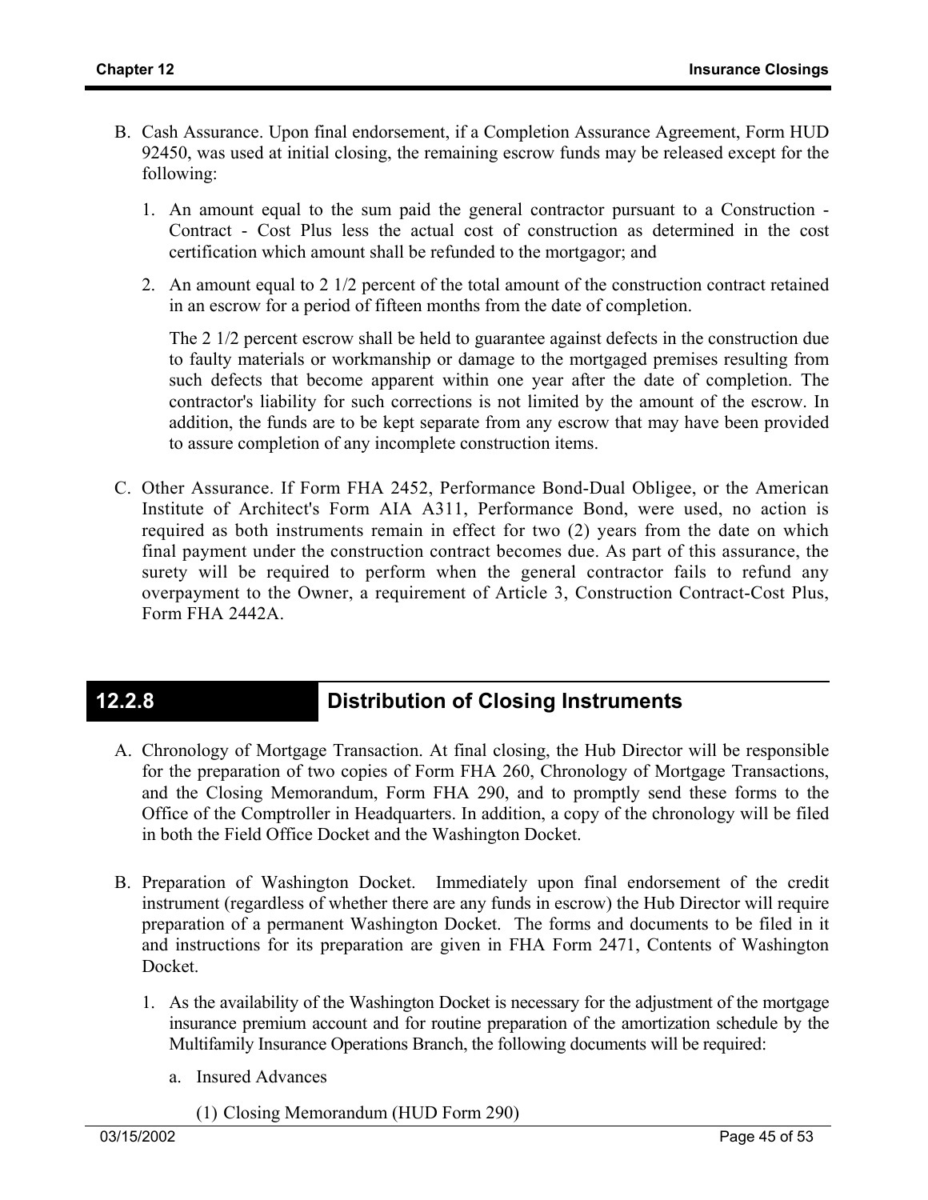B. Cash Assurance. Upon final endorsement, if a Completion Assurance Agreement, Form HUD 92450, was used at initial closing, the remaining escrow funds may be released except for the following:

1. An amount equal to the sum paid the general contractor pursuant to a Construction - Contract - Cost Plus less the actual cost of construction as determined in the cost certification which amount shall be refunded to the mortgagor; and

2. An amount equal to 2 1/2 percent of the total amount of the construction contract retained in an escrow for a period of fifteen months from the date of completion.

   The 2 1/2 percent escrow shall be held to guarantee against defects in the construction due to faulty materials or workmanship or damage to the mortgaged premises resulting from such defects that become apparent within one year after the date of completion. The contractor's liability for such corrections is not limited by the amount of the escrow. In addition, the funds are to be kept separate from any escrow that may have been provided to assure completion of any incomplete construction items.

C. Other Assurance. If Form FHA 2452, Performance Bond-Dual Obligee, or the American Institute of Architect's Form AIA A311, Performance Bond, were used, no action is required as both instruments remain in effect for two (2) years from the date on which final payment under the construction contract becomes due. As part of this assurance, the surety will be required to perform when the general contractor fails to refund any overpayment to the Owner, a requirement of Article 3, Construction Contract-Cost Plus, Form FHA 2442A.

## 12.2.8 Distribution of Closing Instruments

A. Chronology of Mortgage Transaction. At final closing, the Hub Director will be responsible for the preparation of two copies of Form FHA 260, Chronology of Mortgage Transactions, and the Closing Memorandum, Form FHA 290, and to promptly send these forms to the Office of the Comptroller in Headquarters. In addition, a copy of the chronology will be filed in both the Field Office Docket and the Washington Docket.

B. Preparation of Washington Docket. Immediately upon final endorsement of the credit instrument (regardless of whether there are any funds in escrow) the Hub Director will require preparation of a permanent Washington Docket. The forms and documents to be filed in it and instructions for its preparation are given in FHA Form 2471, Contents of Washington Docket.

1. As the availability of the Washington Docket is necessary for the adjustment of the mortgage insurance premium account and for routine preparation of the amortization schedule by the Multifamily Insurance Operations Branch, the following documents will be required:

   a. Insured Advances

      (1) Closing Memorandum (HUD Form 290)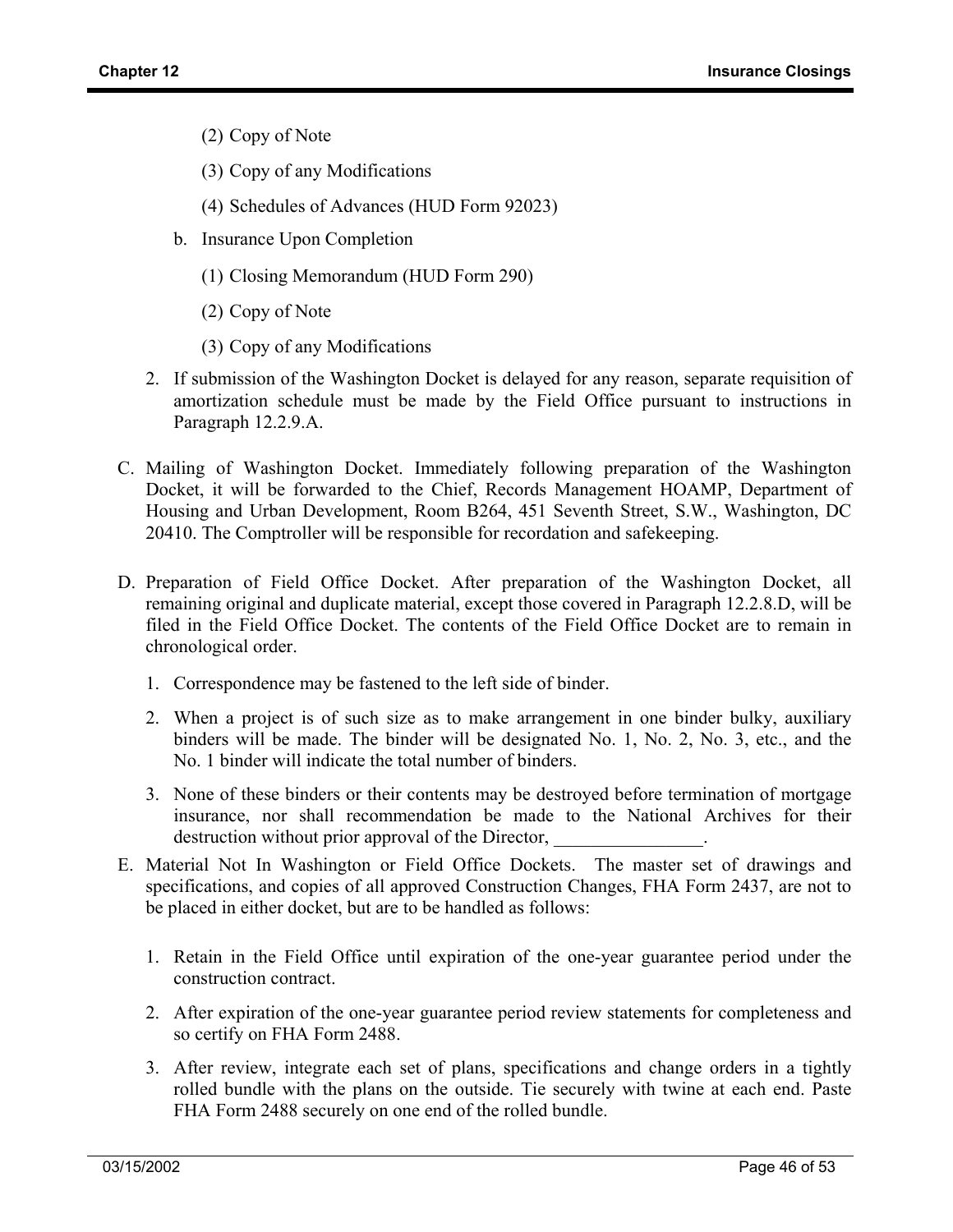(2) Copy of Note

   (3) Copy of any Modifications

   (4) Schedules of Advances (HUD Form 92023)

   b. Insurance Upon Completion

   (1) Closing Memorandum (HUD Form 290)

   (2) Copy of Note

   (3) Copy of any Modifications

2. If submission of the Washington Docket is delayed for any reason, separate requisition of amortization schedule must be made by the Field Office pursuant to instructions in Paragraph 12.2.9.A.

C. Mailing of Washington Docket. Immediately following preparation of the Washington Docket, it will be forwarded to the Chief, Records Management HOAMP, Department of Housing and Urban Development, Room B264, 451 Seventh Street, S.W., Washington, DC 20410. The Comptroller will be responsible for recordation and safekeeping.

D. Preparation of Field Office Docket. After preparation of the Washington Docket, all remaining original and duplicate material, except those covered in Paragraph 12.2.8.D, will be filed in the Field Office Docket. The contents of the Field Office Docket are to remain in chronological order.

1. Correspondence may be fastened to the left side of binder.

2. When a project is of such size as to make arrangement in one binder bulky, auxiliary binders will be made. The binder will be designated No. 1, No. 2, No. 3, etc., and the No. 1 binder will indicate the total number of binders.

3. None of these binders or their contents may be destroyed before termination of mortgage insurance, nor shall recommendation be made to the National Archives for their destruction without prior approval of the Director, ________________.

E. Material Not In Washington or Field Office Dockets. The master set of drawings and specifications, and copies of all approved Construction Changes, FHA Form 2437, are not to be placed in either docket, but are to be handled as follows:

1. Retain in the Field Office until expiration of the one-year guarantee period under the construction contract.

2. After expiration of the one-year guarantee period review statements for completeness and so certify on FHA Form 2488.

3. After review, integrate each set of plans, specifications and change orders in a tightly rolled bundle with the plans on the outside. Tie securely with twine at each end. Paste FHA Form 2488 securely on one end of the rolled bundle.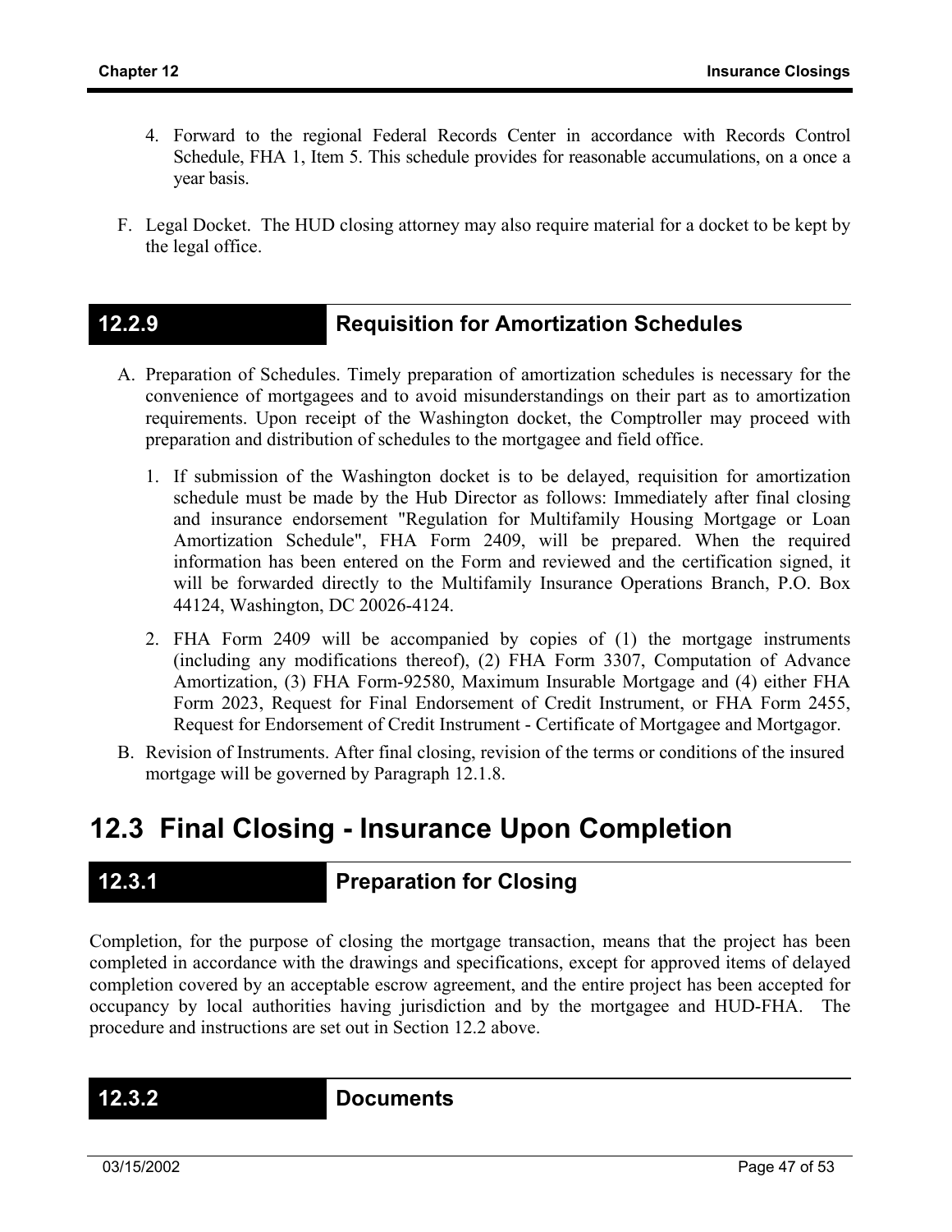4. Forward to the regional Federal Records Center in accordance with Records Control Schedule, FHA 1, Item 5. This schedule provides for reasonable accumulations, on a once a year basis.

F. Legal Docket. The HUD closing attorney may also require material for a docket to be kept by the legal office.

### 12.2.9 Requisition for Amortization Schedules

A. Preparation of Schedules. Timely preparation of amortization schedules is necessary for the convenience of mortgagees and to avoid misunderstandings on their part as to amortization requirements. Upon receipt of the Washington docket, the Comptroller may proceed with preparation and distribution of schedules to the mortgagee and field office.

   1. If submission of the Washington docket is to be delayed, requisition for amortization schedule must be made by the Hub Director as follows: Immediately after final closing and insurance endorsement "Regulation for Multifamily Housing Mortgage or Loan Amortization Schedule", FHA Form 2409, will be prepared. When the required information has been entered on the Form and reviewed and the certification signed, it will be forwarded directly to the Multifamily Insurance Operations Branch, P.O. Box 44124, Washington, DC 20026-4124.

   2. FHA Form 2409 will be accompanied by copies of (1) the mortgage instruments (including any modifications thereof), (2) FHA Form 3307, Computation of Advance Amortization, (3) FHA Form-92580, Maximum Insurable Mortgage and (4) either FHA Form 2023, Request for Final Endorsement of Credit Instrument, or FHA Form 2455, Request for Endorsement of Credit Instrument - Certificate of Mortgagee and Mortgagor.

B. Revision of Instruments. After final closing, revision of the terms or conditions of the insured mortgage will be governed by Paragraph 12.1.8.

## 12.3 Final Closing - Insurance Upon Completion

### 12.3.1 Preparation for Closing

Completion, for the purpose of closing the mortgage transaction, means that the project has been completed in accordance with the drawings and specifications, except for approved items of delayed completion covered by an acceptable escrow agreement, and the entire project has been accepted for occupancy by local authorities having jurisdiction and by the mortgagee and HUD-FHA. The procedure and instructions are set out in Section 12.2 above.

### 12.3.2 Documents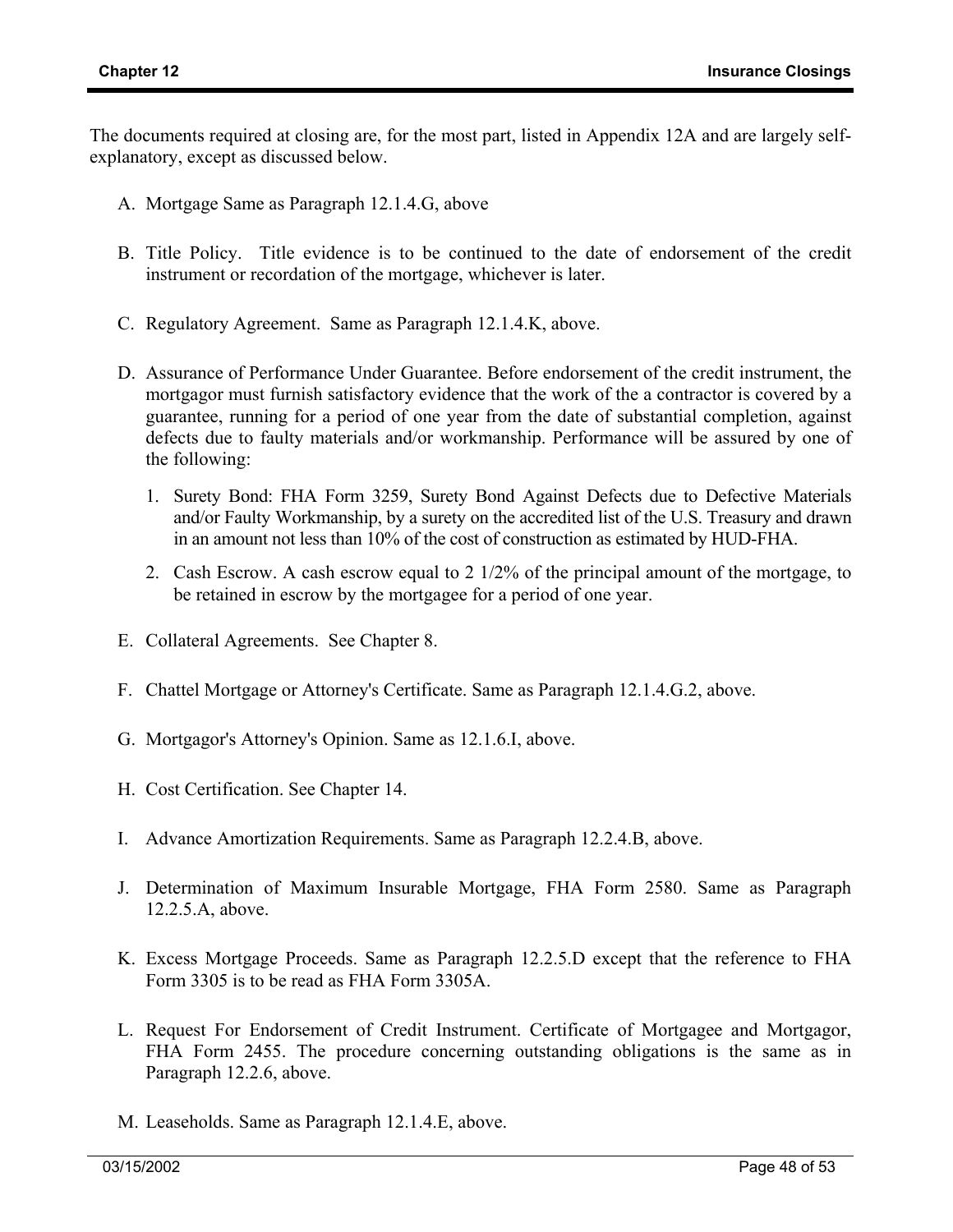The documents required at closing are, for the most part, listed in Appendix 12A and are largely self-explanatory, except as discussed below.

A. Mortgage Same as Paragraph 12.1.4.G, above

B. Title Policy. Title evidence is to be continued to the date of endorsement of the credit instrument or recordation of the mortgage, whichever is later.

C. Regulatory Agreement. Same as Paragraph 12.1.4.K, above.

D. Assurance of Performance Under Guarantee. Before endorsement of the credit instrument, the mortgagor must furnish satisfactory evidence that the work of the a contractor is covered by a guarantee, running for a period of one year from the date of substantial completion, against defects due to faulty materials and/or workmanship. Performance will be assured by one of the following:

   1. Surety Bond: FHA Form 3259, Surety Bond Against Defects due to Defective Materials and/or Faulty Workmanship, by a surety on the accredited list of the U.S. Treasury and drawn in an amount not less than 10% of the cost of construction as estimated by HUD-FHA.

   2. Cash Escrow. A cash escrow equal to 2 1/2% of the principal amount of the mortgage, to be retained in escrow by the mortgagee for a period of one year.

E. Collateral Agreements. See Chapter 8.

F. Chattel Mortgage or Attorney's Certificate. Same as Paragraph 12.1.4.G.2, above.

G. Mortgagor's Attorney's Opinion. Same as 12.1.6.I, above.

H. Cost Certification. See Chapter 14.

I. Advance Amortization Requirements. Same as Paragraph 12.2.4.B, above.

J. Determination of Maximum Insurable Mortgage, FHA Form 2580. Same as Paragraph 12.2.5.A, above.

K. Excess Mortgage Proceeds. Same as Paragraph 12.2.5.D except that the reference to FHA Form 3305 is to be read as FHA Form 3305A.

L. Request For Endorsement of Credit Instrument. Certificate of Mortgagee and Mortgagor, FHA Form 2455. The procedure concerning outstanding obligations is the same as in Paragraph 12.2.6, above.

M. Leaseholds. Same as Paragraph 12.1.4.E, above.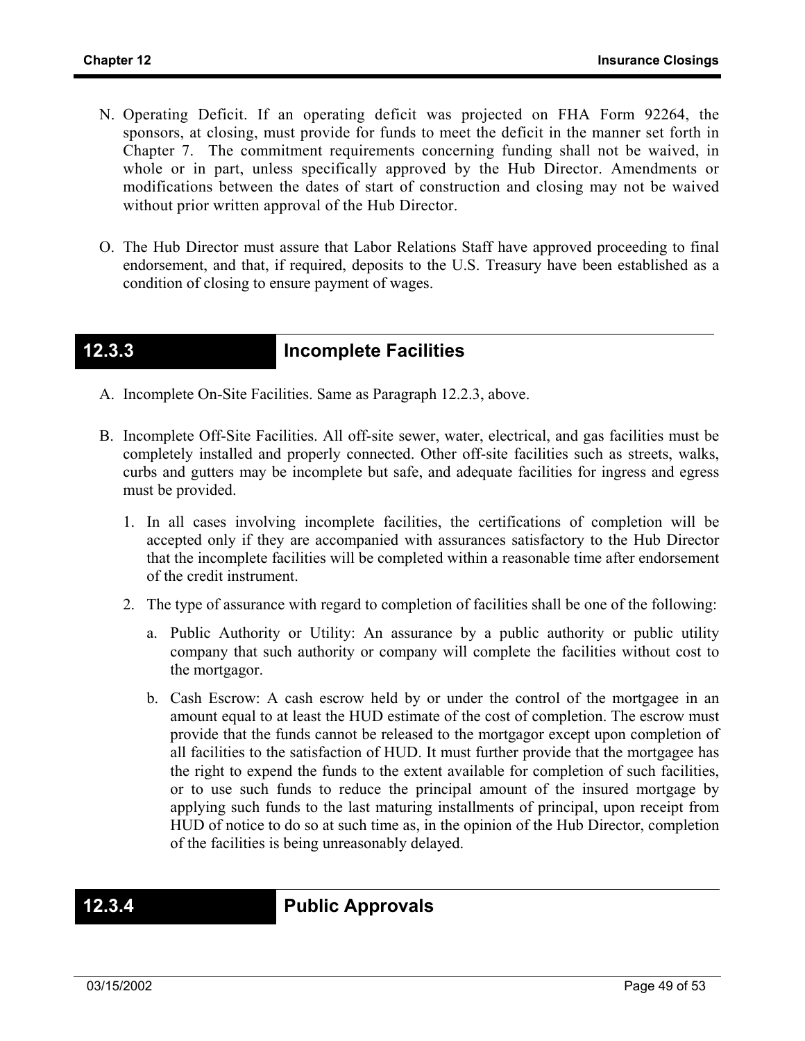N. Operating Deficit. If an operating deficit was projected on FHA Form 92264, the sponsors, at closing, must provide for funds to meet the deficit in the manner set forth in Chapter 7. The commitment requirements concerning funding shall not be waived, in whole or in part, unless specifically approved by the Hub Director. Amendments or modifications between the dates of start of construction and closing may not be waived without prior written approval of the Hub Director.

O. The Hub Director must assure that Labor Relations Staff have approved proceeding to final endorsement, and that, if required, deposits to the U.S. Treasury have been established as a condition of closing to ensure payment of wages.

## 12.3.3 Incomplete Facilities

A. Incomplete On-Site Facilities. Same as Paragraph 12.2.3, above.

B. Incomplete Off-Site Facilities. All off-site sewer, water, electrical, and gas facilities must be completely installed and properly connected. Other off-site facilities such as streets, walks, curbs and gutters may be incomplete but safe, and adequate facilities for ingress and egress must be provided.

1. In all cases involving incomplete facilities, the certifications of completion will be accepted only if they are accompanied with assurances satisfactory to the Hub Director that the incomplete facilities will be completed within a reasonable time after endorsement of the credit instrument.

2. The type of assurance with regard to completion of facilities shall be one of the following:

   a. Public Authority or Utility: An assurance by a public authority or public utility company that such authority or company will complete the facilities without cost to the mortgagor.

   b. Cash Escrow: A cash escrow held by or under the control of the mortgagee in an amount equal to at least the HUD estimate of the cost of completion. The escrow must provide that the funds cannot be released to the mortgagor except upon completion of all facilities to the satisfaction of HUD. It must further provide that the mortgagee has the right to expend the funds to the extent available for completion of such facilities, or to use such funds to reduce the principal amount of the insured mortgage by applying such funds to the last maturing installments of principal, upon receipt from HUD of notice to do so at such time as, in the opinion of the Hub Director, completion of the facilities is being unreasonably delayed.

## 12.3.4 Public Approvals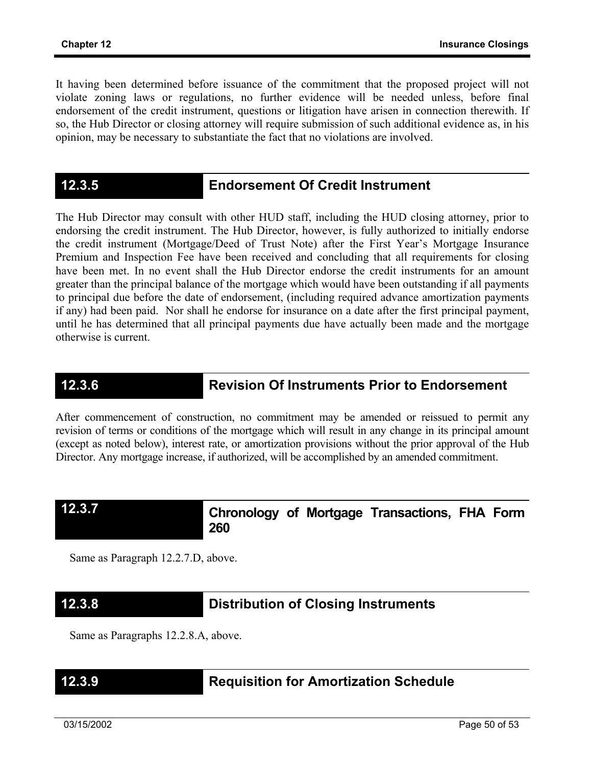It having been determined before issuance of the commitment that the proposed project will not violate zoning laws or regulations, no further evidence will be needed unless, before final endorsement of the credit instrument, questions or litigation have arisen in connection therewith. If so, the Hub Director or closing attorney will require submission of such additional evidence as, in his opinion, may be necessary to substantiate the fact that no violations are involved.

## 12.3.5 Endorsement Of Credit Instrument

The Hub Director may consult with other HUD staff, including the HUD closing attorney, prior to endorsing the credit instrument. The Hub Director, however, is fully authorized to initially endorse the credit instrument (Mortgage/Deed of Trust Note) after the First Year's Mortgage Insurance Premium and Inspection Fee have been received and concluding that all requirements for closing have been met. In no event shall the Hub Director endorse the credit instruments for an amount greater than the principal balance of the mortgage which would have been outstanding if all payments to principal due before the date of endorsement, (including required advance amortization payments if any) had been paid. Nor shall he endorse for insurance on a date after the first principal payment, until he has determined that all principal payments due have actually been made and the mortgage otherwise is current.

## 12.3.6 Revision Of Instruments Prior to Endorsement

After commencement of construction, no commitment may be amended or reissued to permit any revision of terms or conditions of the mortgage which will result in any change in its principal amount (except as noted below), interest rate, or amortization provisions without the prior approval of the Hub Director. Any mortgage increase, if authorized, will be accomplished by an amended commitment.

## 12.3.7 Chronology of Mortgage Transactions, FHA Form 260

Same as Paragraph 12.2.7.D, above.

## 12.3.8 Distribution of Closing Instruments

Same as Paragraphs 12.2.8.A, above.

## 12.3.9 Requisition for Amortization Schedule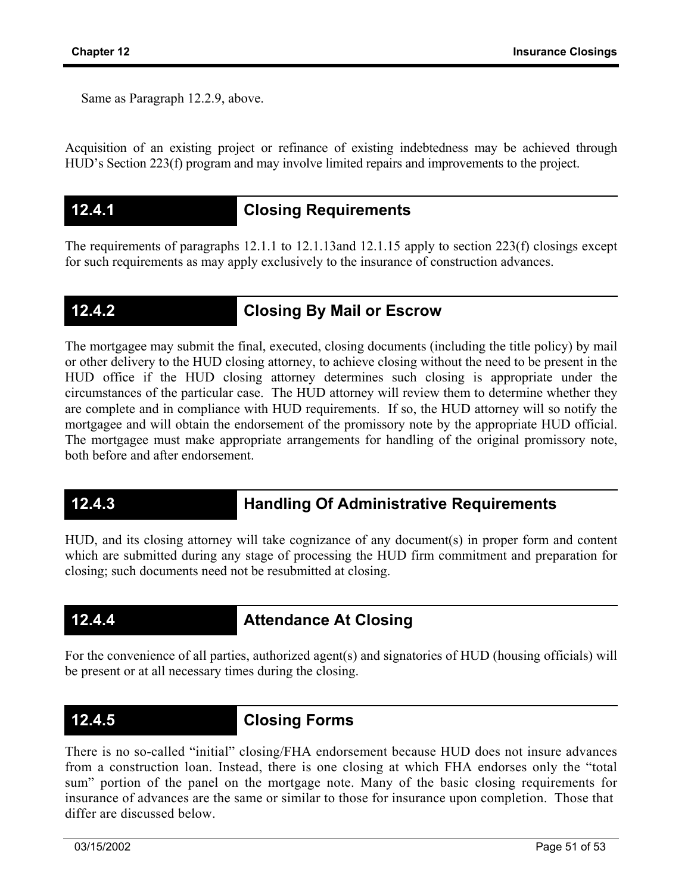Same as Paragraph 12.2.9, above.

Acquisition of an existing project or refinance of existing indebtedness may be achieved through HUD's Section 223(f) program and may involve limited repairs and improvements to the project.

## 12.4.1 Closing Requirements

The requirements of paragraphs 12.1.1 to 12.1.13and 12.1.15 apply to section 223(f) closings except for such requirements as may apply exclusively to the insurance of construction advances.

## 12.4.2 Closing By Mail or Escrow

The mortgagee may submit the final, executed, closing documents (including the title policy) by mail or other delivery to the HUD closing attorney, to achieve closing without the need to be present in the HUD office if the HUD closing attorney determines such closing is appropriate under the circumstances of the particular case. The HUD attorney will review them to determine whether they are complete and in compliance with HUD requirements. If so, the HUD attorney will so notify the mortgagee and will obtain the endorsement of the promissory note by the appropriate HUD official. The mortgagee must make appropriate arrangements for handling of the original promissory note, both before and after endorsement.

## 12.4.3 Handling Of Administrative Requirements

HUD, and its closing attorney will take cognizance of any document(s) in proper form and content which are submitted during any stage of processing the HUD firm commitment and preparation for closing; such documents need not be resubmitted at closing.

## 12.4.4 Attendance At Closing

For the convenience of all parties, authorized agent(s) and signatories of HUD (housing officials) will be present or at all necessary times during the closing.

## 12.4.5 Closing Forms

There is no so-called "initial" closing/FHA endorsement because HUD does not insure advances from a construction loan. Instead, there is one closing at which FHA endorses only the "total sum" portion of the panel on the mortgage note. Many of the basic closing requirements for insurance of advances are the same or similar to those for insurance upon completion. Those that differ are discussed below.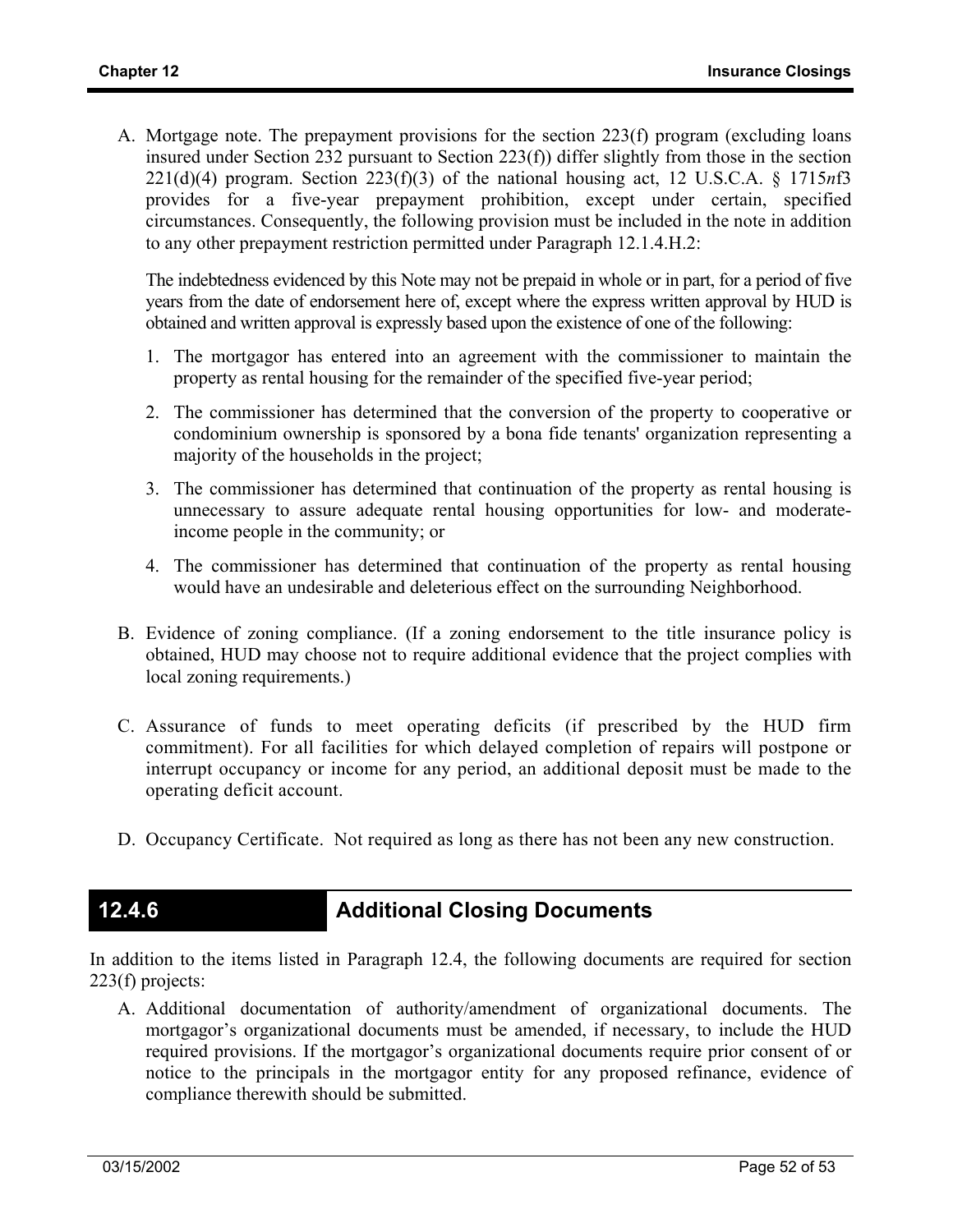A. Mortgage note. The prepayment provisions for the section 223(f) program (excluding loans insured under Section 232 pursuant to Section 223(f)) differ slightly from those in the section 221(d)(4) program. Section 223(f)(3) of the national housing act, 12 U.S.C.A. § 1715*n*f3 provides for a five-year prepayment prohibition, except under certain, specified circumstances. Consequently, the following provision must be included in the note in addition to any other prepayment restriction permitted under Paragraph 12.1.4.H.2:

   The indebtedness evidenced by this Note may not be prepaid in whole or in part, for a period of five years from the date of endorsement here of, except where the express written approval by HUD is obtained and written approval is expressly based upon the existence of one of the following:

   1. The mortgagor has entered into an agreement with the commissioner to maintain the property as rental housing for the remainder of the specified five-year period;
   2. The commissioner has determined that the conversion of the property to cooperative or condominium ownership is sponsored by a bona fide tenants' organization representing a majority of the households in the project;
   3. The commissioner has determined that continuation of the property as rental housing is unnecessary to assure adequate rental housing opportunities for low- and moderate-income people in the community; or
   4. The commissioner has determined that continuation of the property as rental housing would have an undesirable and deleterious effect on the surrounding Neighborhood.

B. Evidence of zoning compliance. (If a zoning endorsement to the title insurance policy is obtained, HUD may choose not to require additional evidence that the project complies with local zoning requirements.)

C. Assurance of funds to meet operating deficits (if prescribed by the HUD firm commitment). For all facilities for which delayed completion of repairs will postpone or interrupt occupancy or income for any period, an additional deposit must be made to the operating deficit account.

D. Occupancy Certificate. Not required as long as there has not been any new construction.

## 12.4.6 Additional Closing Documents

In addition to the items listed in Paragraph 12.4, the following documents are required for section 223(f) projects:

A. Additional documentation of authority/amendment of organizational documents. The mortgagor's organizational documents must be amended, if necessary, to include the HUD required provisions. If the mortgagor's organizational documents require prior consent of or notice to the principals in the mortgagor entity for any proposed refinance, evidence of compliance therewith should be submitted.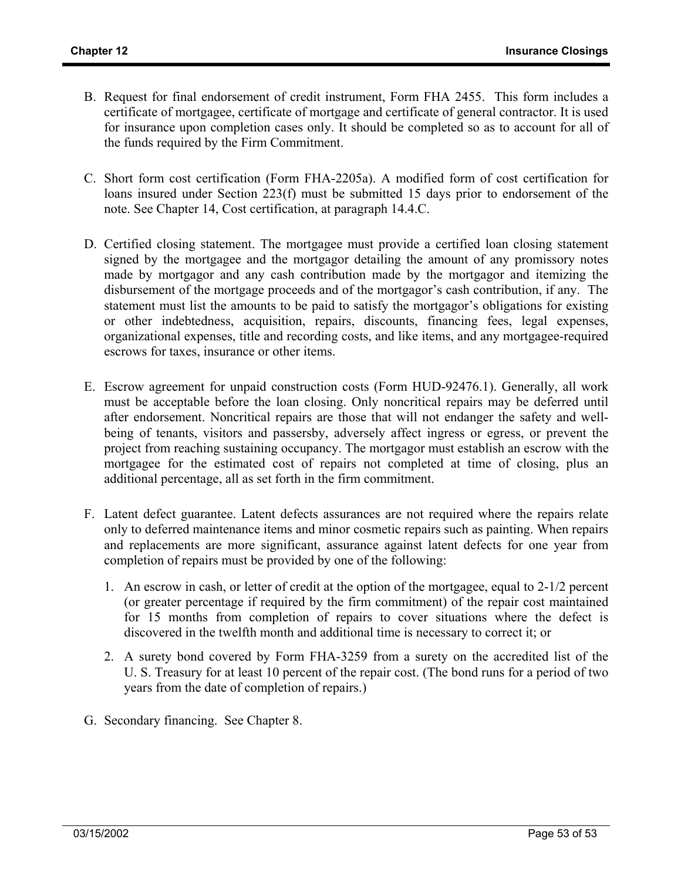B. Request for final endorsement of credit instrument, Form FHA 2455. This form includes a certificate of mortgagee, certificate of mortgage and certificate of general contractor. It is used for insurance upon completion cases only. It should be completed so as to account for all of the funds required by the Firm Commitment.

C. Short form cost certification (Form FHA-2205a). A modified form of cost certification for loans insured under Section 223(f) must be submitted 15 days prior to endorsement of the note. See Chapter 14, Cost certification, at paragraph 14.4.C.

D. Certified closing statement. The mortgagee must provide a certified loan closing statement signed by the mortgagee and the mortgagor detailing the amount of any promissory notes made by mortgagor and any cash contribution made by the mortgagor and itemizing the disbursement of the mortgage proceeds and of the mortgagor's cash contribution, if any. The statement must list the amounts to be paid to satisfy the mortgagor's obligations for existing or other indebtedness, acquisition, repairs, discounts, financing fees, legal expenses, organizational expenses, title and recording costs, and like items, and any mortgagee-required escrows for taxes, insurance or other items.

E. Escrow agreement for unpaid construction costs (Form HUD-92476.1). Generally, all work must be acceptable before the loan closing. Only noncritical repairs may be deferred until after endorsement. Noncritical repairs are those that will not endanger the safety and well-being of tenants, visitors and passersby, adversely affect ingress or egress, or prevent the project from reaching sustaining occupancy. The mortgagor must establish an escrow with the mortgagee for the estimated cost of repairs not completed at time of closing, plus an additional percentage, all as set forth in the firm commitment.

F. Latent defect guarantee. Latent defects assurances are not required where the repairs relate only to deferred maintenance items and minor cosmetic repairs such as painting. When repairs and replacements are more significant, assurance against latent defects for one year from completion of repairs must be provided by one of the following:

   1. An escrow in cash, or letter of credit at the option of the mortgagee, equal to 2-1/2 percent (or greater percentage if required by the firm commitment) of the repair cost maintained for 15 months from completion of repairs to cover situations where the defect is discovered in the twelfth month and additional time is necessary to correct it; or

   2. A surety bond covered by Form FHA-3259 from a surety on the accredited list of the U. S. Treasury for at least 10 percent of the repair cost. (The bond runs for a period of two years from the date of completion of repairs.)

G. Secondary financing. See Chapter 8.